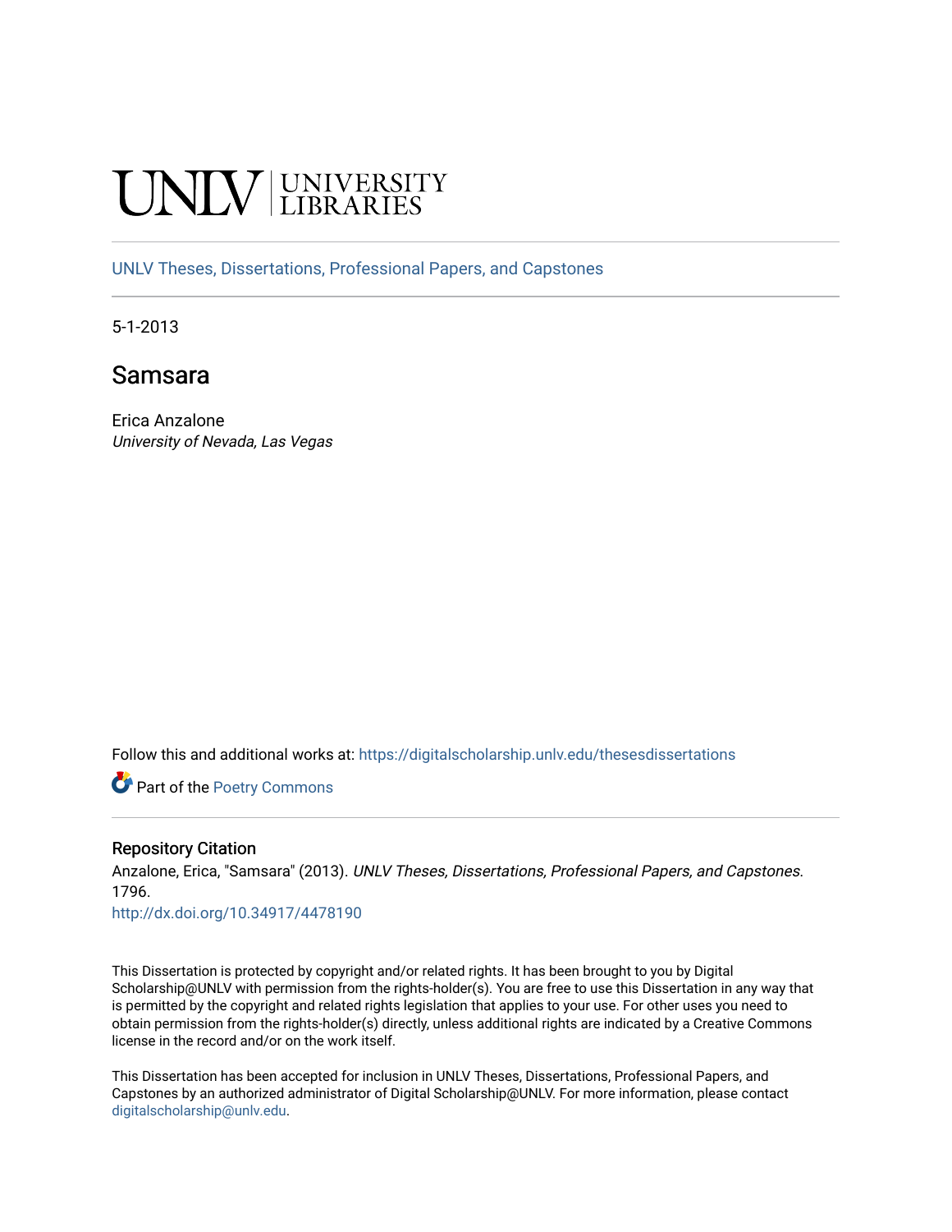UNLV | UNIVERSITY LIBRARIES

UNLV Theses, Dissertations, Professional Papers, and Capstones

5-1-2013

# Samsara

Erica Anzalone
*University of Nevada, Las Vegas*

Follow this and additional works at: https://digitalscholarship.unlv.edu/thesesdissertations

Part of the Poetry Commons

## Repository Citation

Anzalone, Erica, "Samsara" (2013). *UNLV Theses, Dissertations, Professional Papers, and Capstones*. 1796.
http://dx.doi.org/10.34917/4478190

This Dissertation is protected by copyright and/or related rights. It has been brought to you by Digital Scholarship@UNLV with permission from the rights-holder(s). You are free to use this Dissertation in any way that is permitted by the copyright and related rights legislation that applies to your use. For other uses you need to obtain permission from the rights-holder(s) directly, unless additional rights are indicated by a Creative Commons license in the record and/or on the work itself.

This Dissertation has been accepted for inclusion in UNLV Theses, Dissertations, Professional Papers, and Capstones by an authorized administrator of Digital Scholarship@UNLV. For more information, please contact digitalscholarship@unlv.edu.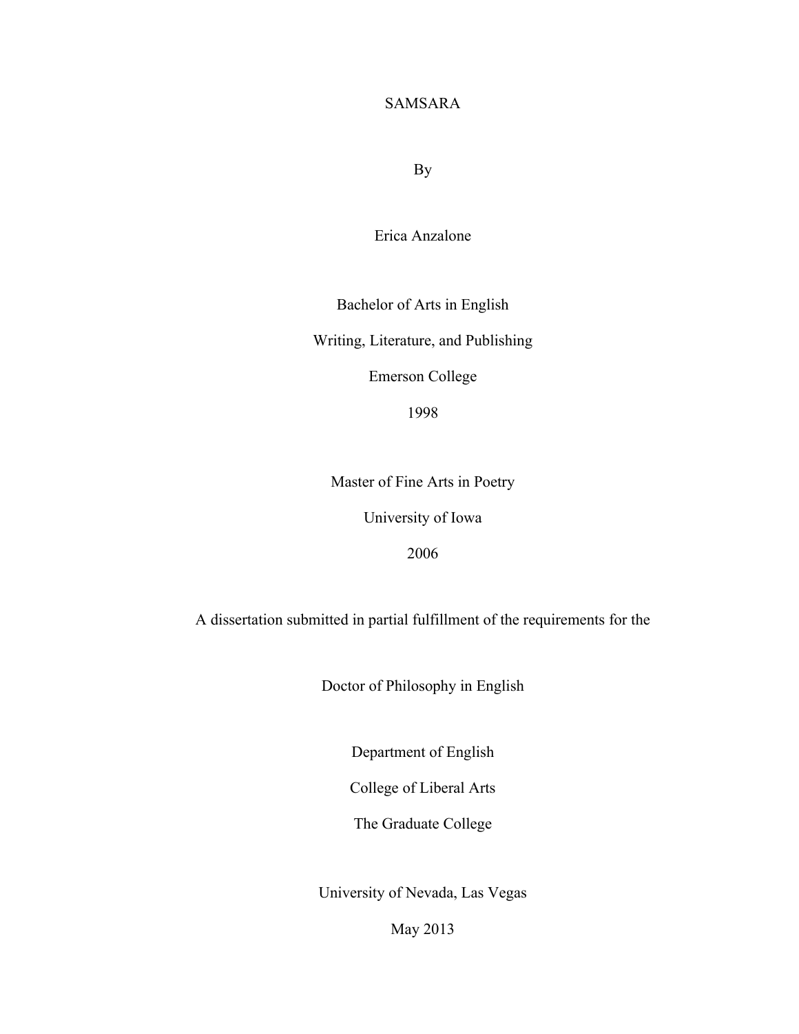# SAMSARA

By

Erica Anzalone

Bachelor of Arts in English

Writing, Literature, and Publishing

Emerson College

1998

Master of Fine Arts in Poetry

University of Iowa

2006

A dissertation submitted in partial fulfillment of the requirements for the

Doctor of Philosophy in English

Department of English

College of Liberal Arts

The Graduate College

University of Nevada, Las Vegas

May 2013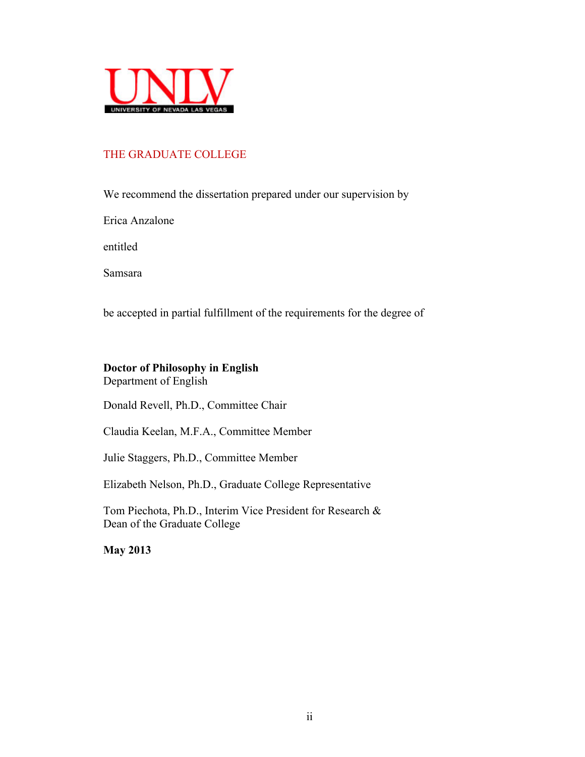UNLV

UNIVERSITY OF NEVADA LAS VEGAS

THE GRADUATE COLLEGE

We recommend the dissertation prepared under our supervision by

Erica Anzalone

entitled

Samsara

be accepted in partial fulfillment of the requirements for the degree of

**Doctor of Philosophy in English**
Department of English

Donald Revell, Ph.D., Committee Chair

Claudia Keelan, M.F.A., Committee Member

Julie Staggers, Ph.D., Committee Member

Elizabeth Nelson, Ph.D., Graduate College Representative

Tom Piechota, Ph.D., Interim Vice President for Research &
Dean of the Graduate College

**May 2013**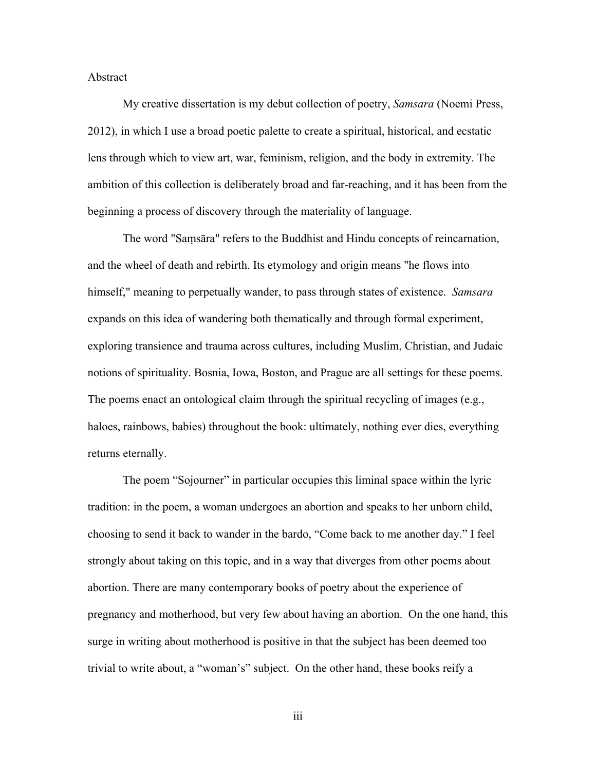Abstract

My creative dissertation is my debut collection of poetry, *Samsara* (Noemi Press, 2012), in which I use a broad poetic palette to create a spiritual, historical, and ecstatic lens through which to view art, war, feminism, religion, and the body in extremity. The ambition of this collection is deliberately broad and far-reaching, and it has been from the beginning a process of discovery through the materiality of language.

The word "Saṃsāra" refers to the Buddhist and Hindu concepts of reincarnation, and the wheel of death and rebirth. Its etymology and origin means "he flows into himself," meaning to perpetually wander, to pass through states of existence. *Samsara* expands on this idea of wandering both thematically and through formal experiment, exploring transience and trauma across cultures, including Muslim, Christian, and Judaic notions of spirituality. Bosnia, Iowa, Boston, and Prague are all settings for these poems. The poems enact an ontological claim through the spiritual recycling of images (e.g., haloes, rainbows, babies) throughout the book: ultimately, nothing ever dies, everything returns eternally.

The poem "Sojourner" in particular occupies this liminal space within the lyric tradition: in the poem, a woman undergoes an abortion and speaks to her unborn child, choosing to send it back to wander in the bardo, "Come back to me another day." I feel strongly about taking on this topic, and in a way that diverges from other poems about abortion. There are many contemporary books of poetry about the experience of pregnancy and motherhood, but very few about having an abortion. On the one hand, this surge in writing about motherhood is positive in that the subject has been deemed too trivial to write about, a "woman's" subject. On the other hand, these books reify a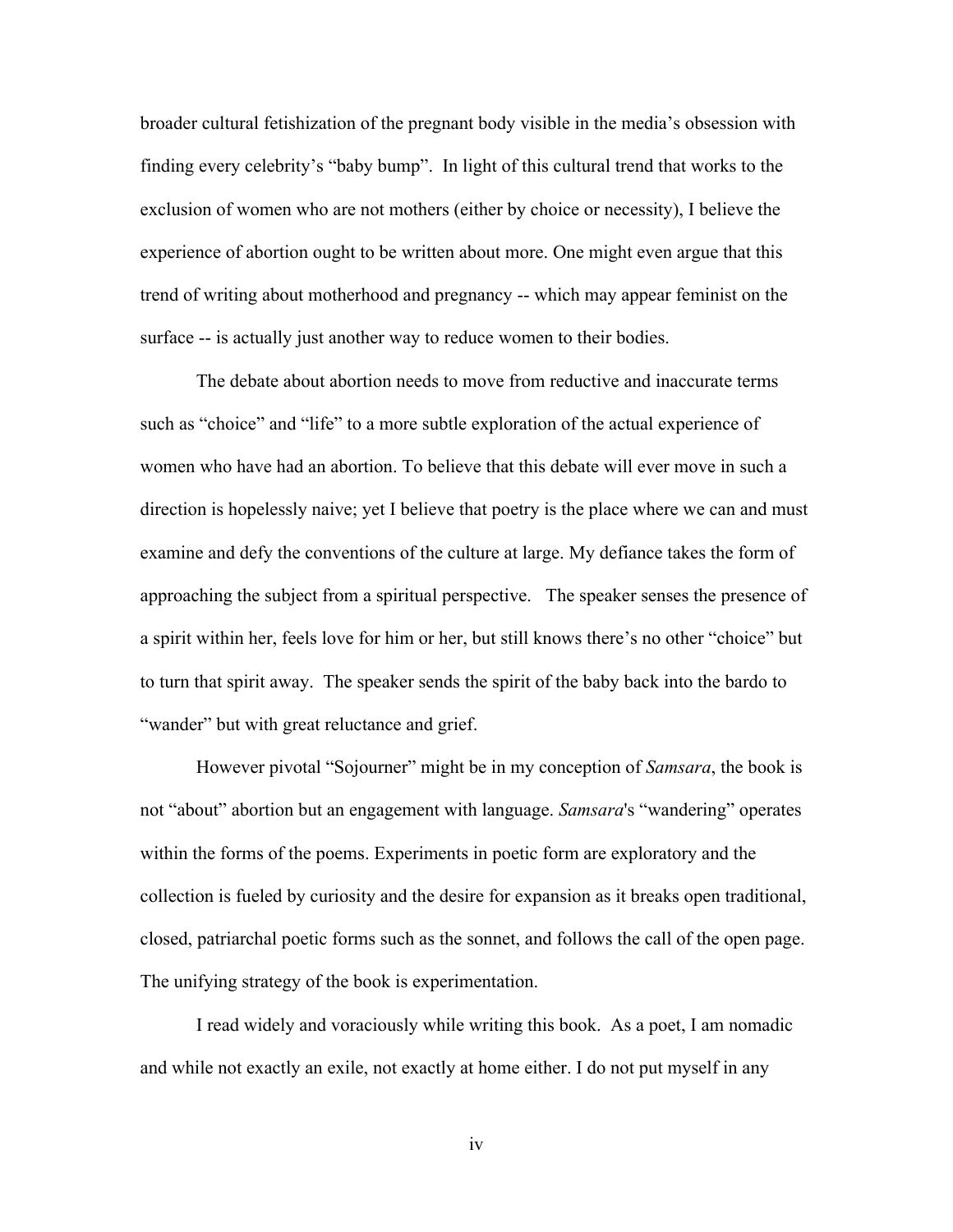broader cultural fetishization of the pregnant body visible in the media's obsession with finding every celebrity's "baby bump". In light of this cultural trend that works to the exclusion of women who are not mothers (either by choice or necessity), I believe the experience of abortion ought to be written about more. One might even argue that this trend of writing about motherhood and pregnancy -- which may appear feminist on the surface -- is actually just another way to reduce women to their bodies.

The debate about abortion needs to move from reductive and inaccurate terms such as "choice" and "life" to a more subtle exploration of the actual experience of women who have had an abortion. To believe that this debate will ever move in such a direction is hopelessly naive; yet I believe that poetry is the place where we can and must examine and defy the conventions of the culture at large. My defiance takes the form of approaching the subject from a spiritual perspective. The speaker senses the presence of a spirit within her, feels love for him or her, but still knows there's no other "choice" but to turn that spirit away. The speaker sends the spirit of the baby back into the bardo to "wander" but with great reluctance and grief.

However pivotal "Sojourner" might be in my conception of *Samsara*, the book is not "about" abortion but an engagement with language. *Samsara*'s "wandering" operates within the forms of the poems. Experiments in poetic form are exploratory and the collection is fueled by curiosity and the desire for expansion as it breaks open traditional, closed, patriarchal poetic forms such as the sonnet, and follows the call of the open page. The unifying strategy of the book is experimentation.

I read widely and voraciously while writing this book. As a poet, I am nomadic and while not exactly an exile, not exactly at home either. I do not put myself in any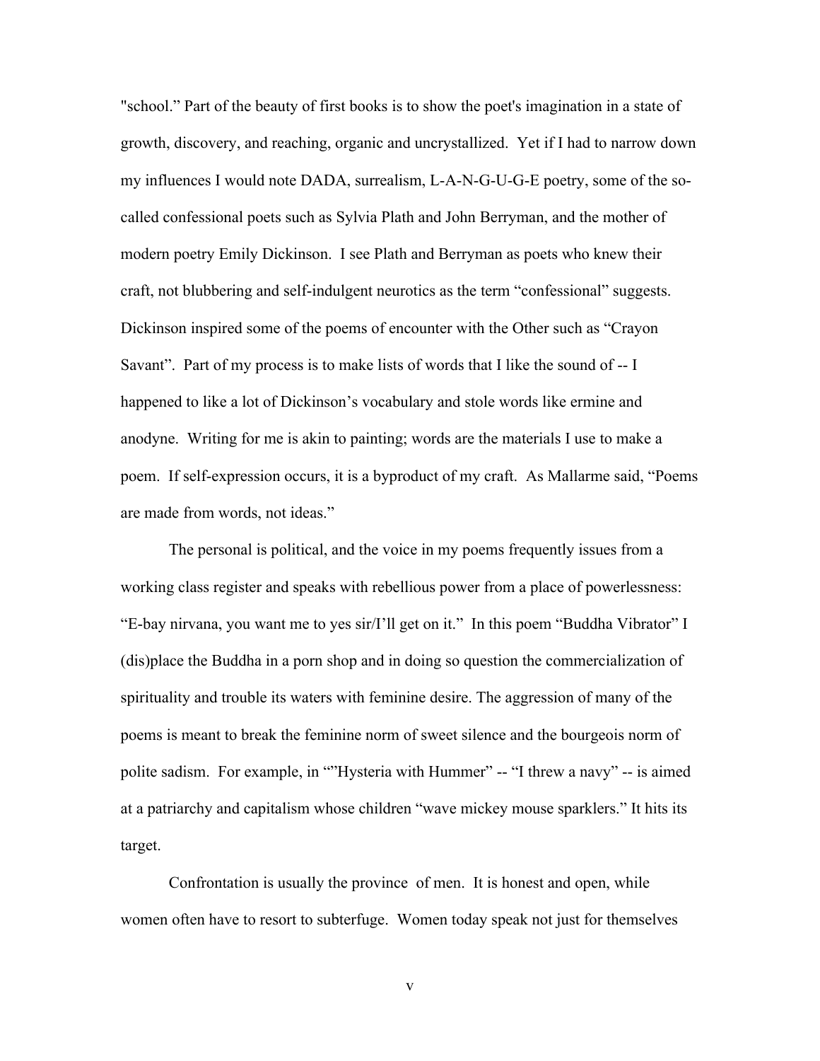"school." Part of the beauty of first books is to show the poet's imagination in a state of growth, discovery, and reaching, organic and uncrystallized. Yet if I had to narrow down my influences I would note DADA, surrealism, L-A-N-G-U-G-E poetry, some of the so-called confessional poets such as Sylvia Plath and John Berryman, and the mother of modern poetry Emily Dickinson. I see Plath and Berryman as poets who knew their craft, not blubbering and self-indulgent neurotics as the term "confessional" suggests. Dickinson inspired some of the poems of encounter with the Other such as "Crayon Savant". Part of my process is to make lists of words that I like the sound of -- I happened to like a lot of Dickinson's vocabulary and stole words like ermine and anodyne. Writing for me is akin to painting; words are the materials I use to make a poem. If self-expression occurs, it is a byproduct of my craft. As Mallarme said, "Poems are made from words, not ideas."

The personal is political, and the voice in my poems frequently issues from a working class register and speaks with rebellious power from a place of powerlessness: "E-bay nirvana, you want me to yes sir/I'll get on it." In this poem "Buddha Vibrator" I (dis)place the Buddha in a porn shop and in doing so question the commercialization of spirituality and trouble its waters with feminine desire. The aggression of many of the poems is meant to break the feminine norm of sweet silence and the bourgeois norm of polite sadism. For example, in ""Hysteria with Hummer" -- "I threw a navy" -- is aimed at a patriarchy and capitalism whose children "wave mickey mouse sparklers." It hits its target.

Confrontation is usually the province of men. It is honest and open, while women often have to resort to subterfuge. Women today speak not just for themselves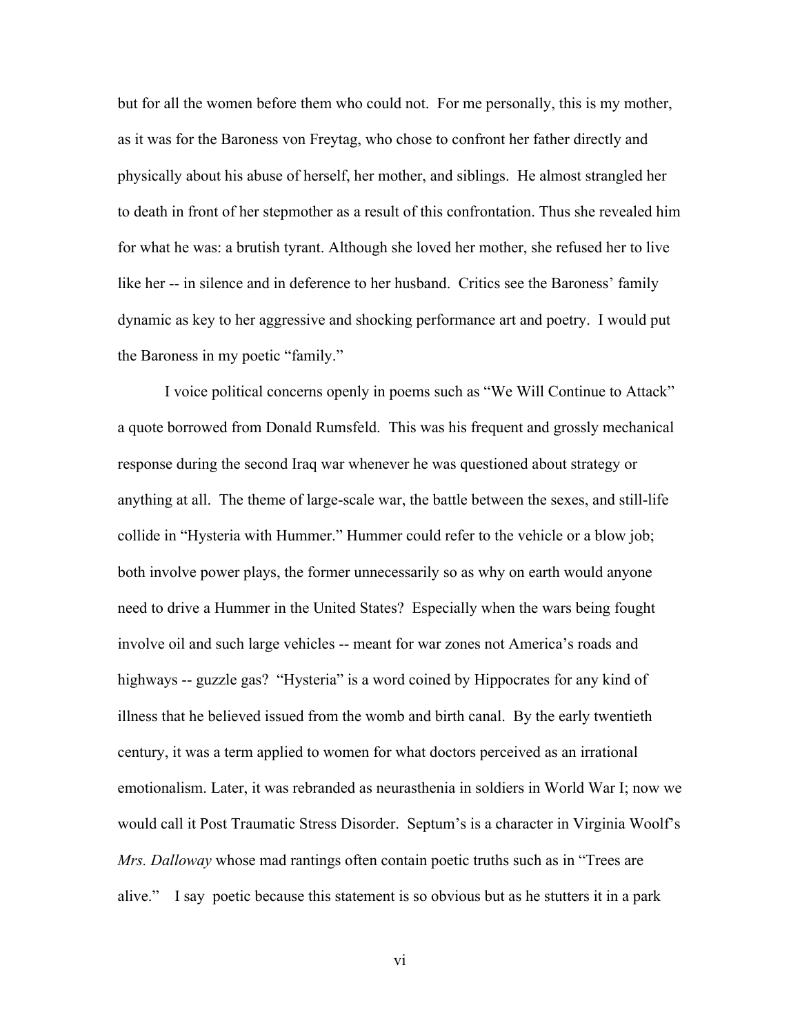but for all the women before them who could not. For me personally, this is my mother, as it was for the Baroness von Freytag, who chose to confront her father directly and physically about his abuse of herself, her mother, and siblings. He almost strangled her to death in front of her stepmother as a result of this confrontation. Thus she revealed him for what he was: a brutish tyrant. Although she loved her mother, she refused her to live like her -- in silence and in deference to her husband. Critics see the Baroness' family dynamic as key to her aggressive and shocking performance art and poetry. I would put the Baroness in my poetic "family."

I voice political concerns openly in poems such as "We Will Continue to Attack" a quote borrowed from Donald Rumsfeld. This was his frequent and grossly mechanical response during the second Iraq war whenever he was questioned about strategy or anything at all. The theme of large-scale war, the battle between the sexes, and still-life collide in "Hysteria with Hummer." Hummer could refer to the vehicle or a blow job; both involve power plays, the former unnecessarily so as why on earth would anyone need to drive a Hummer in the United States? Especially when the wars being fought involve oil and such large vehicles -- meant for war zones not America's roads and highways -- guzzle gas? "Hysteria" is a word coined by Hippocrates for any kind of illness that he believed issued from the womb and birth canal. By the early twentieth century, it was a term applied to women for what doctors perceived as an irrational emotionalism. Later, it was rebranded as neurasthenia in soldiers in World War I; now we would call it Post Traumatic Stress Disorder. Septum's is a character in Virginia Woolf's *Mrs. Dalloway* whose mad rantings often contain poetic truths such as in "Trees are alive." I say poetic because this statement is so obvious but as he stutters it in a park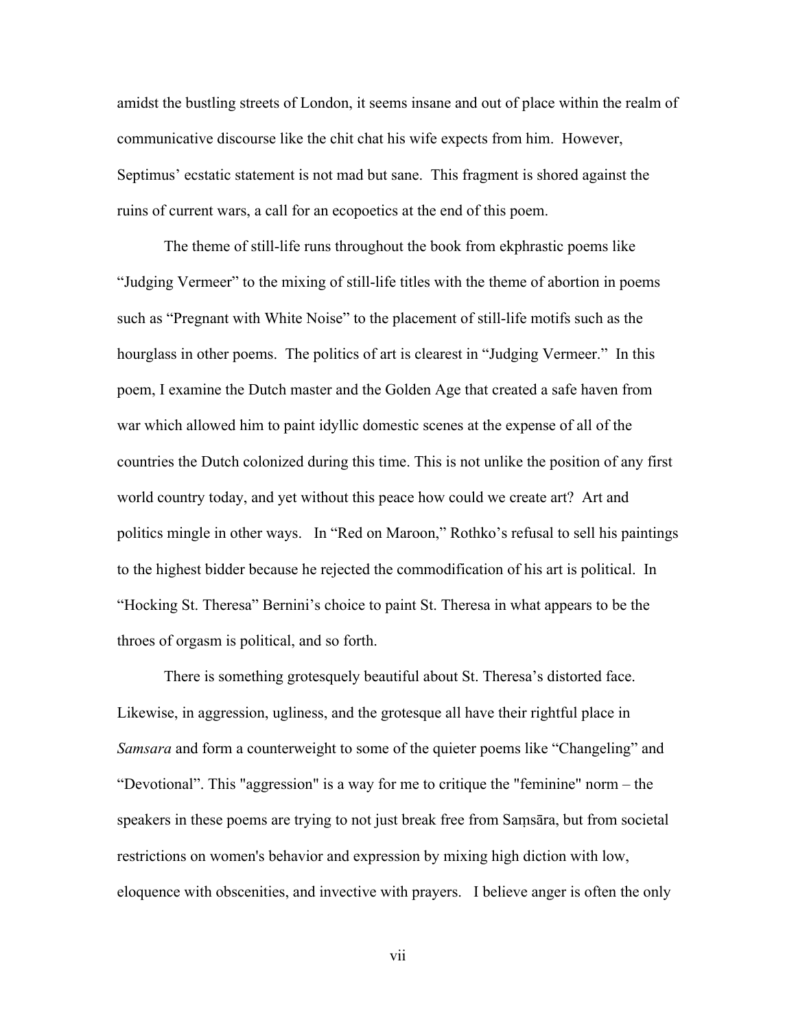amidst the bustling streets of London, it seems insane and out of place within the realm of communicative discourse like the chit chat his wife expects from him. However, Septimus' ecstatic statement is not mad but sane. This fragment is shored against the ruins of current wars, a call for an ecopoetics at the end of this poem.

The theme of still-life runs throughout the book from ekphrastic poems like "Judging Vermeer" to the mixing of still-life titles with the theme of abortion in poems such as "Pregnant with White Noise" to the placement of still-life motifs such as the hourglass in other poems. The politics of art is clearest in "Judging Vermeer." In this poem, I examine the Dutch master and the Golden Age that created a safe haven from war which allowed him to paint idyllic domestic scenes at the expense of all of the countries the Dutch colonized during this time. This is not unlike the position of any first world country today, and yet without this peace how could we create art? Art and politics mingle in other ways. In "Red on Maroon," Rothko's refusal to sell his paintings to the highest bidder because he rejected the commodification of his art is political. In "Hocking St. Theresa" Bernini's choice to paint St. Theresa in what appears to be the throes of orgasm is political, and so forth.

There is something grotesquely beautiful about St. Theresa's distorted face. Likewise, in aggression, ugliness, and the grotesque all have their rightful place in *Samsara* and form a counterweight to some of the quieter poems like "Changeling" and "Devotional". This "aggression" is a way for me to critique the "feminine" norm – the speakers in these poems are trying to not just break free from Saṃsāra, but from societal restrictions on women's behavior and expression by mixing high diction with low, eloquence with obscenities, and invective with prayers. I believe anger is often the only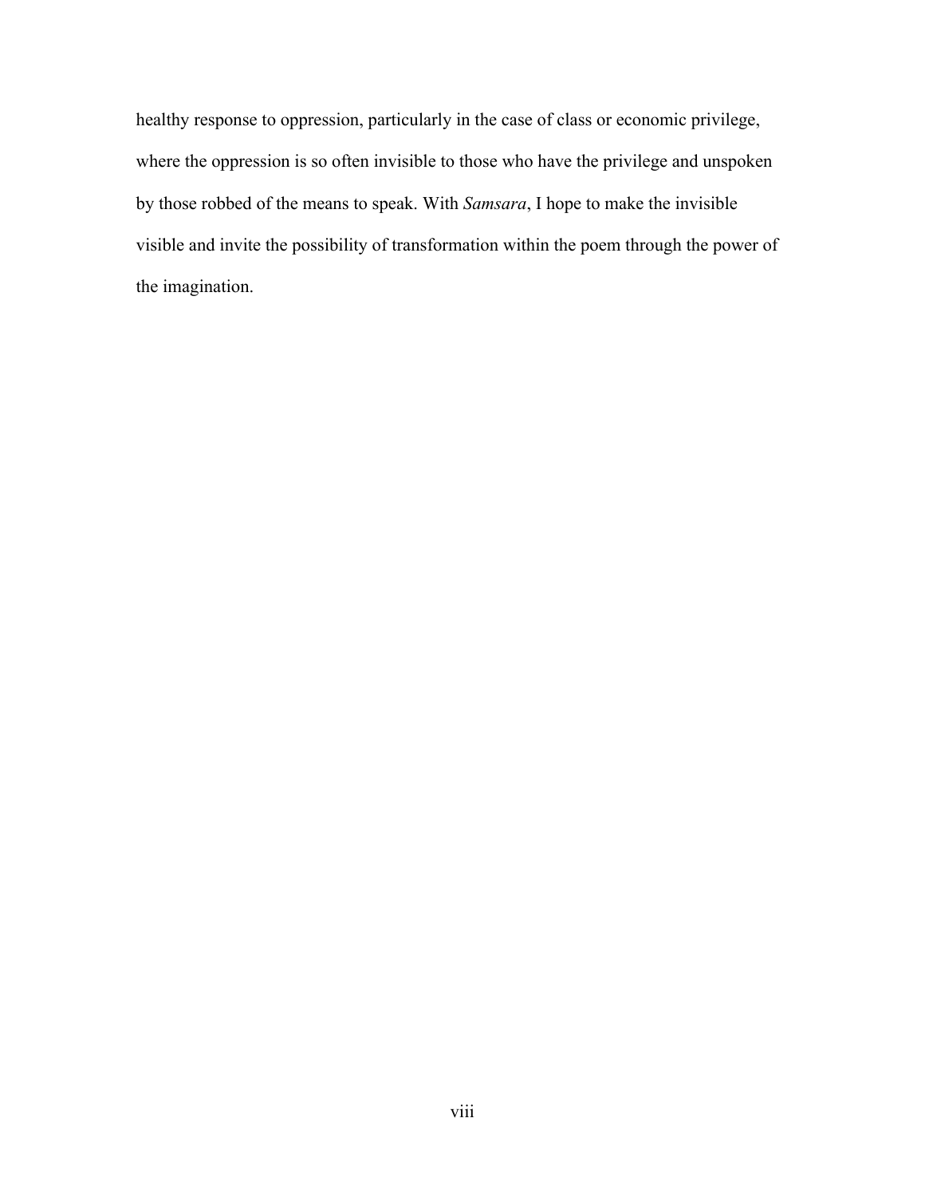healthy response to oppression, particularly in the case of class or economic privilege, where the oppression is so often invisible to those who have the privilege and unspoken by those robbed of the means to speak. With *Samsara*, I hope to make the invisible visible and invite the possibility of transformation within the poem through the power of the imagination.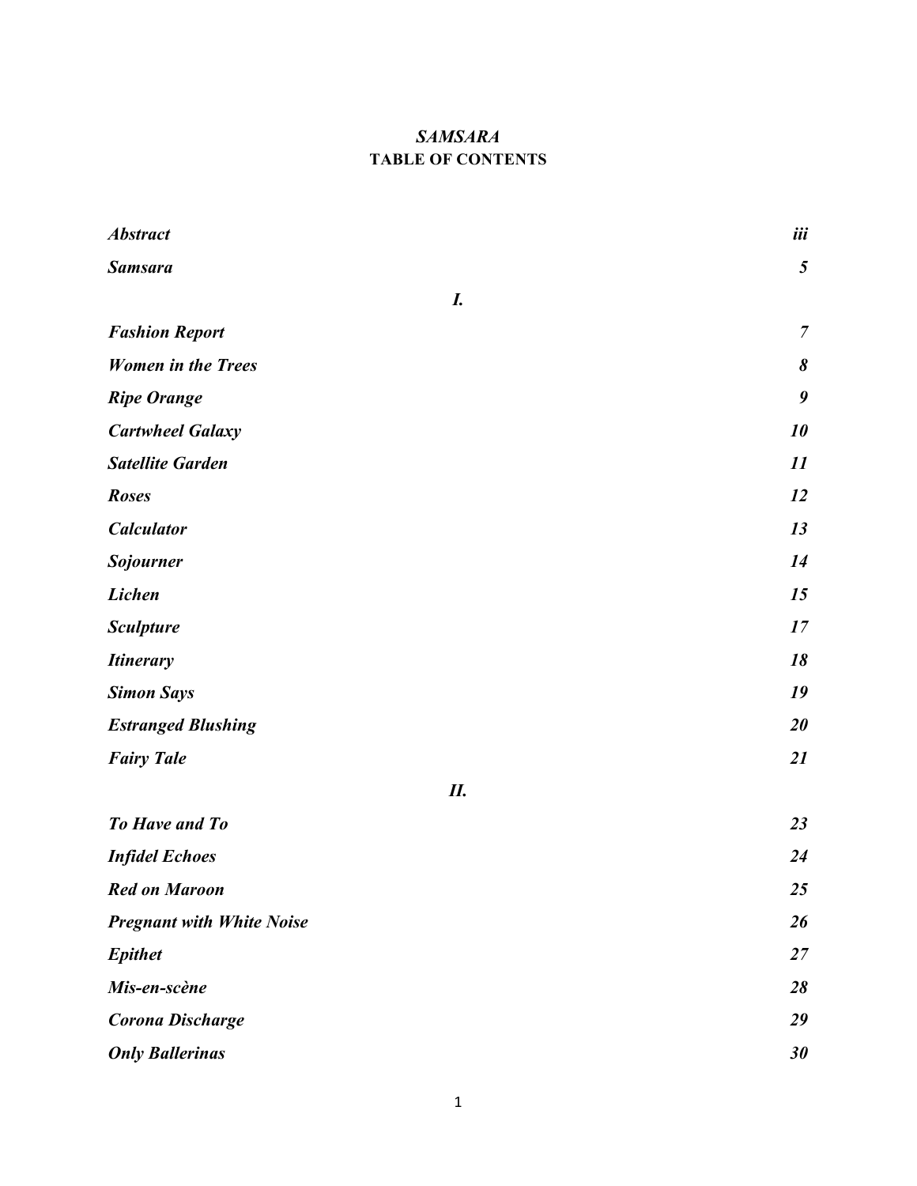*SAMSARA*

**TABLE OF CONTENTS**

| | |
|---|---|
| ***Abstract*** | ***iii*** |
| ***Samsara*** | ***5*** |
| ***I.*** | |
| ***Fashion Report*** | ***7*** |
| ***Women in the Trees*** | ***8*** |
| ***Ripe Orange*** | ***9*** |
| ***Cartwheel Galaxy*** | ***10*** |
| ***Satellite Garden*** | ***11*** |
| ***Roses*** | ***12*** |
| ***Calculator*** | ***13*** |
| ***Sojourner*** | ***14*** |
| ***Lichen*** | ***15*** |
| ***Sculpture*** | ***17*** |
| ***Itinerary*** | ***18*** |
| ***Simon Says*** | ***19*** |
| ***Estranged Blushing*** | ***20*** |
| ***Fairy Tale*** | ***21*** |
| ***II.*** | |
| ***To Have and To*** | ***23*** |
| ***Infidel Echoes*** | ***24*** |
| ***Red on Maroon*** | ***25*** |
| ***Pregnant with White Noise*** | ***26*** |
| ***Epithet*** | ***27*** |
| ***Mis-en-scène*** | ***28*** |
| ***Corona Discharge*** | ***29*** |
| ***Only Ballerinas*** | ***30*** |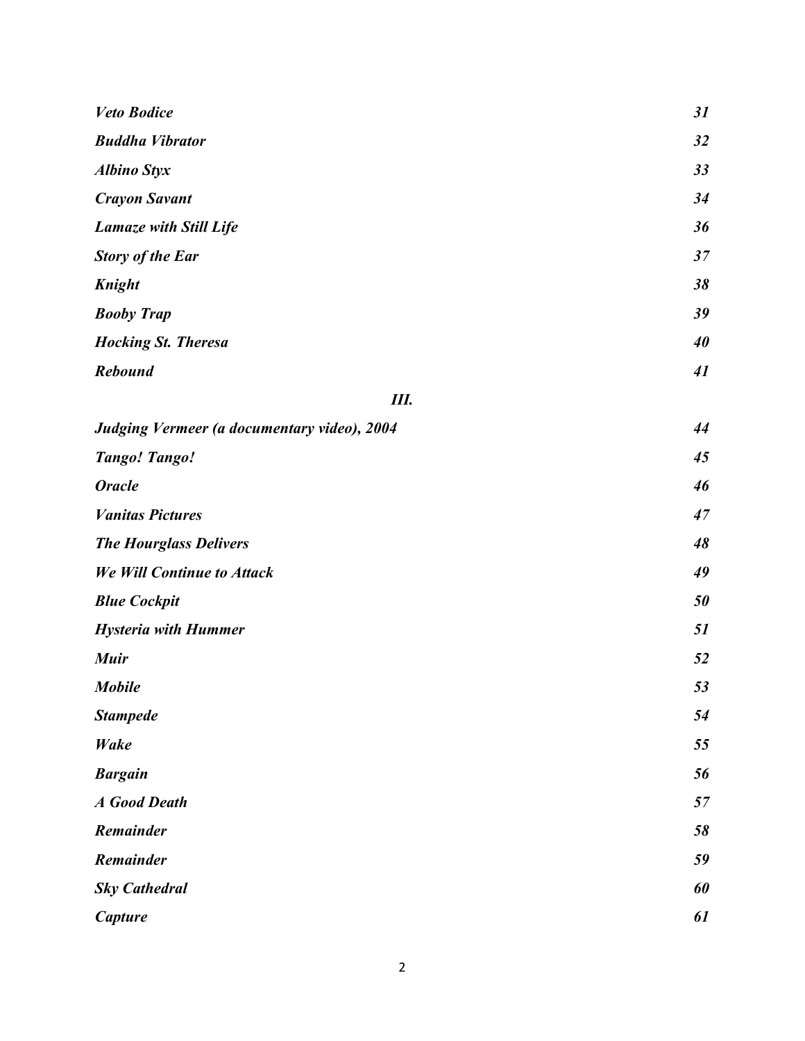*Veto Bodice* *31*

*Buddha Vibrator* *32*

*Albino Styx* *33*

*Crayon Savant* *34*

*Lamaze with Still Life* *36*

*Story of the Ear* *37*

*Knight* *38*

*Booby Trap* *39*

*Hocking St. Theresa* *40*

*Rebound* *41*

## *III.*

*Judging Vermeer (a documentary video), 2004* *44*

*Tango! Tango!* *45*

*Oracle* *46*

*Vanitas Pictures* *47*

*The Hourglass Delivers* *48*

*We Will Continue to Attack* *49*

*Blue Cockpit* *50*

*Hysteria with Hummer* *51*

*Muir* *52*

*Mobile* *53*

*Stampede* *54*

*Wake* *55*

*Bargain* *56*

*A Good Death* *57*

*Remainder* *58*

*Remainder* *59*

*Sky Cathedral* *60*

*Capture* *61*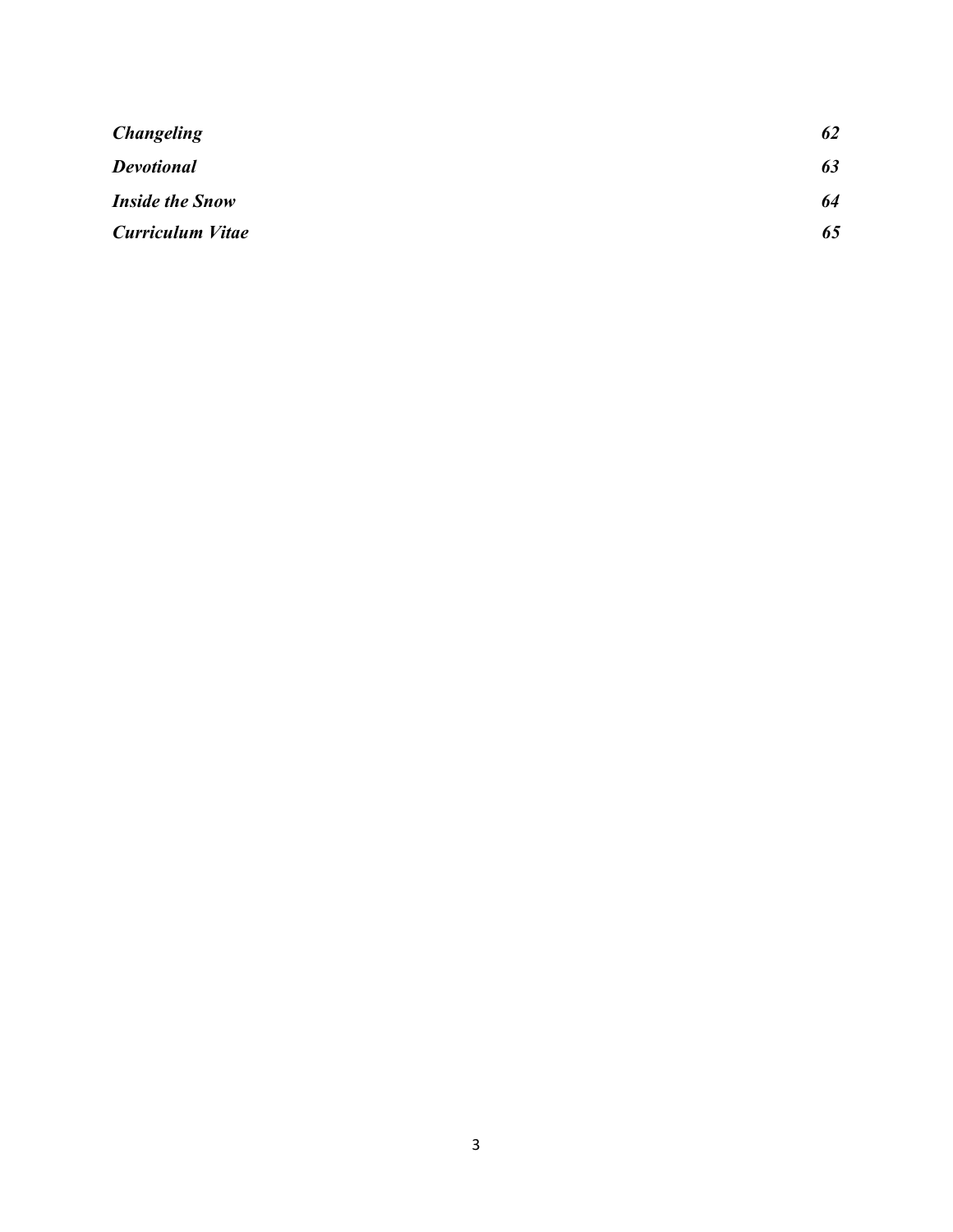| | |
|---|---|
| ***Changeling*** | ***62*** |
| ***Devotional*** | ***63*** |
| ***Inside the Snow*** | ***64*** |
| ***Curriculum Vitae*** | ***65*** |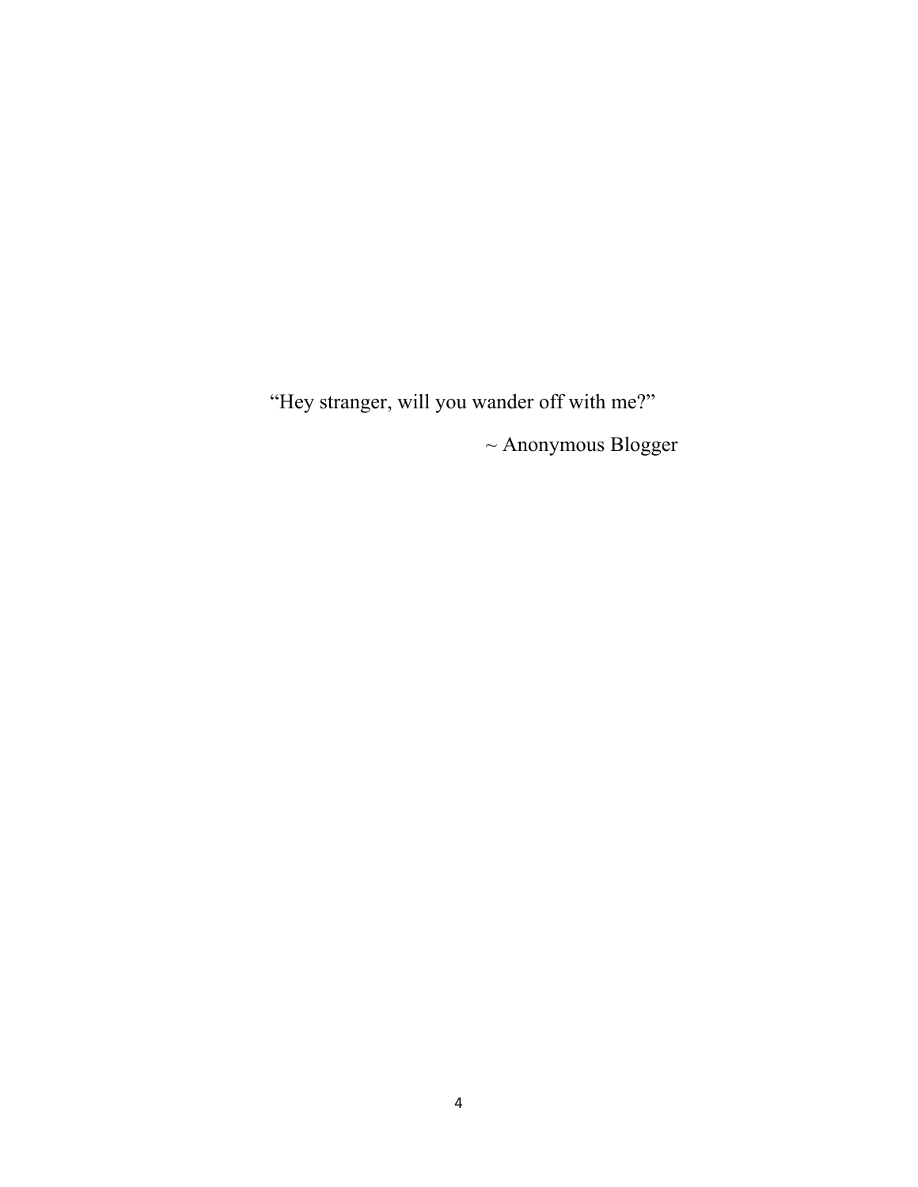"Hey stranger, will you wander off with me?"

~ Anonymous Blogger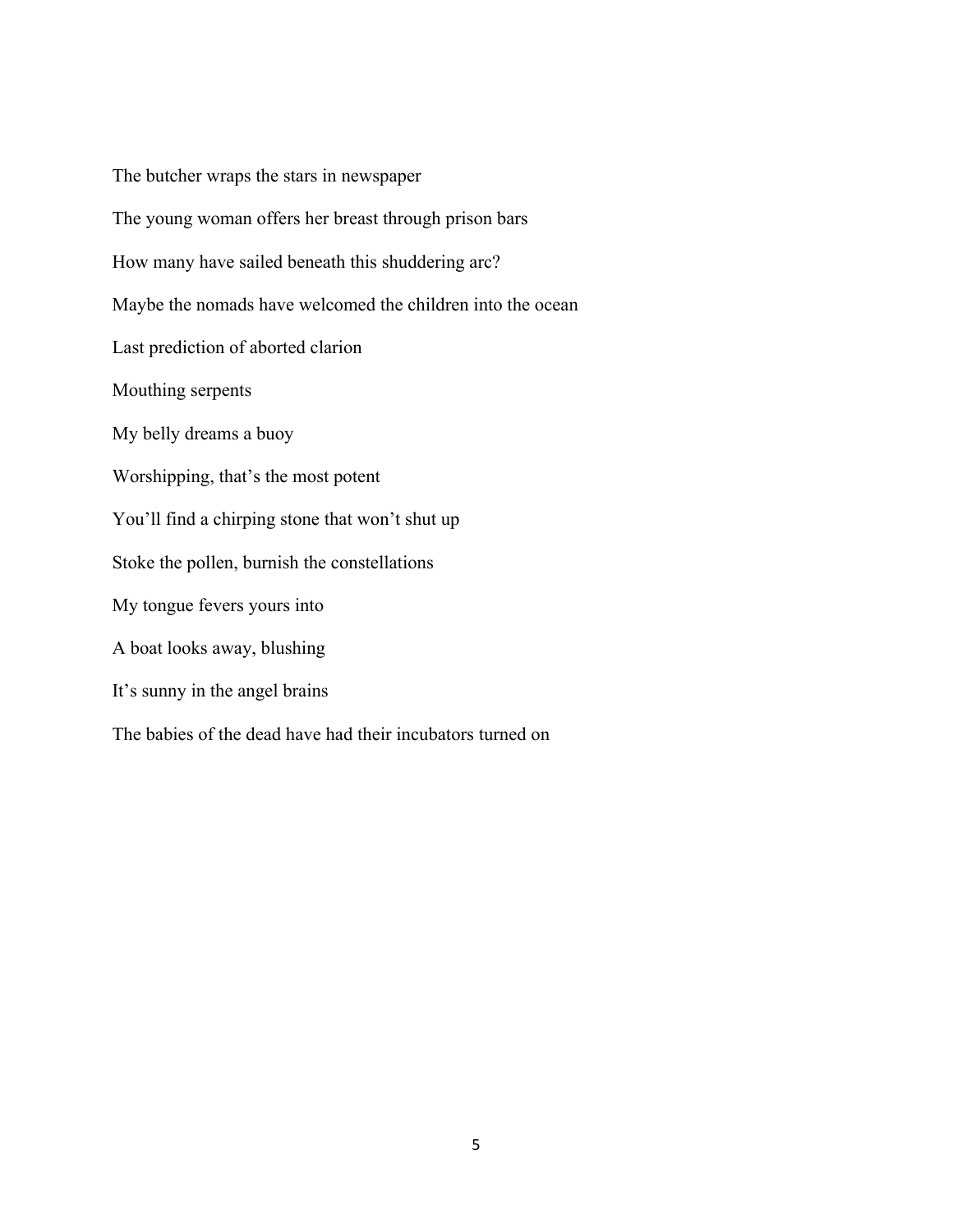The butcher wraps the stars in newspaper

The young woman offers her breast through prison bars

How many have sailed beneath this shuddering arc?

Maybe the nomads have welcomed the children into the ocean

Last prediction of aborted clarion

Mouthing serpents

My belly dreams a buoy

Worshipping, that's the most potent

You'll find a chirping stone that won't shut up

Stoke the pollen, burnish the constellations

My tongue fevers yours into

A boat looks away, blushing

It's sunny in the angel brains

The babies of the dead have had their incubators turned on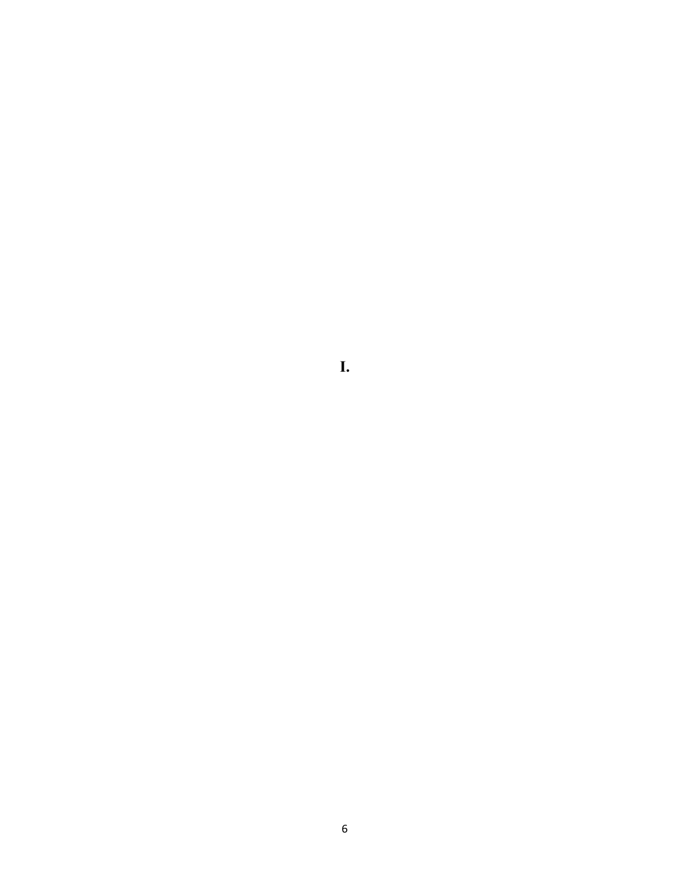# I.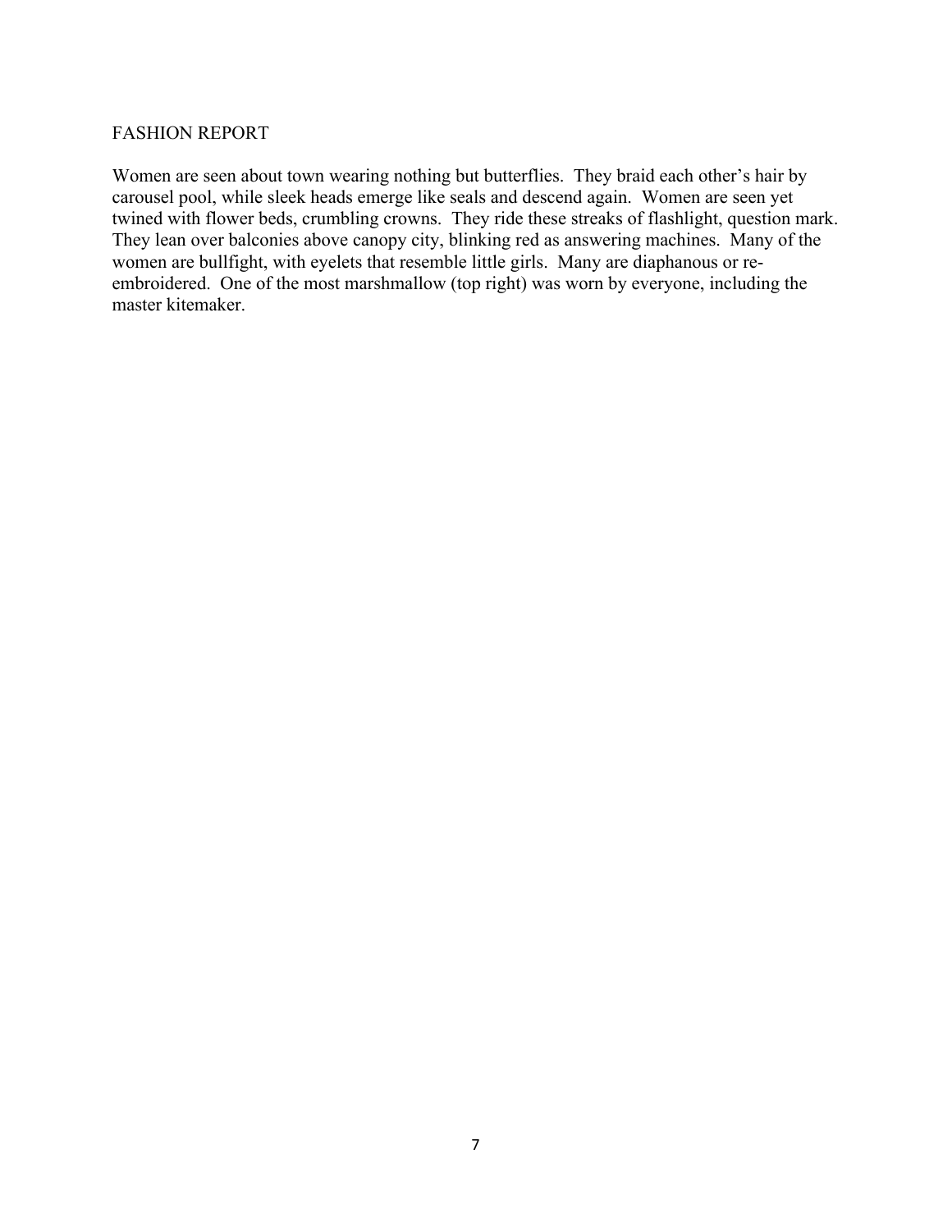## FASHION REPORT

Women are seen about town wearing nothing but butterflies. They braid each other's hair by carousel pool, while sleek heads emerge like seals and descend again. Women are seen yet twined with flower beds, crumbling crowns. They ride these streaks of flashlight, question mark. They lean over balconies above canopy city, blinking red as answering machines. Many of the women are bullfight, with eyelets that resemble little girls. Many are diaphanous or re-embroidered. One of the most marshmallow (top right) was worn by everyone, including the master kitemaker.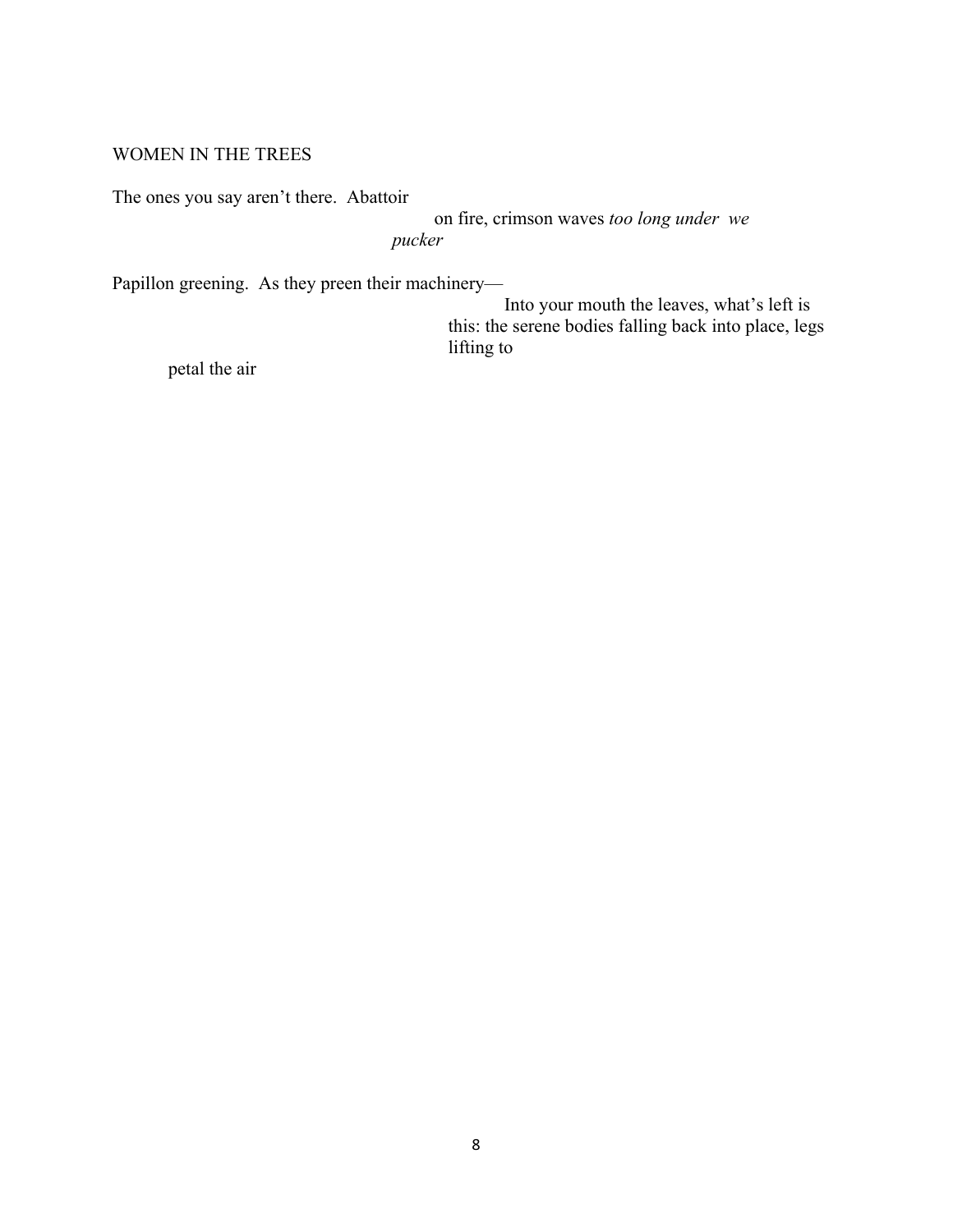WOMEN IN THE TREES

The ones you say aren't there.  Abattoir

on fire, crimson waves *too long under  we*

*pucker*

Papillon greening.  As they preen their machinery—

Into your mouth the leaves, what's left is

this: the serene bodies falling back into place, legs

lifting to

petal the air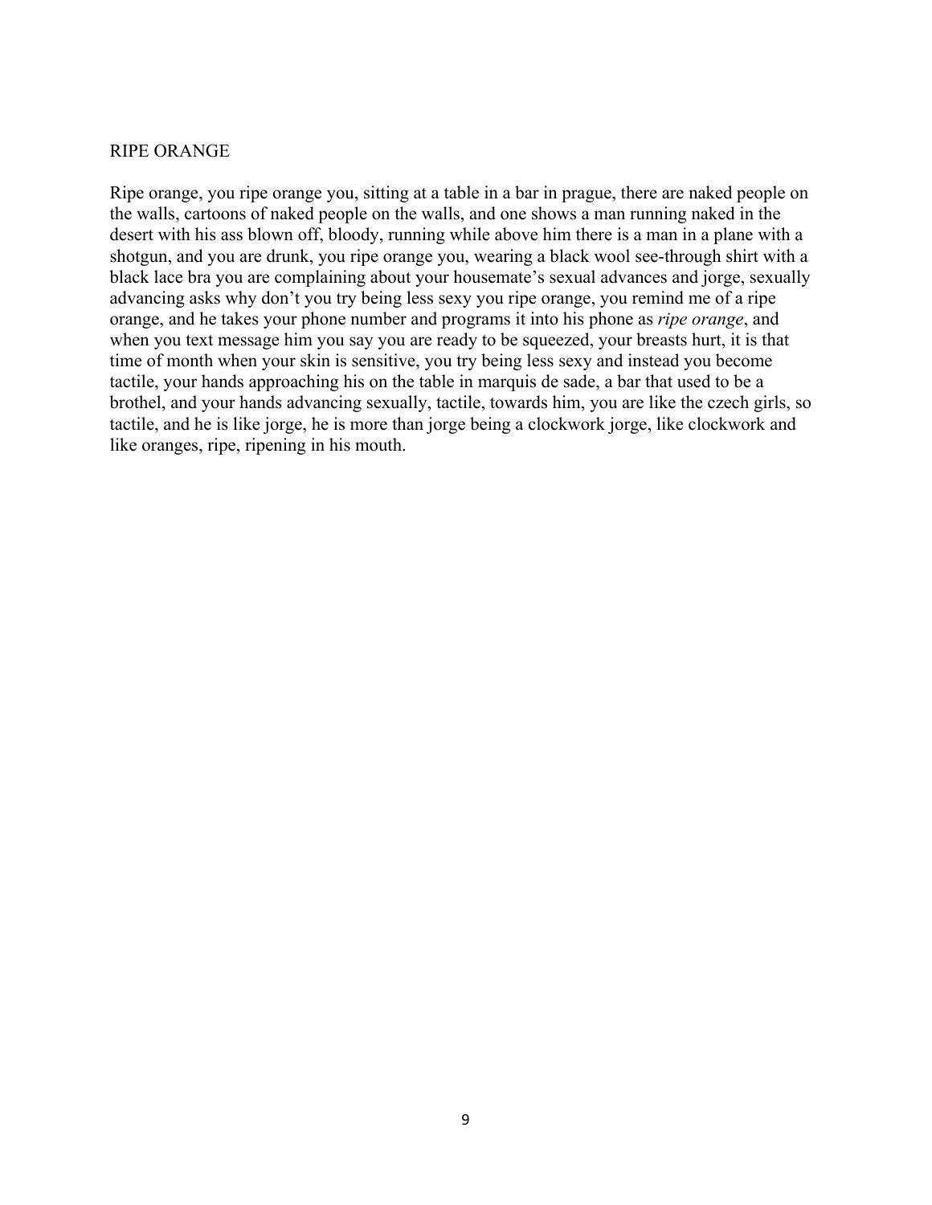# RIPE ORANGE

Ripe orange, you ripe orange you, sitting at a table in a bar in prague, there are naked people on the walls, cartoons of naked people on the walls, and one shows a man running naked in the desert with his ass blown off, bloody, running while above him there is a man in a plane with a shotgun, and you are drunk, you ripe orange you, wearing a black wool see-through shirt with a black lace bra you are complaining about your housemate's sexual advances and jorge, sexually advancing asks why don't you try being less sexy you ripe orange, you remind me of a ripe orange, and he takes your phone number and programs it into his phone as *ripe orange*, and when you text message him you say you are ready to be squeezed, your breasts hurt, it is that time of month when your skin is sensitive, you try being less sexy and instead you become tactile, your hands approaching his on the table in marquis de sade, a bar that used to be a brothel, and your hands advancing sexually, tactile, towards him, you are like the czech girls, so tactile, and he is like jorge, he is more than jorge being a clockwork jorge, like clockwork and like oranges, ripe, ripening in his mouth.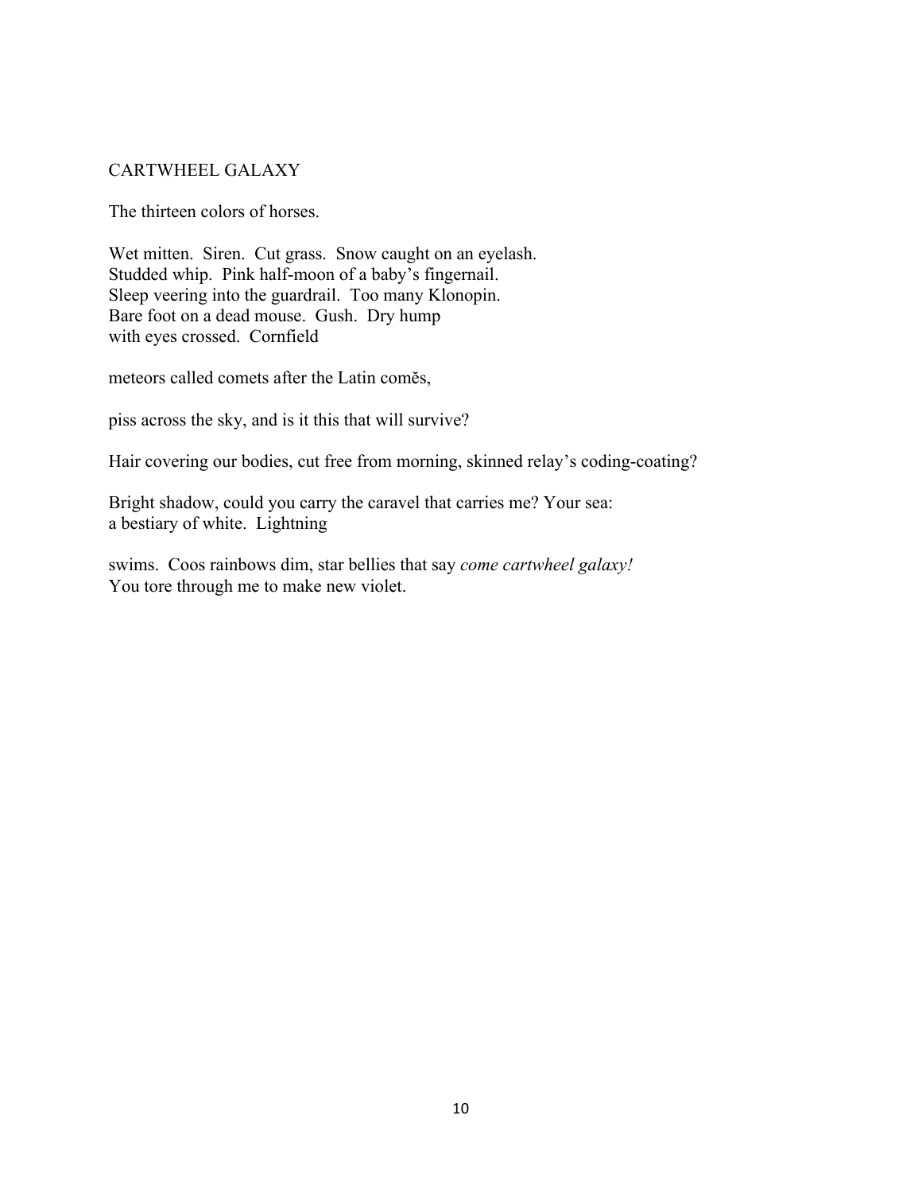## CARTWHEEL GALAXY

The thirteen colors of horses.

Wet mitten.  Siren.  Cut grass.  Snow caught on an eyelash.  
Studded whip.  Pink half-moon of a baby's fingernail.  
Sleep veering into the guardrail.  Too many Klonopin.  
Bare foot on a dead mouse.  Gush.  Dry hump  
with eyes crossed.  Cornfield

meteors called comets after the Latin comĕs,

piss across the sky, and is it this that will survive?

Hair covering our bodies, cut free from morning, skinned relay's coding-coating?

Bright shadow, could you carry the caravel that carries me? Your sea:  
a bestiary of white.  Lightning

swims.  Coos rainbows dim, star bellies that say *come cartwheel galaxy!*  
You tore through me to make new violet.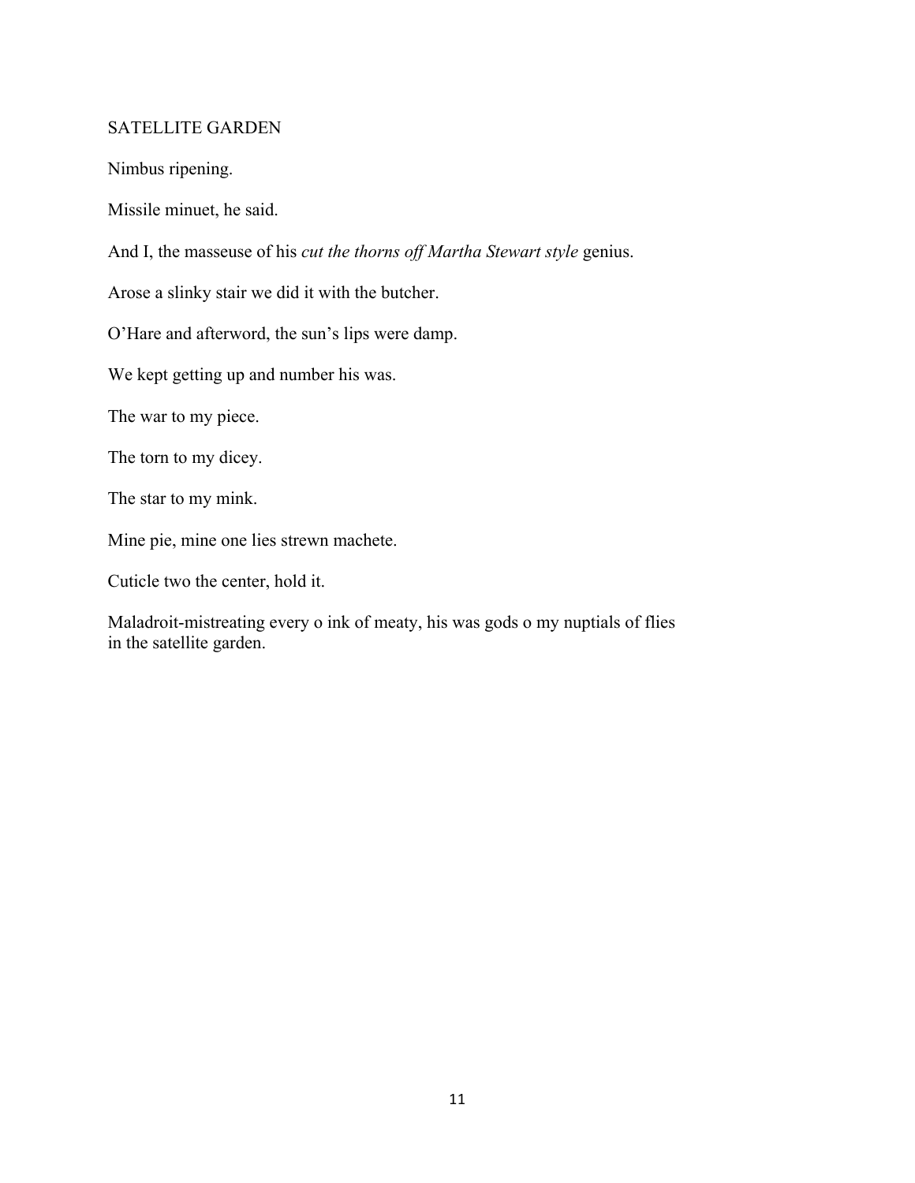# SATELLITE GARDEN

Nimbus ripening.

Missile minuet, he said.

And I, the masseuse of his *cut the thorns off Martha Stewart style* genius.

Arose a slinky stair we did it with the butcher.

O'Hare and afterword, the sun's lips were damp.

We kept getting up and number his was.

The war to my piece.

The torn to my dicey.

The star to my mink.

Mine pie, mine one lies strewn machete.

Cuticle two the center, hold it.

Maladroit-mistreating every o ink of meaty, his was gods o my nuptials of flies in the satellite garden.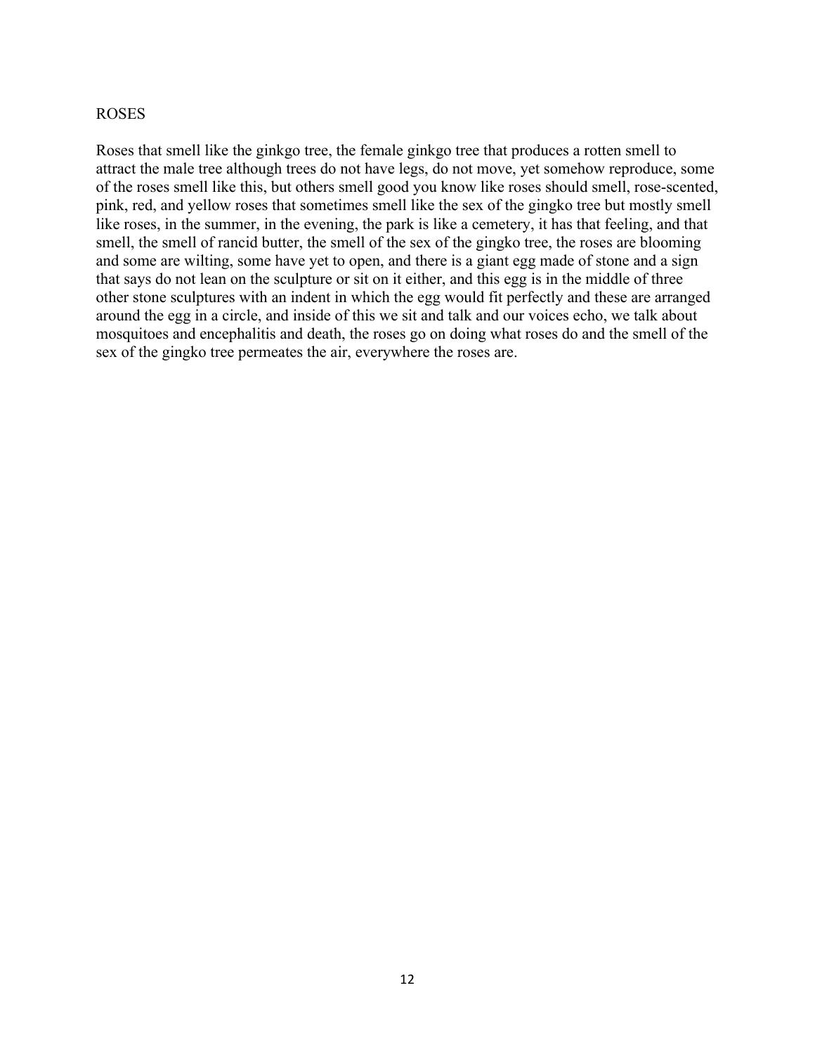ROSES

Roses that smell like the ginkgo tree, the female ginkgo tree that produces a rotten smell to attract the male tree although trees do not have legs, do not move, yet somehow reproduce, some of the roses smell like this, but others smell good you know like roses should smell, rose-scented, pink, red, and yellow roses that sometimes smell like the sex of the gingko tree but mostly smell like roses, in the summer, in the evening, the park is like a cemetery, it has that feeling, and that smell, the smell of rancid butter, the smell of the sex of the gingko tree, the roses are blooming and some are wilting, some have yet to open, and there is a giant egg made of stone and a sign that says do not lean on the sculpture or sit on it either, and this egg is in the middle of three other stone sculptures with an indent in which the egg would fit perfectly and these are arranged around the egg in a circle, and inside of this we sit and talk and our voices echo, we talk about mosquitoes and encephalitis and death, the roses go on doing what roses do and the smell of the sex of the gingko tree permeates the air, everywhere the roses are.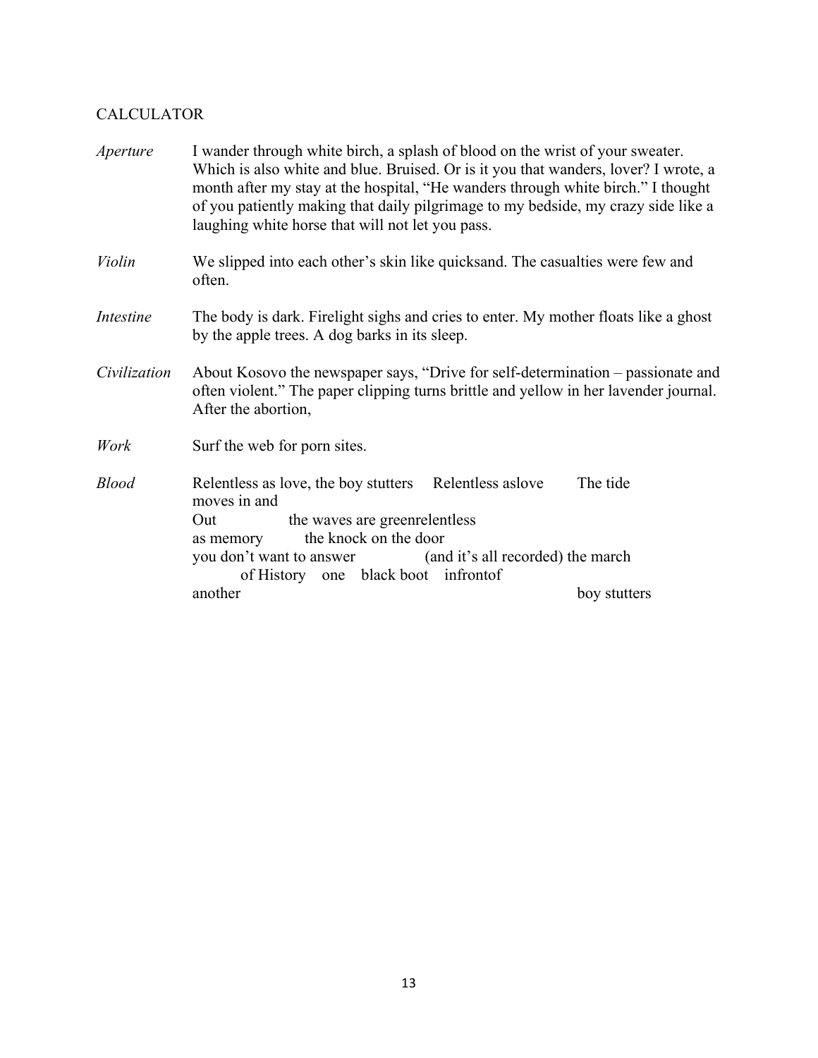CALCULATOR

*Aperture* I wander through white birch, a splash of blood on the wrist of your sweater. Which is also white and blue. Bruised. Or is it you that wanders, lover? I wrote, a month after my stay at the hospital, “He wanders through white birch.” I thought of you patiently making that daily pilgrimage to my bedside, my crazy side like a laughing white horse that will not let you pass.

*Violin* We slipped into each other’s skin like quicksand. The casualties were few and often.

*Intestine* The body is dark. Firelight sighs and cries to enter. My mother floats like a ghost by the apple trees. A dog barks in its sleep.

*Civilization* About Kosovo the newspaper says, “Drive for self-determination – passionate and often violent.” The paper clipping turns brittle and yellow in her lavender journal. After the abortion,

*Work* Surf the web for porn sites.

*Blood* Relentless as love, the boy stutters     Relentless aslove          The tide  
moves in and  
Out               the waves are greenrelentless  
as memory          the knock on the door  
you don’t want to answer               (and it’s all recorded) the march  
          of History    one    black boot    infrontof  
another                                                                  boy stutters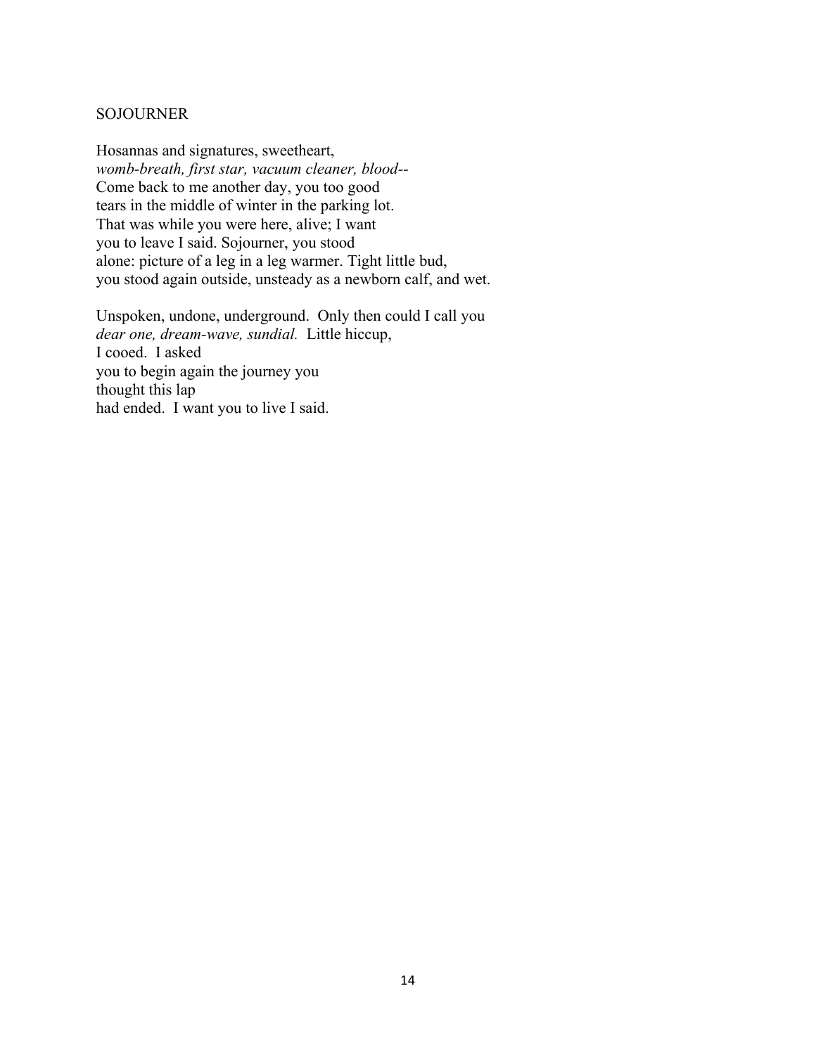# SOJOURNER

Hosannas and signatures, sweetheart,  
*womb-breath, first star, vacuum cleaner, blood*--  
Come back to me another day, you too good  
tears in the middle of winter in the parking lot.  
That was while you were here, alive; I want  
you to leave I said. Sojourner, you stood  
alone: picture of a leg in a leg warmer. Tight little bud,  
you stood again outside, unsteady as a newborn calf, and wet.

Unspoken, undone, underground. Only then could I call you  
*dear one, dream-wave, sundial.* Little hiccup,  
I cooed. I asked  
you to begin again the journey you  
thought this lap  
had ended. I want you to live I said.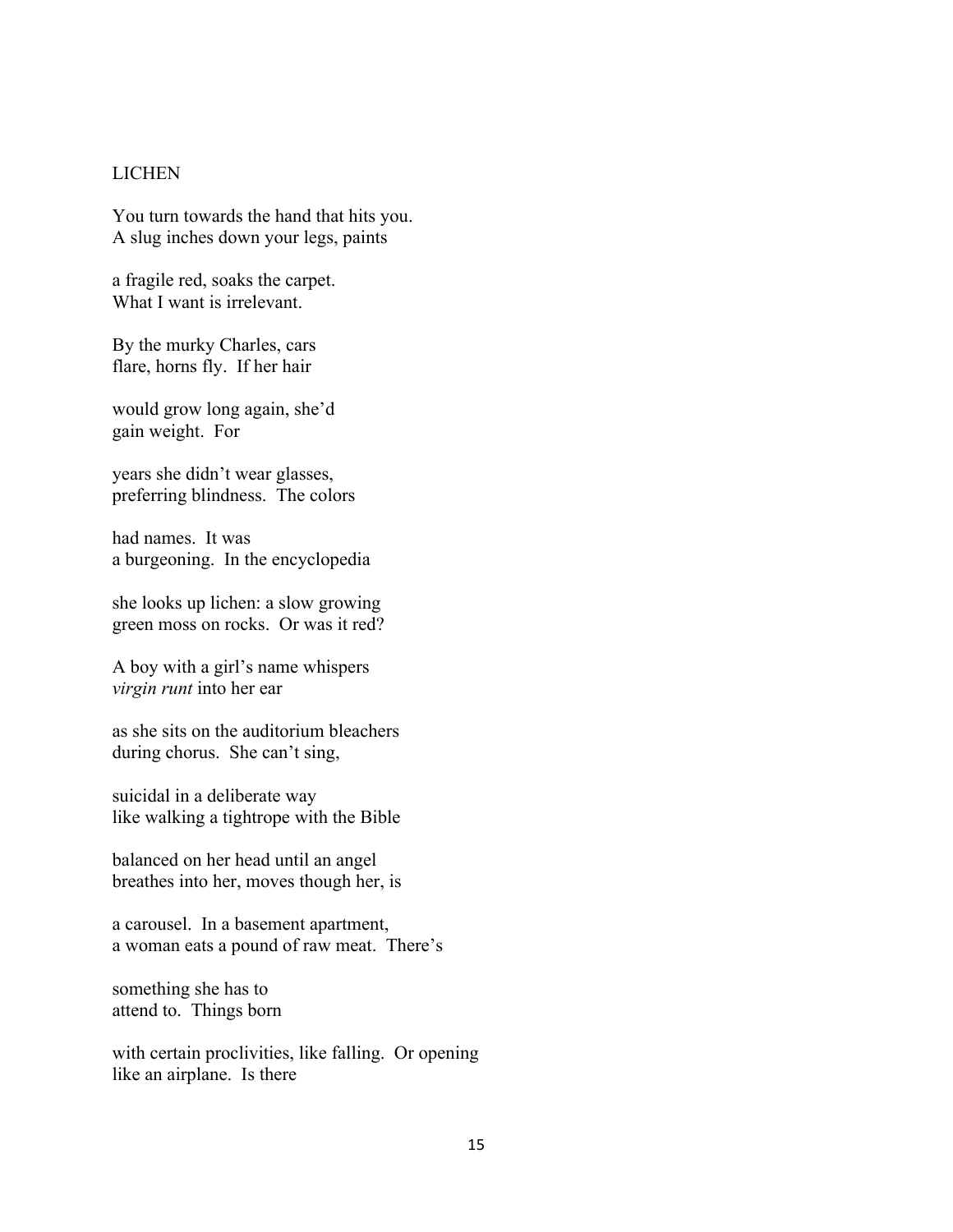# LICHEN

You turn towards the hand that hits you.  
A slug inches down your legs, paints

a fragile red, soaks the carpet.  
What I want is irrelevant.

By the murky Charles, cars  
flare, horns fly.  If her hair

would grow long again, she'd  
gain weight.  For

years she didn't wear glasses,  
preferring blindness.  The colors

had names.  It was  
a burgeoning.  In the encyclopedia

she looks up lichen: a slow growing  
green moss on rocks.  Or was it red?

A boy with a girl's name whispers  
*virgin runt* into her ear

as she sits on the auditorium bleachers  
during chorus.  She can't sing,

suicidal in a deliberate way  
like walking a tightrope with the Bible

balanced on her head until an angel  
breathes into her, moves though her, is

a carousel.  In a basement apartment,  
a woman eats a pound of raw meat.  There's

something she has to  
attend to.  Things born

with certain proclivities, like falling.  Or opening  
like an airplane.  Is there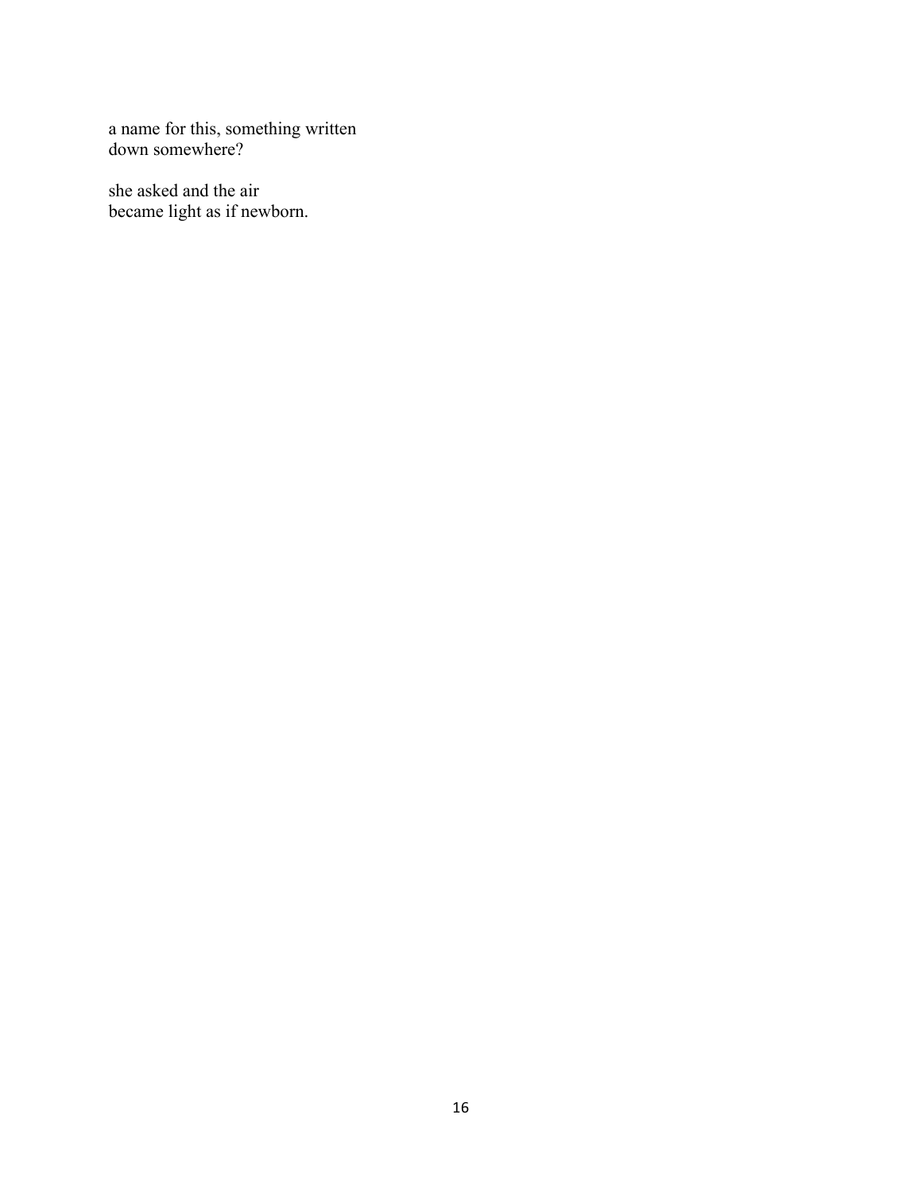a name for this, something written  
down somewhere?

she asked and the air  
became light as if newborn.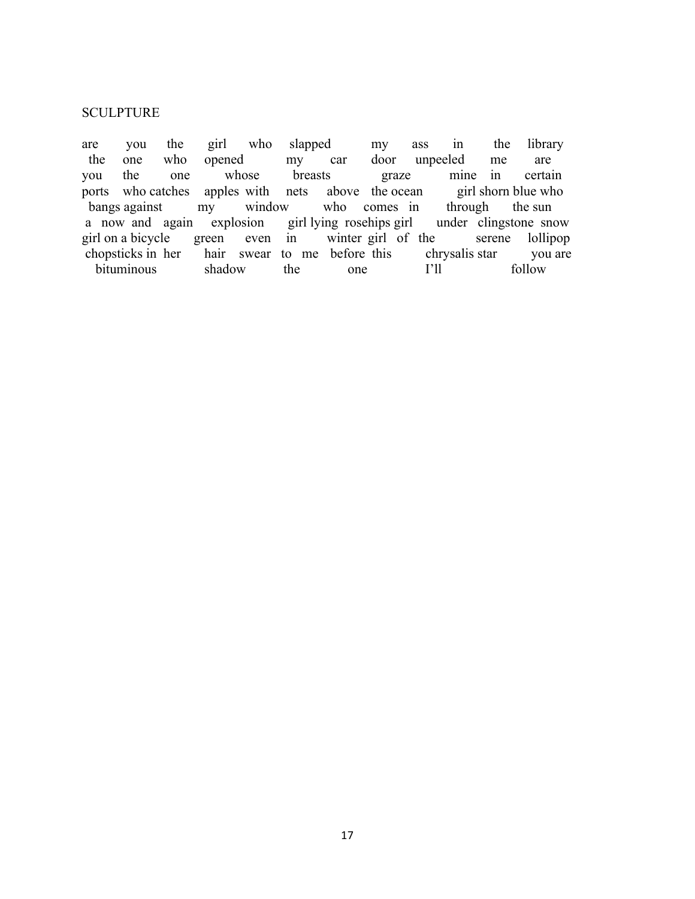SCULPTURE

are you the girl who slapped my ass in the library
the one who opened my car door unpeeled me are
you the one whose breasts graze mine in certain
ports who catches apples with nets above the ocean girl shorn blue who
bangs against my window who comes in through the sun
a now and again explosion girl lying rosehips girl under clingstone snow
girl on a bicycle green even in winter girl of the serene lollipop
chopsticks in her hair swear to me before this chrysalis star you are
bituminous shadow the one I'll follow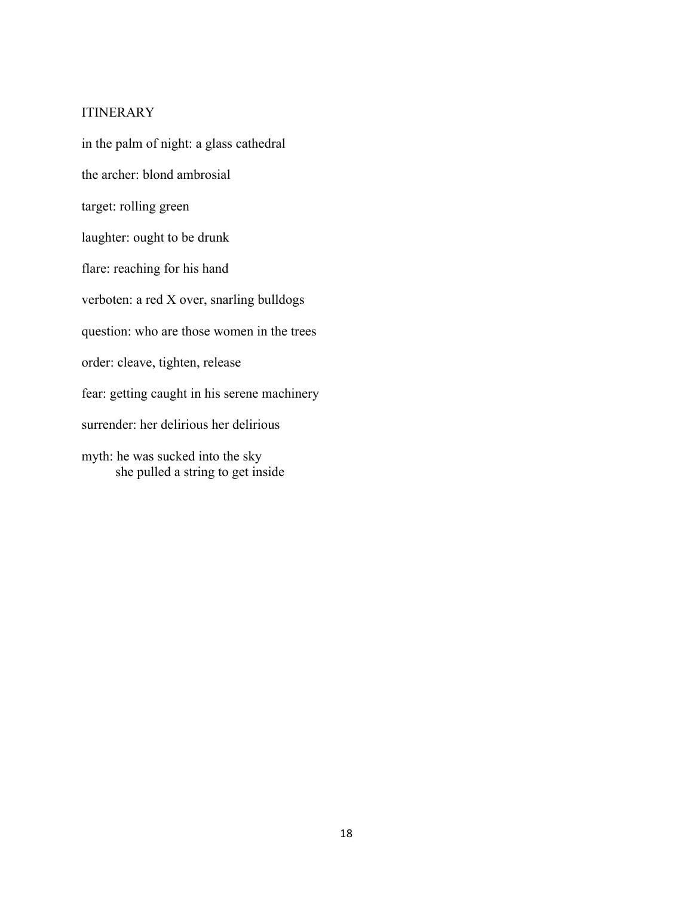## ITINERARY

in the palm of night: a glass cathedral

the archer: blond ambrosial

target: rolling green

laughter: ought to be drunk

flare: reaching for his hand

verboten: a red X over, snarling bulldogs

question: who are those women in the trees

order: cleave, tighten, release

fear: getting caught in his serene machinery

surrender: her delirious her delirious

myth: he was sucked into the sky  
        she pulled a string to get inside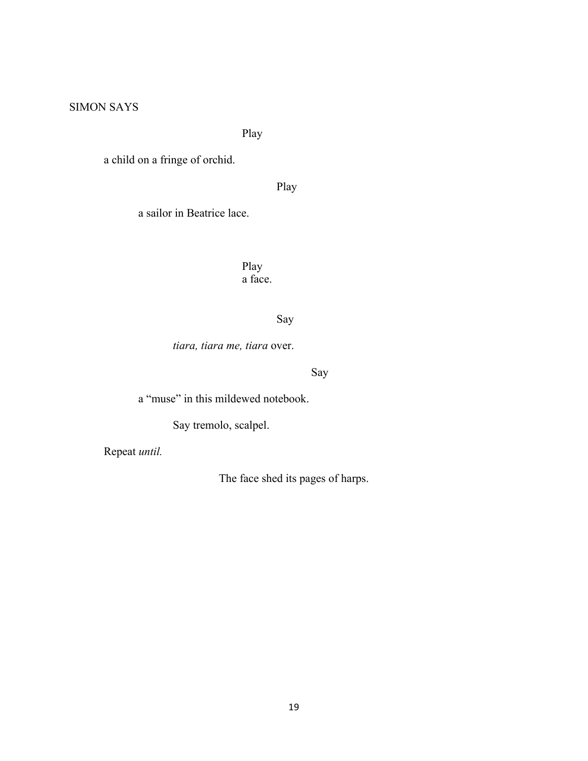SIMON SAYS

Play

a child on a fringe of orchid.

Play

a sailor in Beatrice lace.

Play  
a face.

Say

*tiara, tiara me, tiara* over.

Say

a "muse" in this mildewed notebook.

Say tremolo, scalpel.

Repeat *until.*

The face shed its pages of harps.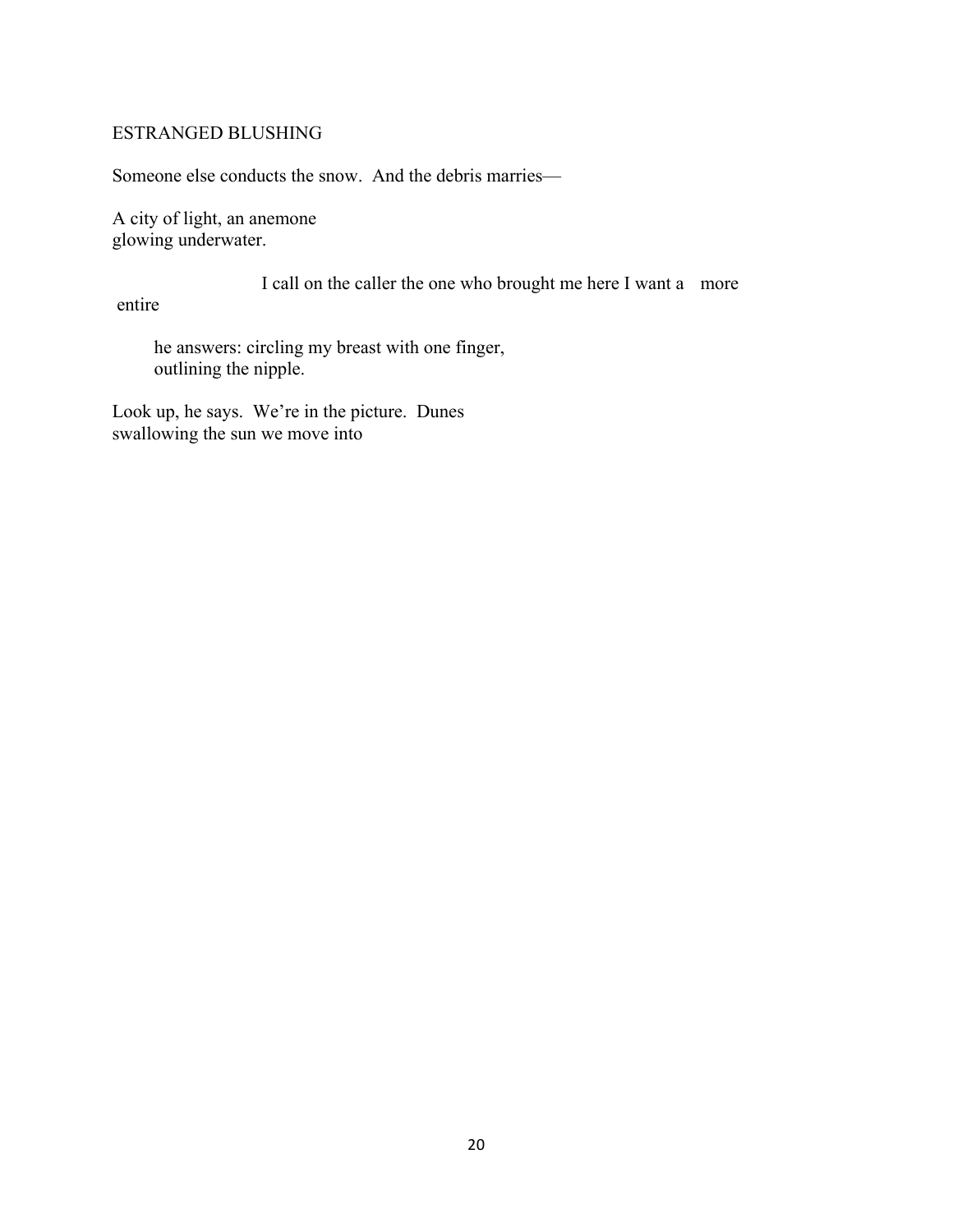## ESTRANGED BLUSHING

Someone else conducts the snow.  And the debris marries—

A city of light, an anemone
glowing underwater.

I call on the caller the one who brought me here I want a   more
entire

he answers: circling my breast with one finger,
outlining the nipple.

Look up, he says.  We're in the picture.  Dunes
swallowing the sun we move into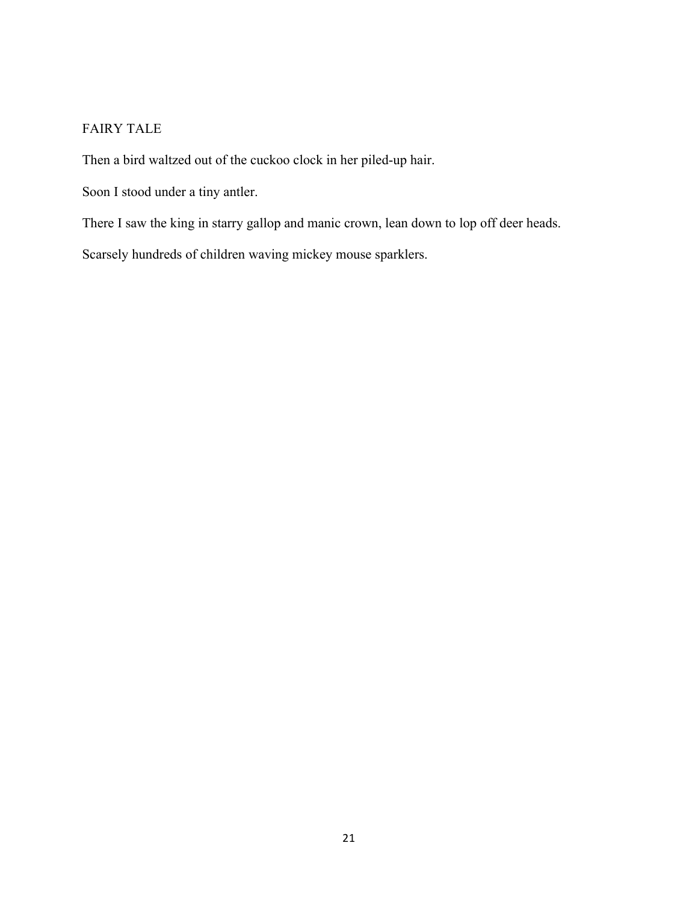## FAIRY TALE

Then a bird waltzed out of the cuckoo clock in her piled-up hair.

Soon I stood under a tiny antler.

There I saw the king in starry gallop and manic crown, lean down to lop off deer heads.

Scarsely hundreds of children waving mickey mouse sparklers.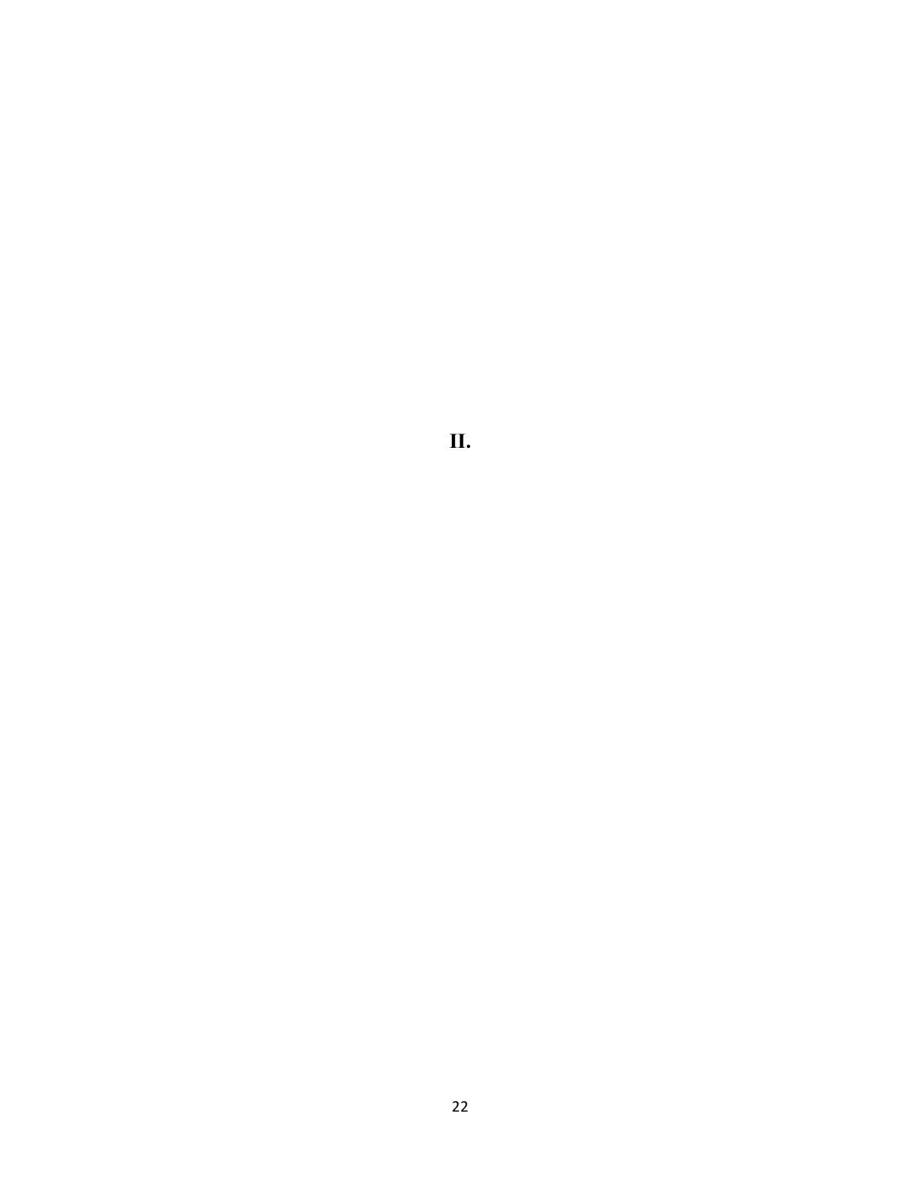# II.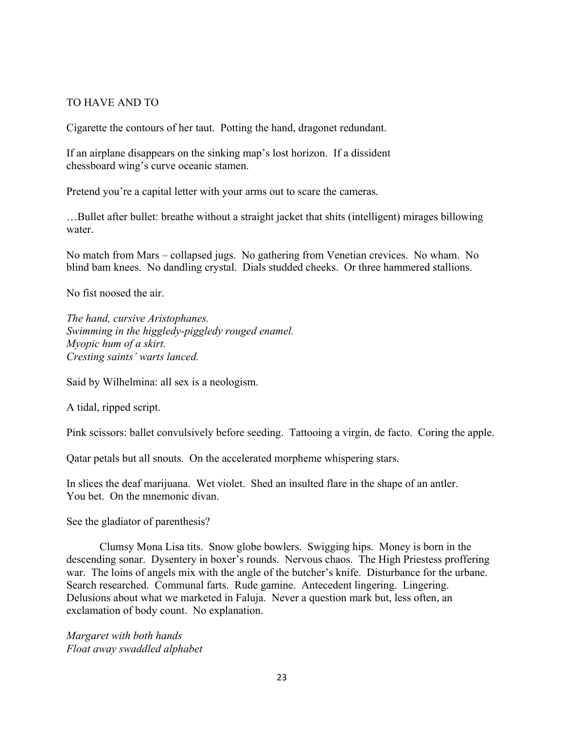TO HAVE AND TO

Cigarette the contours of her taut.  Potting the hand, dragonet redundant.

If an airplane disappears on the sinking map's lost horizon.  If a dissident chessboard wing's curve oceanic stamen.

Pretend you're a capital letter with your arms out to scare the cameras.

…Bullet after bullet: breathe without a straight jacket that shits (intelligent) mirages billowing water.

No match from Mars – collapsed jugs.  No gathering from Venetian crevices.  No wham.  No blind bam knees.  No dandling crystal.  Dials studded cheeks.  Or three hammered stallions.

No fist noosed the air.

*The hand, cursive Aristophanes.*  
*Swimming in the higgledy-piggledy rouged enamel.*  
*Myopic hum of a skirt.*  
*Cresting saints' warts lanced.*

Said by Wilhelmina: all sex is a neologism.

A tidal, ripped script.

Pink scissors: ballet convulsively before seeding.  Tattooing a virgin, de facto.  Coring the apple.

Qatar petals but all snouts.  On the accelerated morpheme whispering stars.

In slices the deaf marijuana.  Wet violet.  Shed an insulted flare in the shape of an antler.  
You bet.  On the mnemonic divan.

See the gladiator of parenthesis?

Clumsy Mona Lisa tits.  Snow globe bowlers.  Swigging hips.  Money is born in the descending sonar.  Dysentery in boxer's rounds.  Nervous chaos.  The High Priestess proffering war.  The loins of angels mix with the angle of the butcher's knife.  Disturbance for the urbane.  Search researched.  Communal farts.  Rude gamine.  Antecedent lingering.  Lingering.  Delusions about what we marketed in Faluja.  Never a question mark but, less often, an exclamation of body count.  No explanation.

*Margaret with both hands*  
*Float away swaddled alphabet*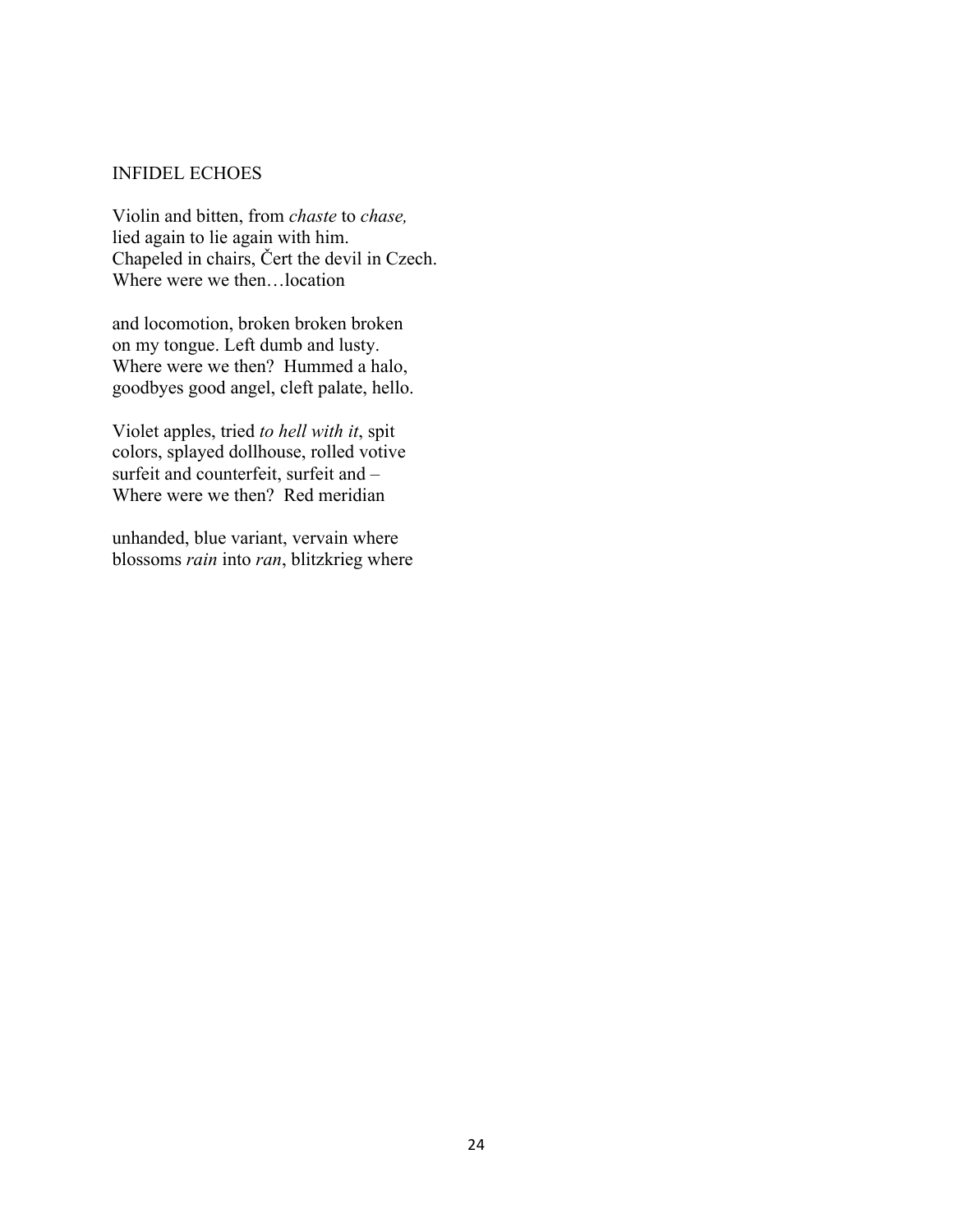# INFIDEL ECHOES

Violin and bitten, from *chaste* to *chase,*  
lied again to lie again with him.  
Chapeled in chairs, Čert the devil in Czech.  
Where were we then…location

and locomotion, broken broken broken  
on my tongue. Left dumb and lusty.  
Where were we then? Hummed a halo,  
goodbyes good angel, cleft palate, hello.

Violet apples, tried *to hell with it*, spit  
colors, splayed dollhouse, rolled votive  
surfeit and counterfeit, surfeit and –  
Where were we then? Red meridian

unhanded, blue variant, vervain where  
blossoms *rain* into *ran*, blitzkrieg where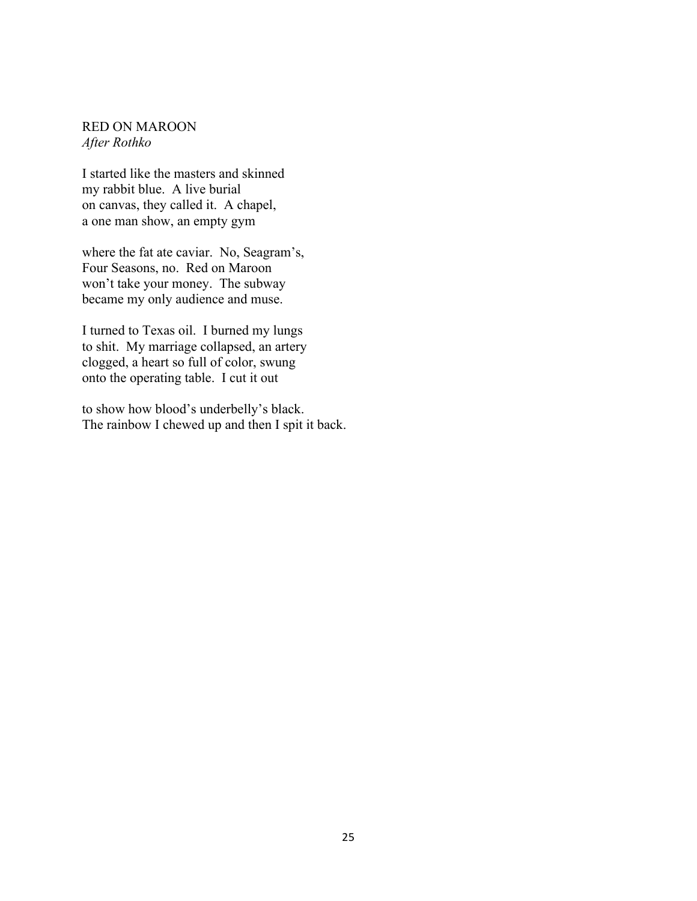RED ON MAROON
*After Rothko*

I started like the masters and skinned
my rabbit blue.  A live burial
on canvas, they called it.  A chapel,
a one man show, an empty gym

where the fat ate caviar.  No, Seagram's,
Four Seasons, no.  Red on Maroon
won't take your money.  The subway
became my only audience and muse.

I turned to Texas oil.  I burned my lungs
to shit.  My marriage collapsed, an artery
clogged, a heart so full of color, swung
onto the operating table.  I cut it out

to show how blood's underbelly's black.
The rainbow I chewed up and then I spit it back.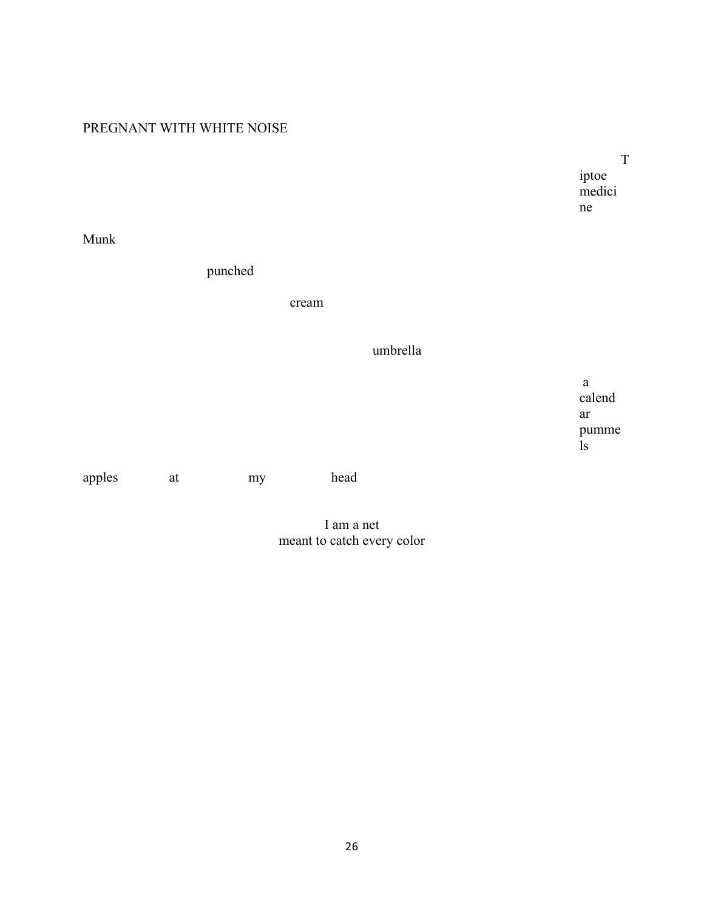## PREGNANT WITH WHITE NOISE

T
iptoe
medici
ne

Munk

punched

cream

umbrella

a
calend
ar
pumme
ls

apples at my head

I am a net
meant to catch every color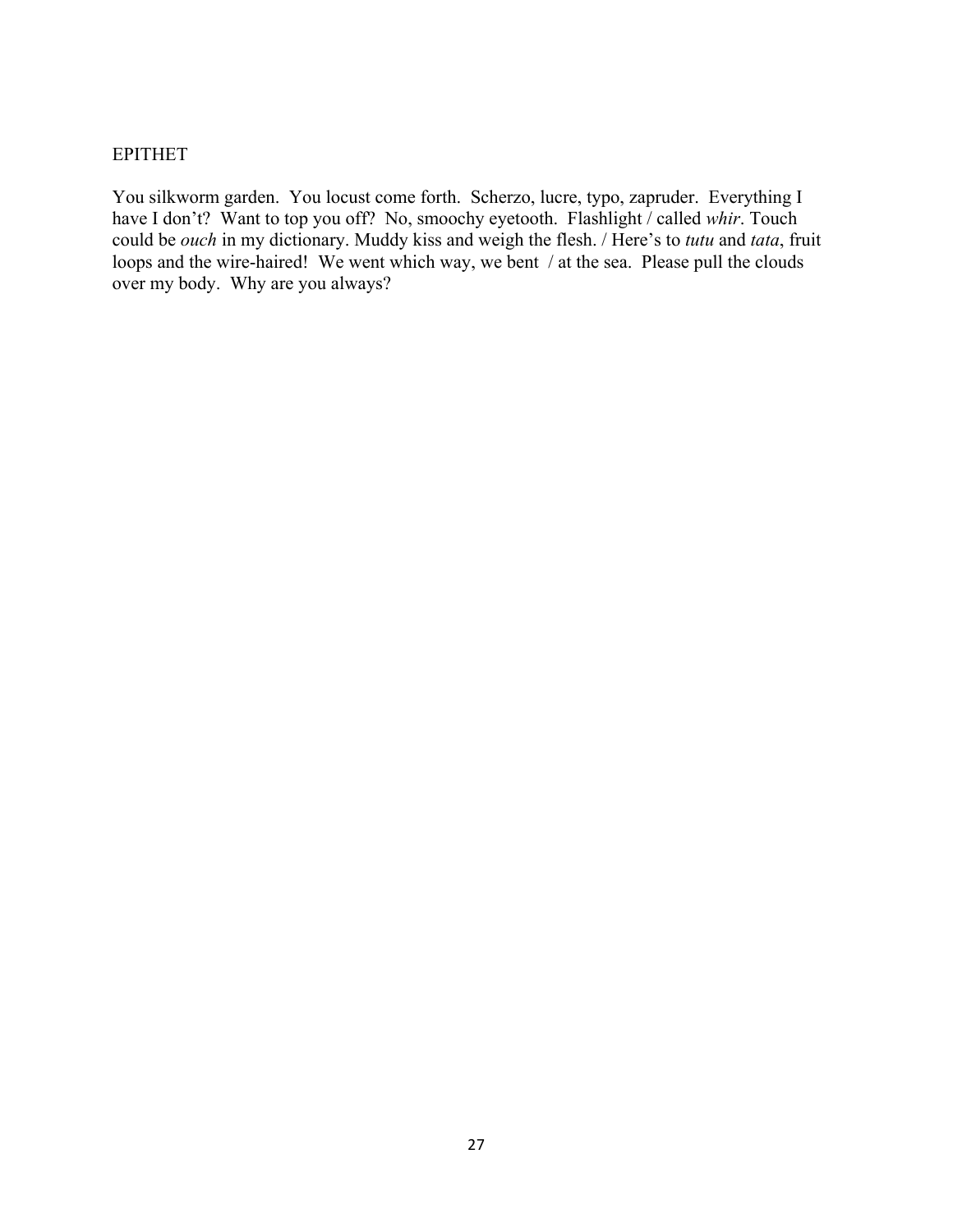# EPITHET

You silkworm garden.  You locust come forth.  Scherzo, lucre, typo, zapruder.  Everything I have I don't?  Want to top you off?  No, smoochy eyetooth.  Flashlight / called *whir*. Touch could be *ouch* in my dictionary. Muddy kiss and weigh the flesh. / Here's to *tutu* and *tata*, fruit loops and the wire-haired!  We went which way, we bent  / at the sea.  Please pull the clouds over my body.  Why are you always?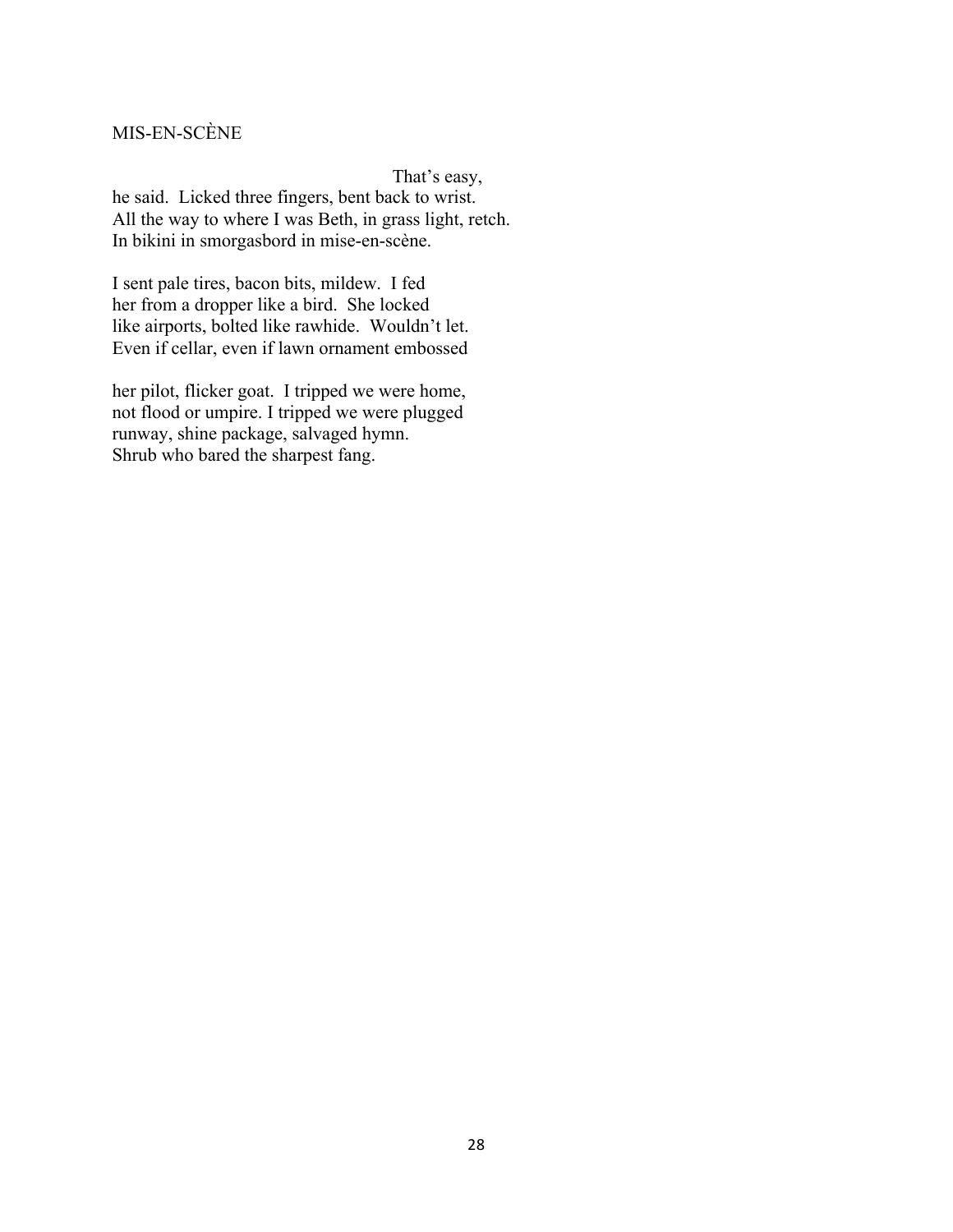## MIS-EN-SCÈNE

                                                That's easy,
he said.  Licked three fingers, bent back to wrist.
All the way to where I was Beth, in grass light, retch.
In bikini in smorgasbord in mise-en-scène.

I sent pale tires, bacon bits, mildew.  I fed
her from a dropper like a bird.  She locked
like airports, bolted like rawhide.  Wouldn't let.
Even if cellar, even if lawn ornament embossed

her pilot, flicker goat.  I tripped we were home,
not flood or umpire. I tripped we were plugged
runway, shine package, salvaged hymn.
Shrub who bared the sharpest fang.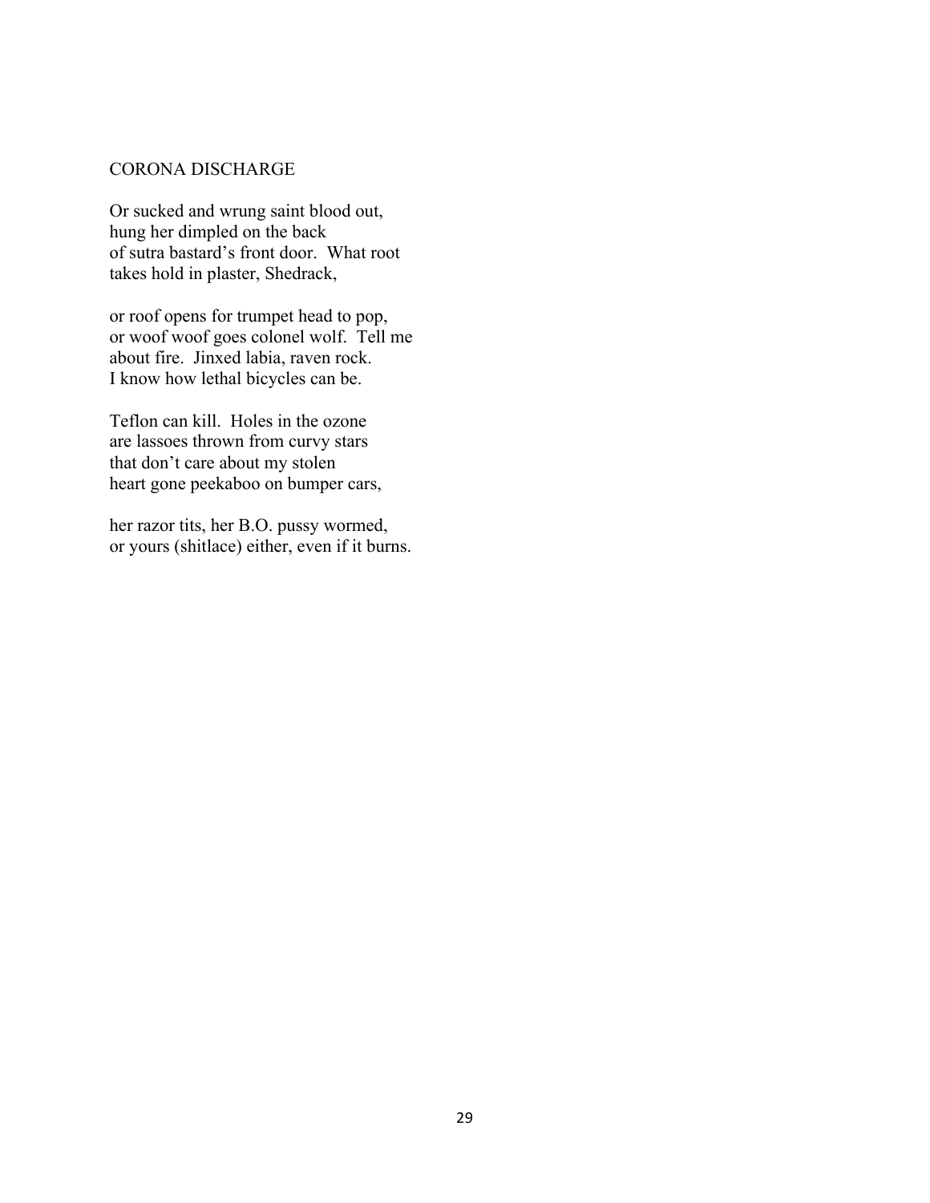## CORONA DISCHARGE

Or sucked and wrung saint blood out,  
hung her dimpled on the back  
of sutra bastard's front door.  What root  
takes hold in plaster, Shedrack,

or roof opens for trumpet head to pop,  
or woof woof goes colonel wolf.  Tell me  
about fire.  Jinxed labia, raven rock.  
I know how lethal bicycles can be.

Teflon can kill.  Holes in the ozone  
are lassoes thrown from curvy stars  
that don't care about my stolen  
heart gone peekaboo on bumper cars,

her razor tits, her B.O. pussy wormed,  
or yours (shitlace) either, even if it burns.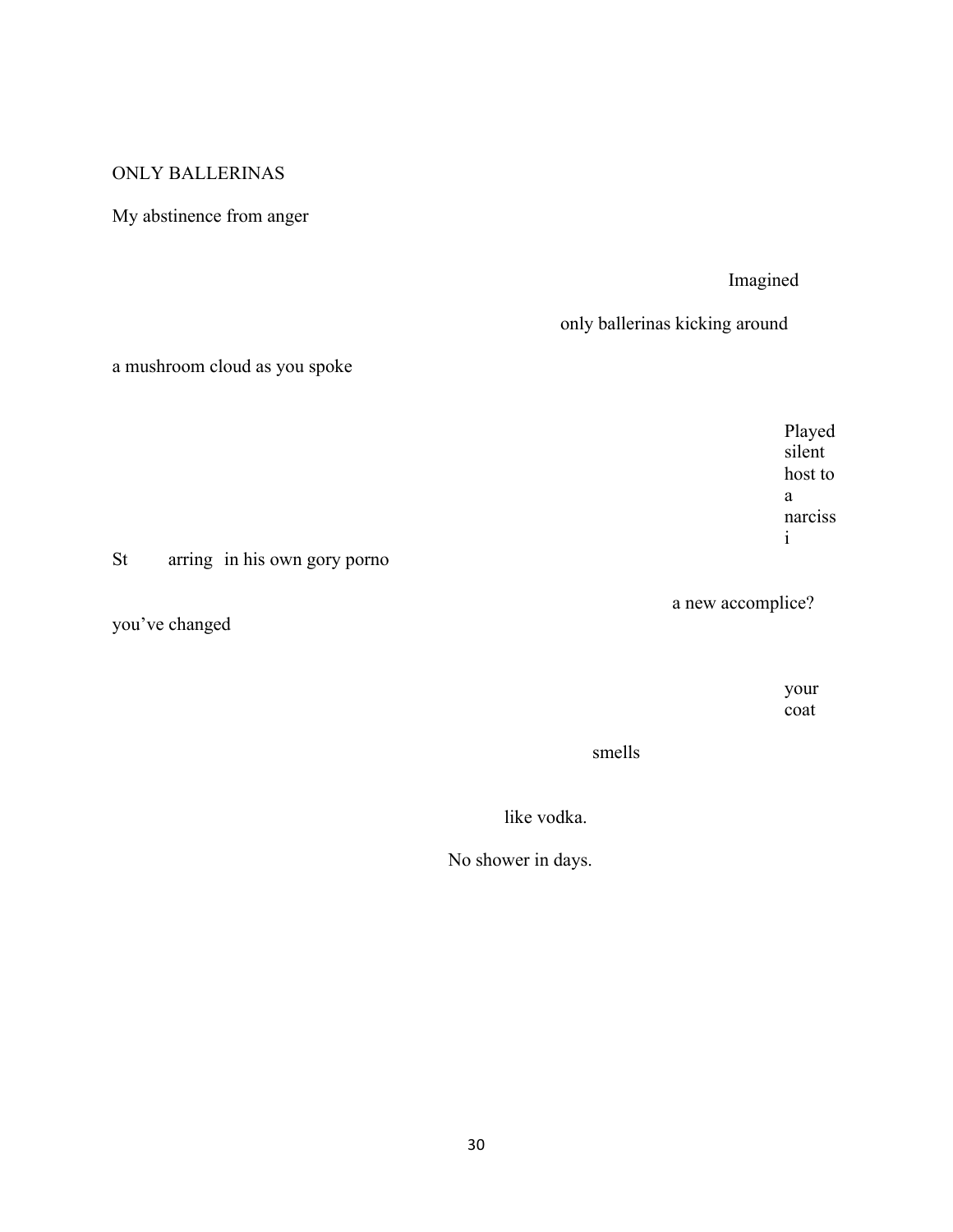ONLY BALLERINAS

My abstinence from anger

Imagined

only ballerinas kicking around

a mushroom cloud as you spoke

Played
silent
host to
a
narciss
i

St arring in his own gory porno

a new accomplice?

you've changed

your
coat

smells

like vodka.

No shower in days.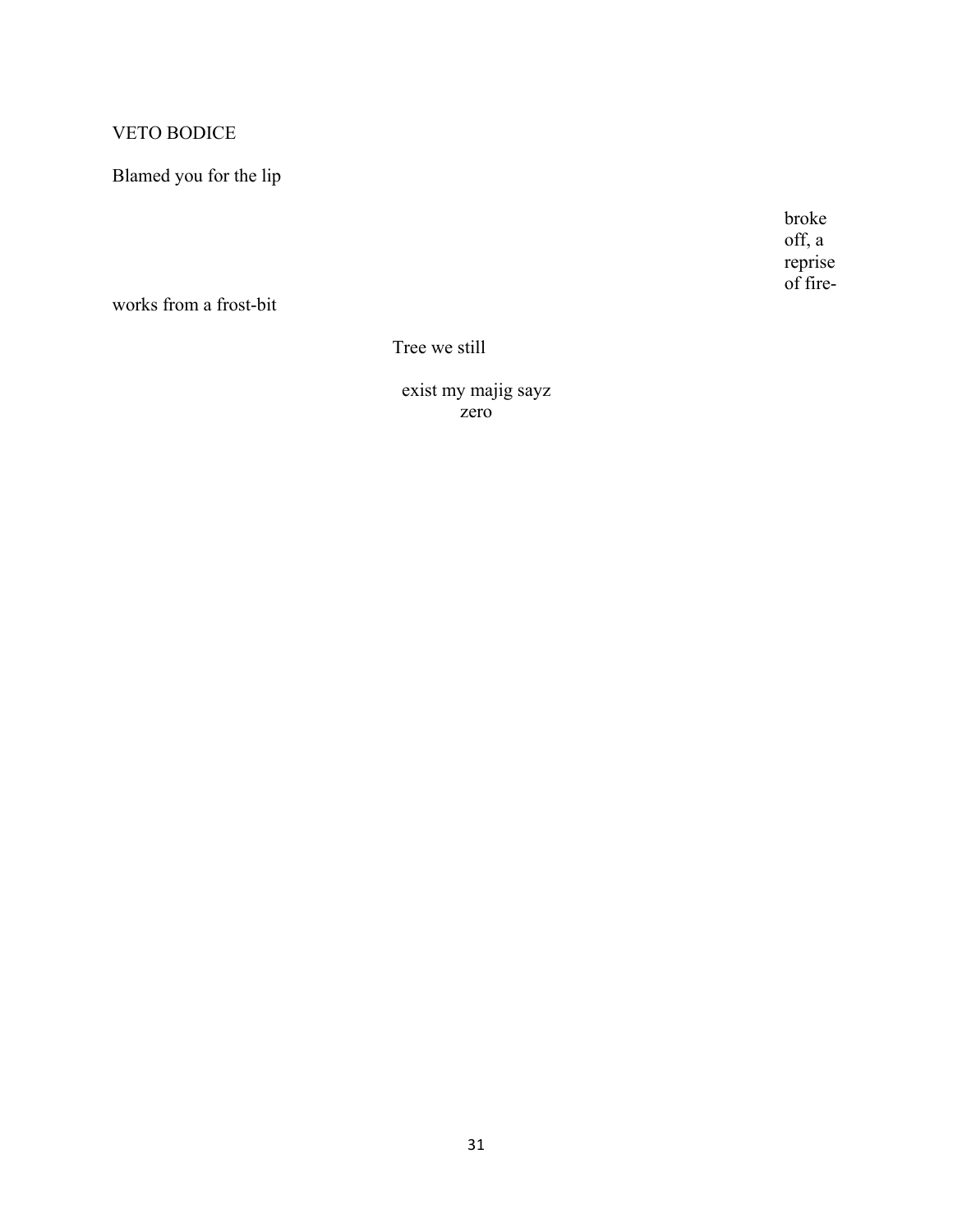VETO BODICE

Blamed you for the lip

broke
off, a
reprise
of fire-

works from a frost-bit

Tree we still

exist my majig sayz
zero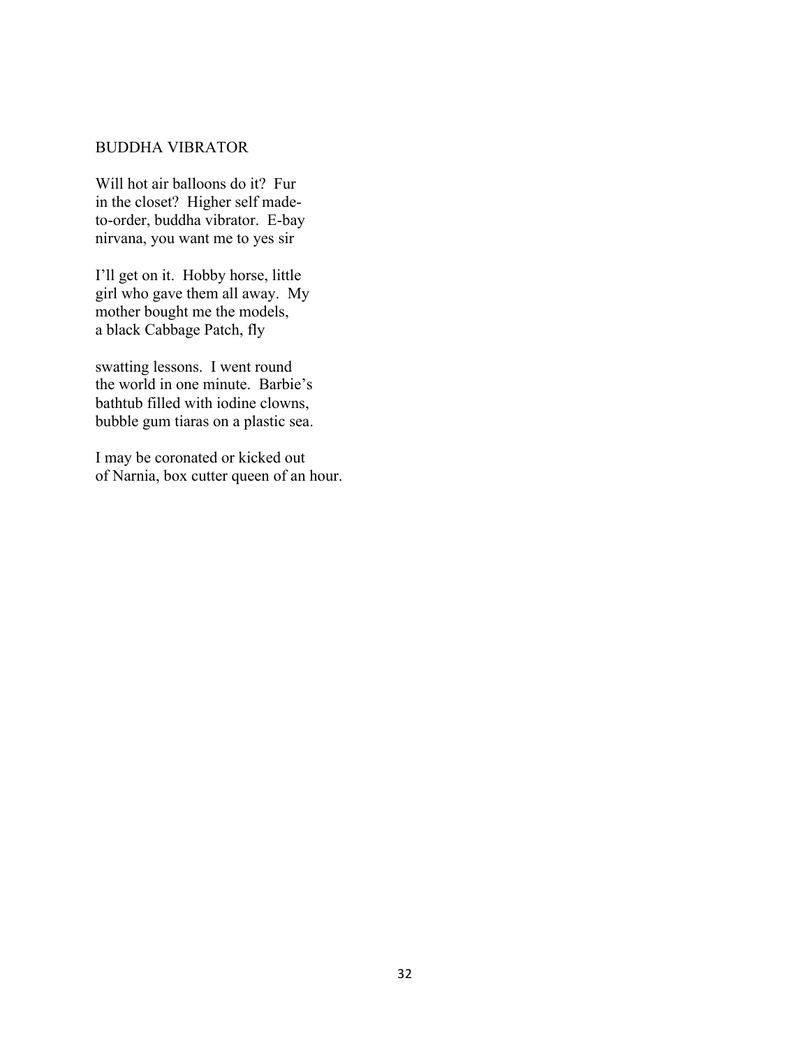## BUDDHA VIBRATOR

Will hot air balloons do it?  Fur  
in the closet?  Higher self made-  
to-order, buddha vibrator.  E-bay  
nirvana, you want me to yes sir

I'll get on it.  Hobby horse, little  
girl who gave them all away.  My  
mother bought me the models,  
a black Cabbage Patch, fly

swatting lessons.  I went round  
the world in one minute.  Barbie's  
bathtub filled with iodine clowns,  
bubble gum tiaras on a plastic sea.

I may be coronated or kicked out  
of Narnia, box cutter queen of an hour.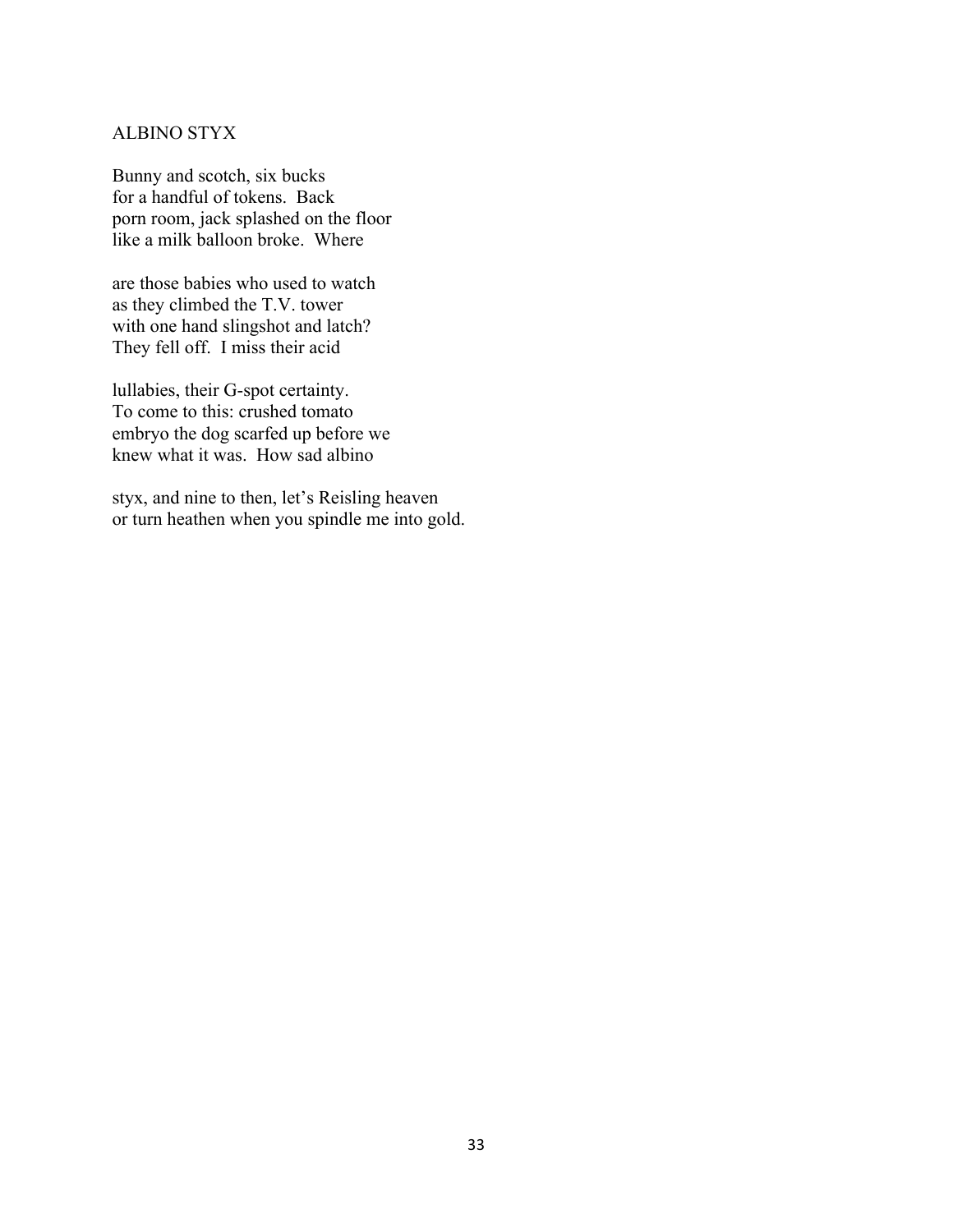ALBINO STYX

Bunny and scotch, six bucks
for a handful of tokens.  Back
porn room, jack splashed on the floor
like a milk balloon broke.  Where

are those babies who used to watch
as they climbed the T.V. tower
with one hand slingshot and latch?
They fell off.  I miss their acid

lullabies, their G-spot certainty.
To come to this: crushed tomato
embryo the dog scarfed up before we
knew what it was.  How sad albino

styx, and nine to then, let's Reisling heaven
or turn heathen when you spindle me into gold.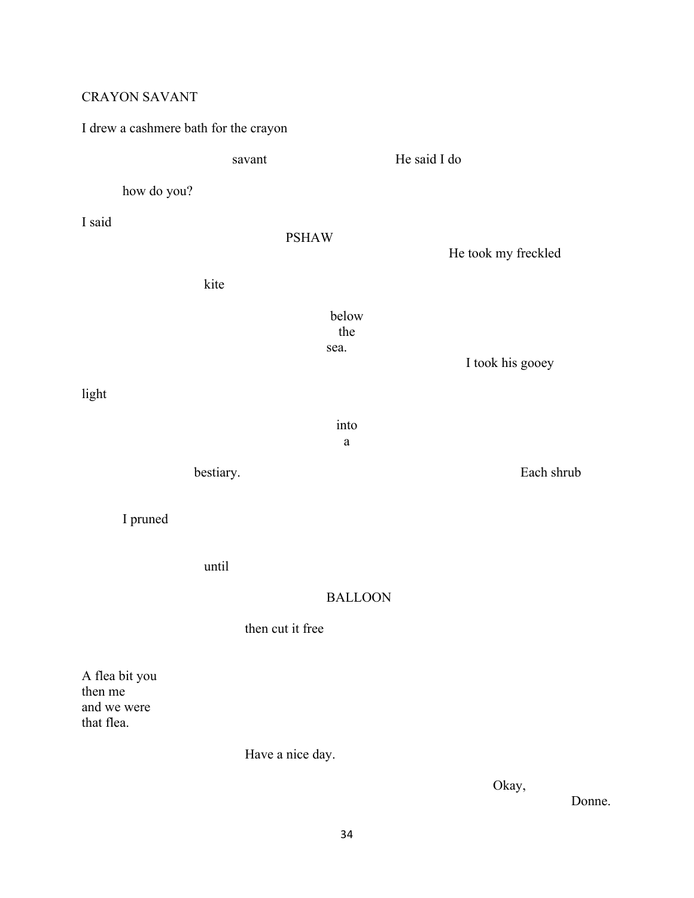CRAYON SAVANT

I drew a cashmere bath for the crayon

savant He said I do

how do you?

I said

PSHAW

He took my freckled

kite

below  
the  
sea.

I took his gooey

light

into  
a

bestiary. Each shrub

I pruned

until

BALLOON

then cut it free

A flea bit you  
then me  
and we were  
that flea.

Have a nice day.

Okay,  
Donne.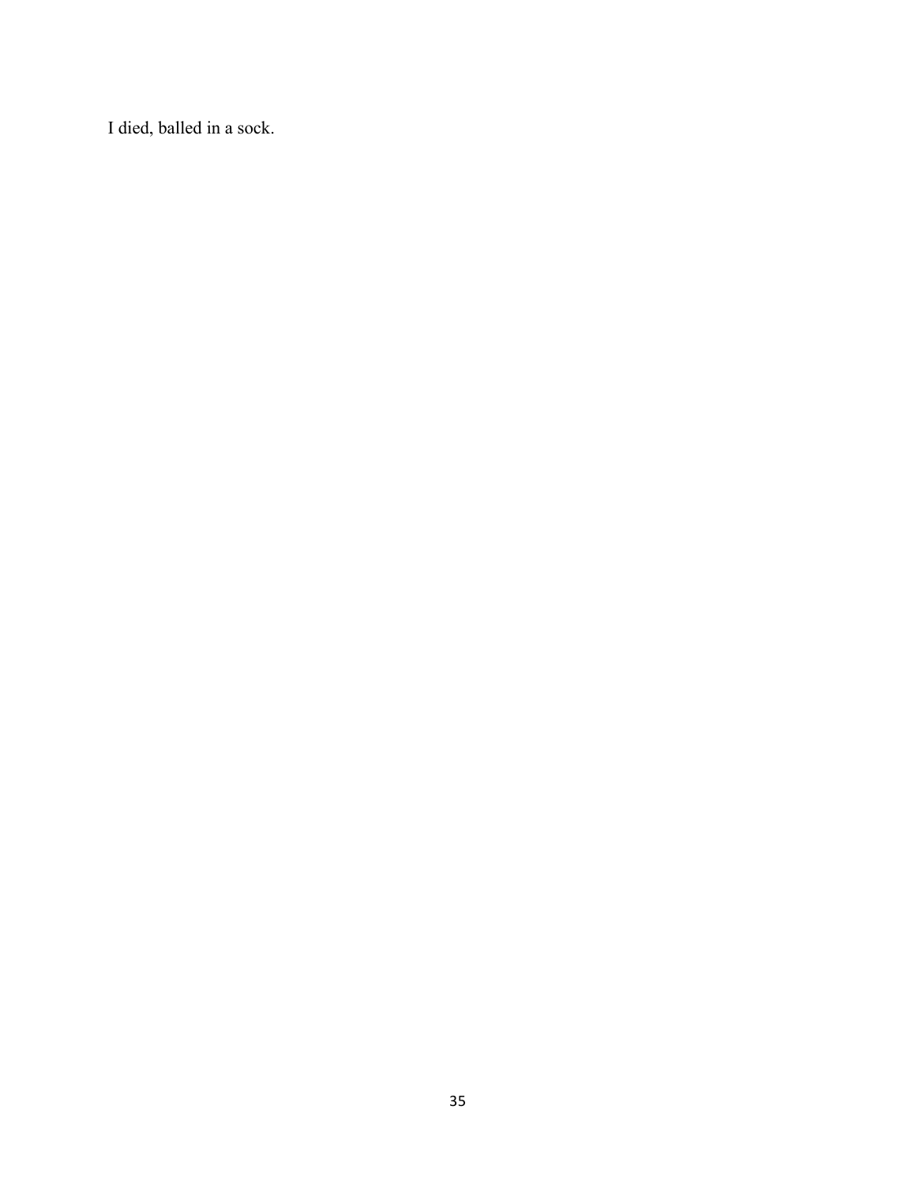I died, balled in a sock.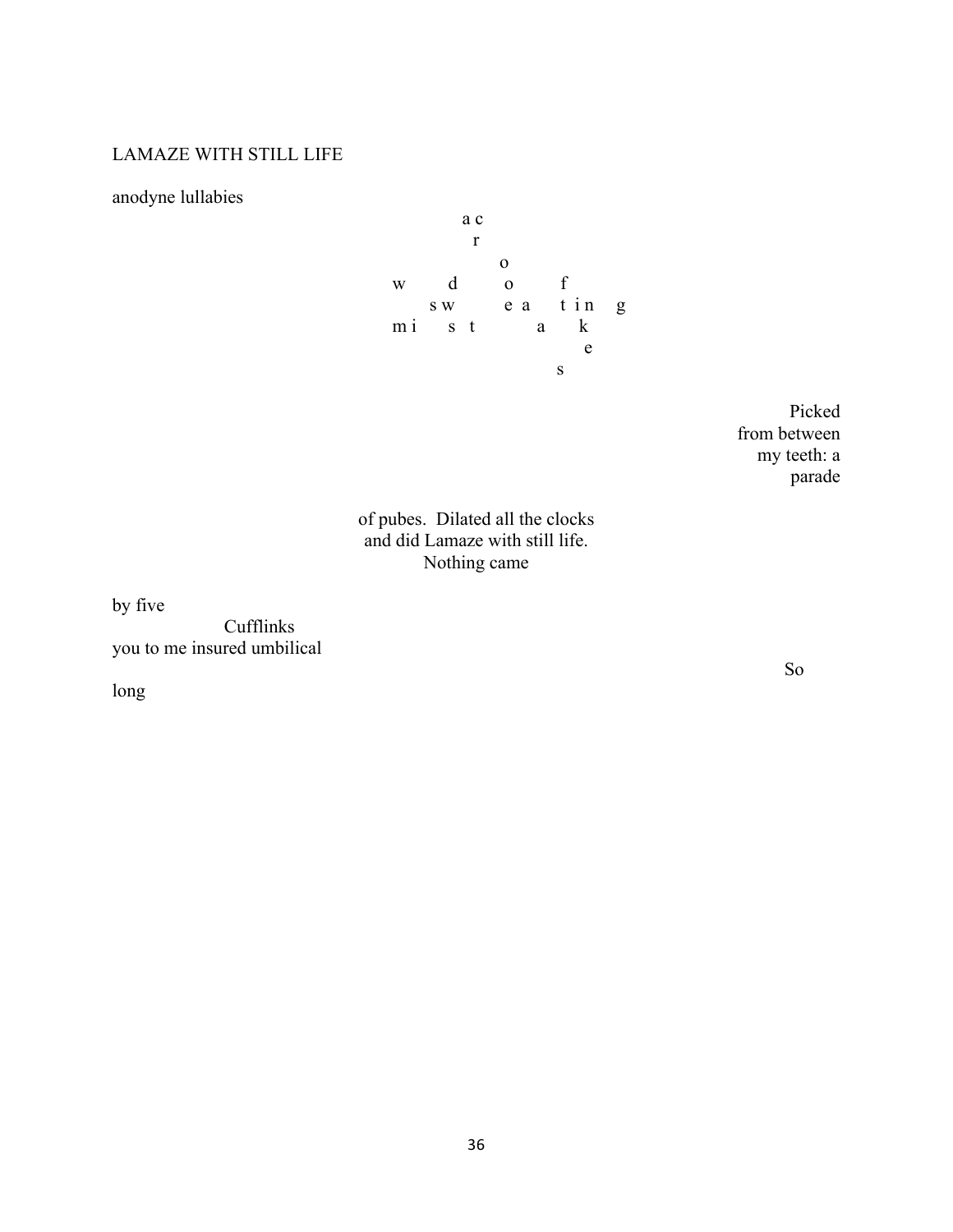LAMAZE WITH STILL LIFE

anodyne lullabies

```
                        a c
                          r
                             o
                w       d        o        f
                    s w         e  a     t  i n     g
                m i      s  t           a       k
                                                    e
                                                s
```

Picked
from between
my teeth: a
parade

of pubes.  Dilated all the clocks
and did Lamaze with still life.
Nothing came

by five
Cufflinks
you to me insured umbilical

So

long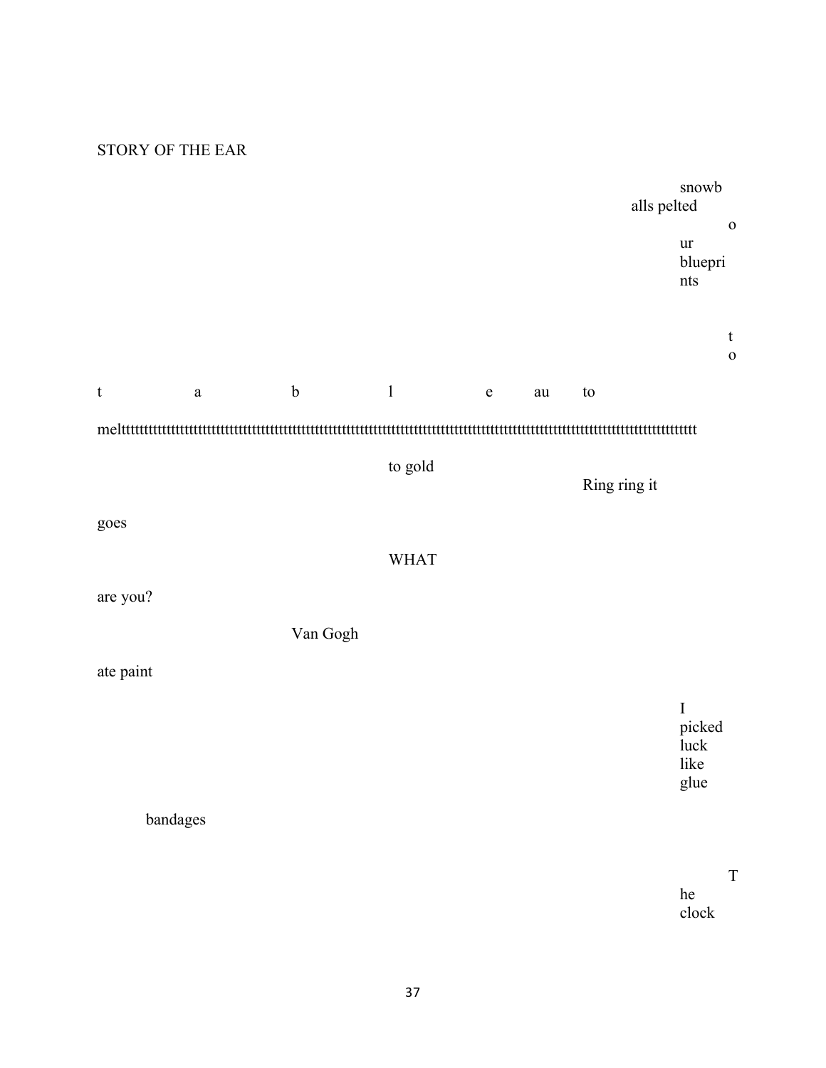# STORY OF THE EAR

snowb
alls pelted
o
ur
bluepri
nts

t
o

t a b l e au to

meltttttttttttttttttttttttttttttttttttttttttttttttttttttttttttttttttttttttttttttttttttttttttttttttttttttttttttttttttttttttttttttttttttttttttttttttttttttt

to gold
Ring ring it

goes

WHAT

are you?

Van Gogh

ate paint

I
picked
luck
like
glue

bandages

T
he
clock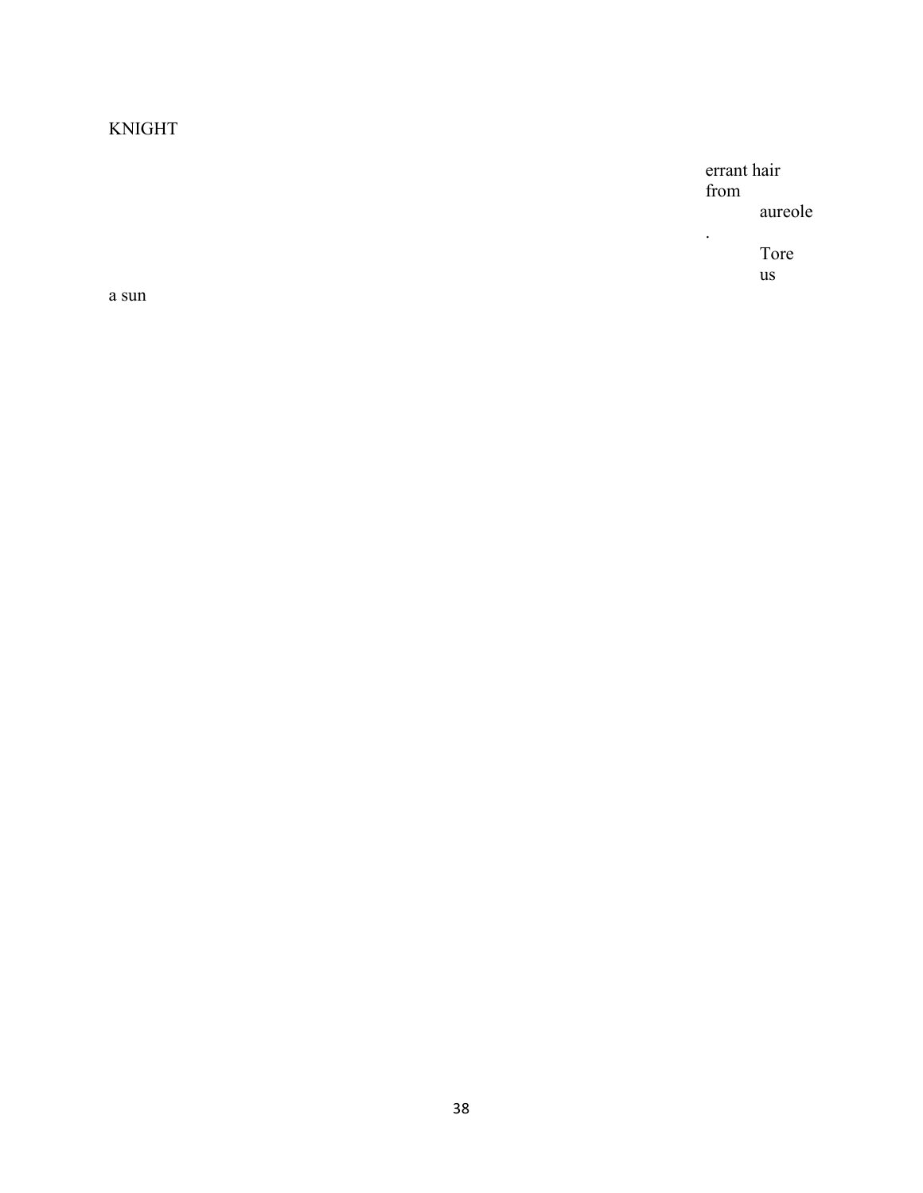KNIGHT

errant hair
from
    aureole
.
    Tore
    us

a sun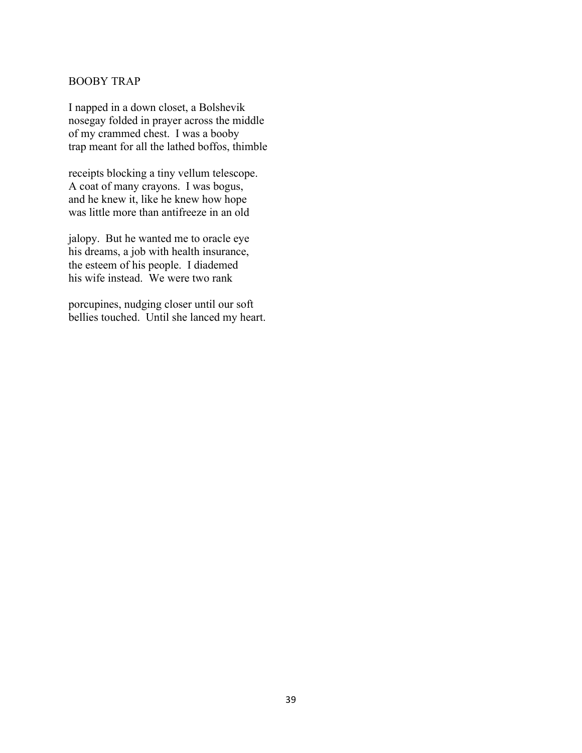BOOBY TRAP

I napped in a down closet, a Bolshevik  
nosegay folded in prayer across the middle  
of my crammed chest.  I was a booby  
trap meant for all the lathed boffos, thimble

receipts blocking a tiny vellum telescope.  
A coat of many crayons.  I was bogus,  
and he knew it, like he knew how hope  
was little more than antifreeze in an old

jalopy.  But he wanted me to oracle eye  
his dreams, a job with health insurance,  
the esteem of his people.  I diademed  
his wife instead.  We were two rank

porcupines, nudging closer until our soft  
bellies touched.  Until she lanced my heart.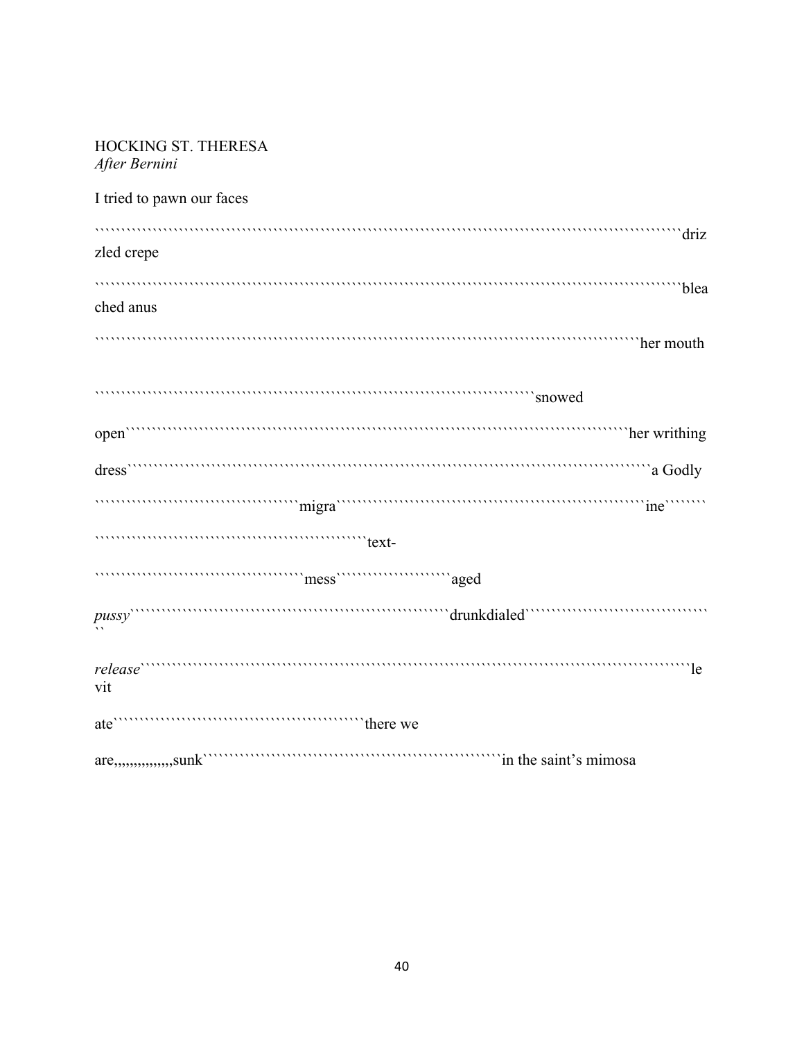HOCKING ST. THERESA
*After Bernini*

I tried to pawn our faces

```````````````````````````````````````````````````````````````````````````````````````````````driz
zled crepe

```````````````````````````````````````````````````````````````````````````````````````````````blea
ched anus

```````````````````````````````````````````````````````````````````````````````````````her mouth

````````````````````````````````````````````````````````````````````````snowed

open```````````````````````````````````````````````````````````````````````````````her writing

dress`````````````````````````````````````````````````````````````````````````````````a Godly

``````````````````````````````````migra``````````````````````````````````````````````````ine````````

````````````````````````````````````````````````text-

``````````````````````````````````mess````````````````````aged

*pussy*``````````````````````````````````````````````````````drunkdialed``````````````````````````````````
``

*release*```````````````````````````````````````````````````````````````````````````````````````le
vit

ate`````````````````````````````````````````````there we

are,,,,,,,,,,,,,,,sunk````````````````````````````````````````````````````in the saint's mimosa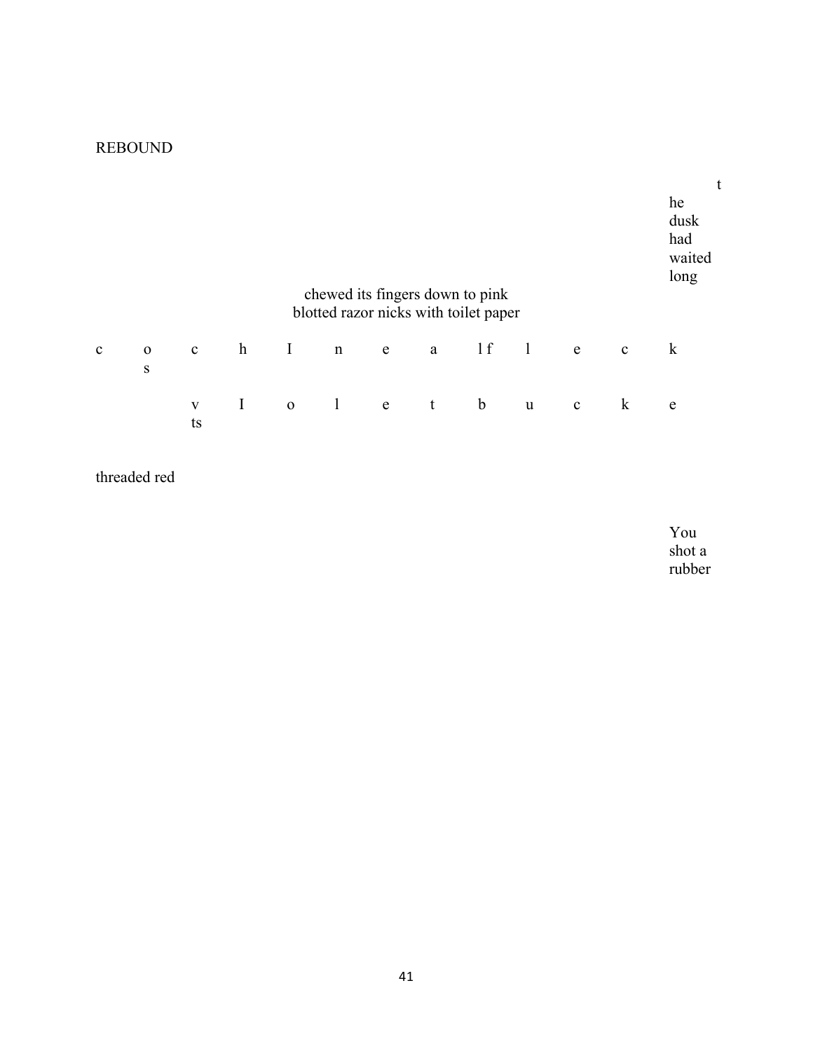REBOUND

t
he
dusk
had
waited
long

chewed its fingers down to pink
blotted razor nicks with toilet paper

c o c h I n e a l f l e c k
s

v I o l e t b u c k e
ts

threaded red

You
shot a
rubber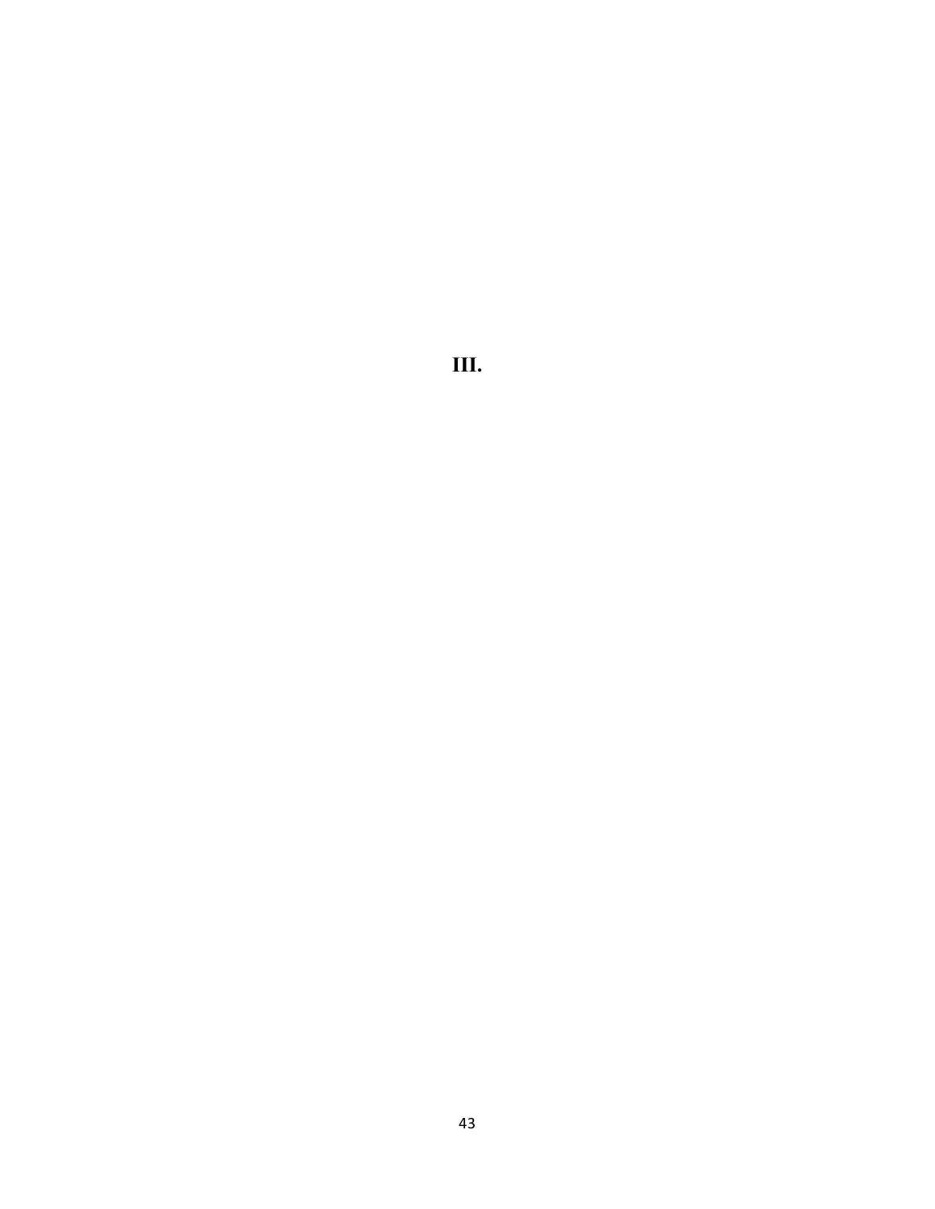# III.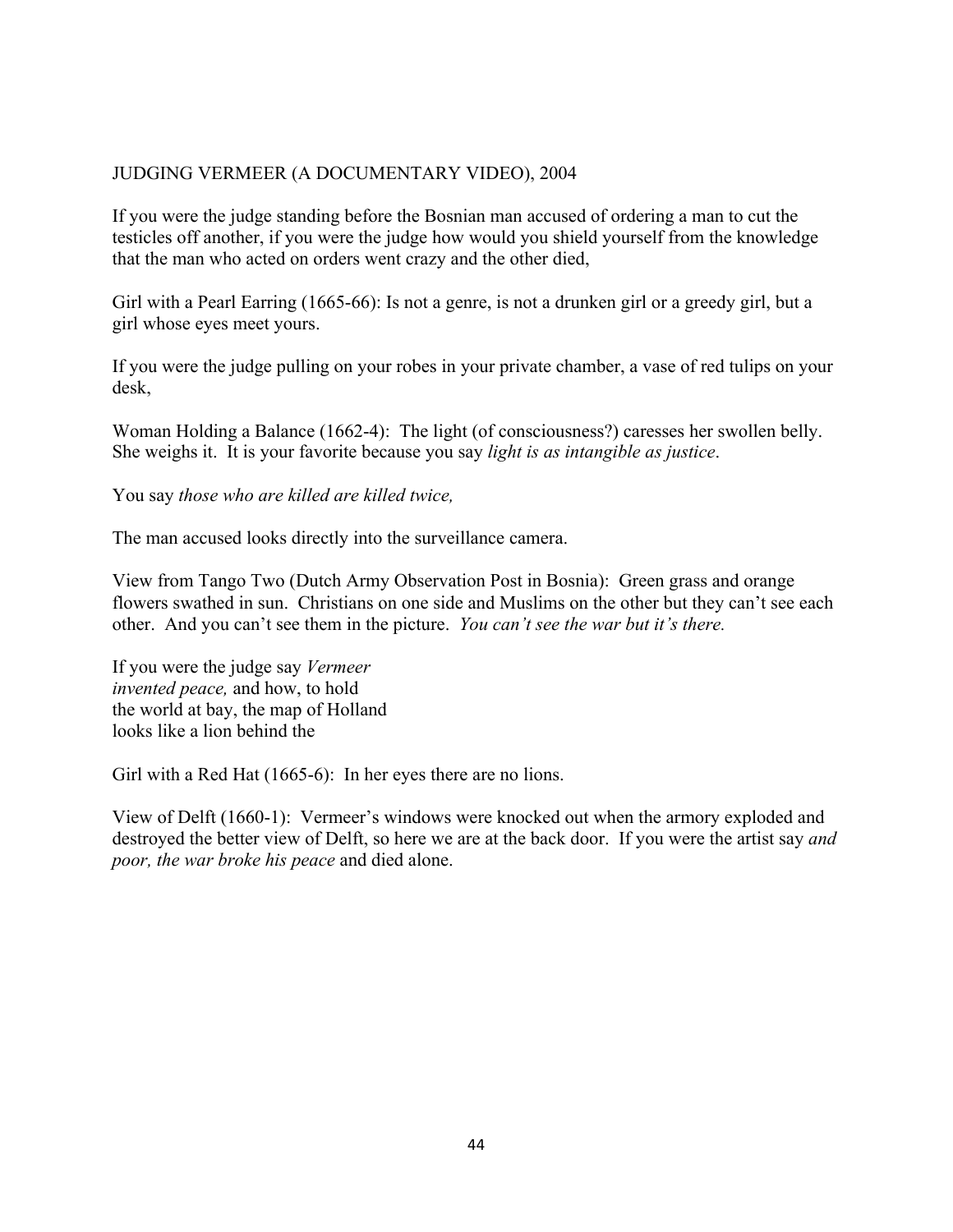## JUDGING VERMEER (A DOCUMENTARY VIDEO), 2004

If you were the judge standing before the Bosnian man accused of ordering a man to cut the testicles off another, if you were the judge how would you shield yourself from the knowledge that the man who acted on orders went crazy and the other died,

Girl with a Pearl Earring (1665-66): Is not a genre, is not a drunken girl or a greedy girl, but a girl whose eyes meet yours.

If you were the judge pulling on your robes in your private chamber, a vase of red tulips on your desk,

Woman Holding a Balance (1662-4): The light (of consciousness?) caresses her swollen belly. She weighs it. It is your favorite because you say *light is as intangible as justice*.

You say *those who are killed are killed twice,*

The man accused looks directly into the surveillance camera.

View from Tango Two (Dutch Army Observation Post in Bosnia): Green grass and orange flowers swathed in sun. Christians on one side and Muslims on the other but they can't see each other. And you can't see them in the picture. *You can't see the war but it's there.*

If you were the judge say *Vermeer*
*invented peace,* and how, to hold
the world at bay, the map of Holland
looks like a lion behind the

Girl with a Red Hat (1665-6): In her eyes there are no lions.

View of Delft (1660-1): Vermeer's windows were knocked out when the armory exploded and destroyed the better view of Delft, so here we are at the back door. If you were the artist say *and poor, the war broke his peace* and died alone.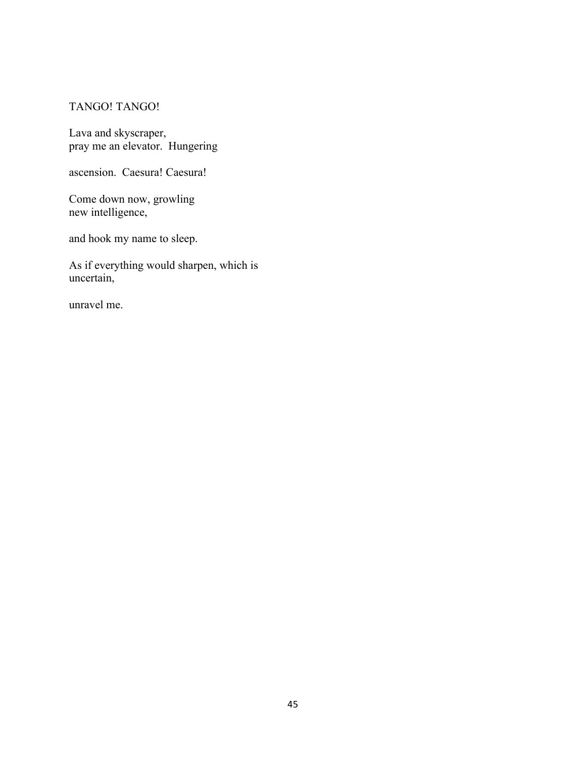TANGO! TANGO!

Lava and skyscraper,  
pray me an elevator.  Hungering

ascension.  Caesura! Caesura!

Come down now, growling  
new intelligence,

and hook my name to sleep.

As if everything would sharpen, which is  
uncertain,

unravel me.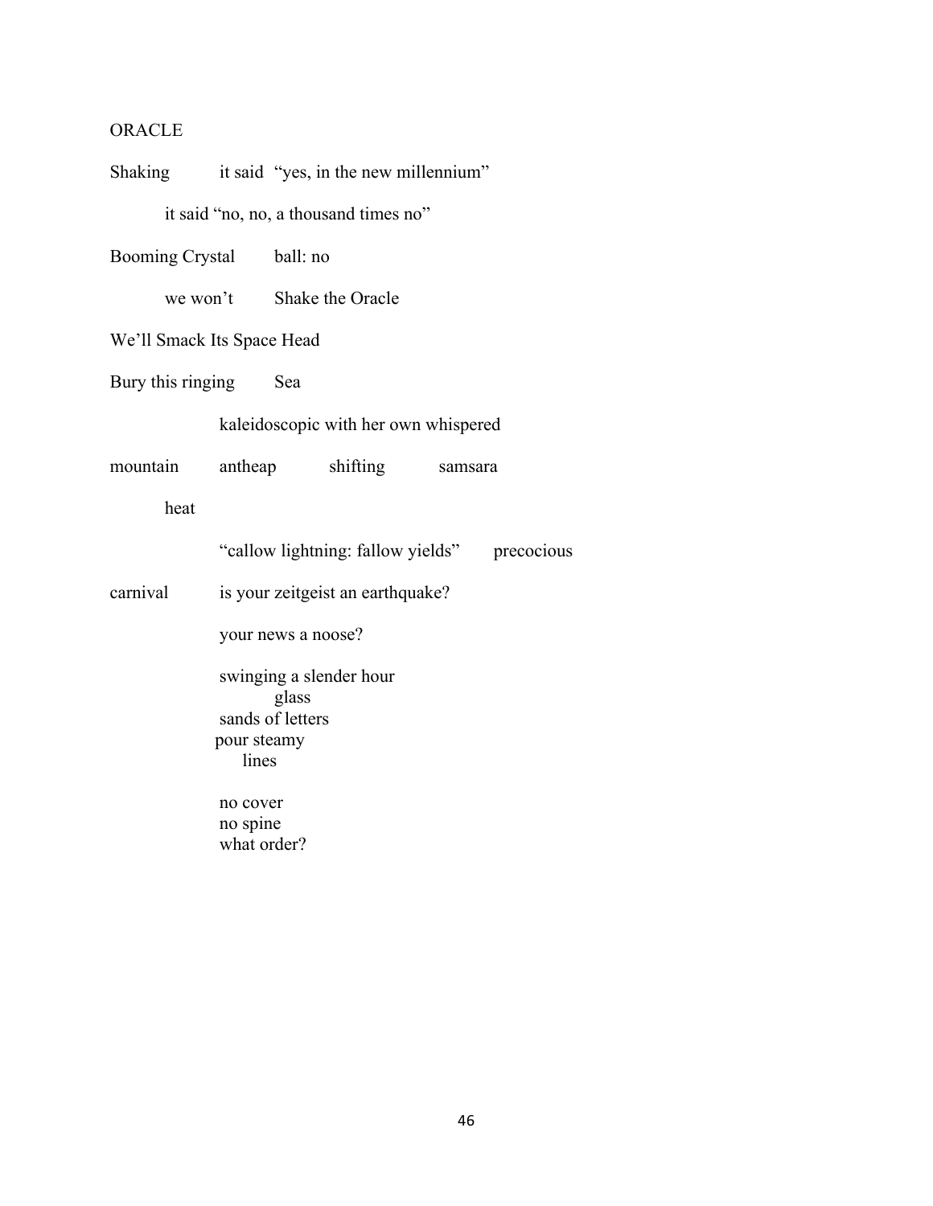ORACLE

Shaking    it said "yes, in the new millennium"

  it said "no, no, a thousand times no"

Booming Crystal    ball: no

  we won't    Shake the Oracle

We'll Smack Its Space Head

Bury this ringing    Sea

    kaleidoscopic with her own whispered

mountain    antheap    shifting    samsara

  heat

    "callow lightning: fallow yields"    precocious

carnival    is your zeitgeist an earthquake?

    your news a noose?

    swinging a slender hour  
      glass  
    sands of letters  
    pour steamy  
      lines

    no cover  
    no spine  
    what order?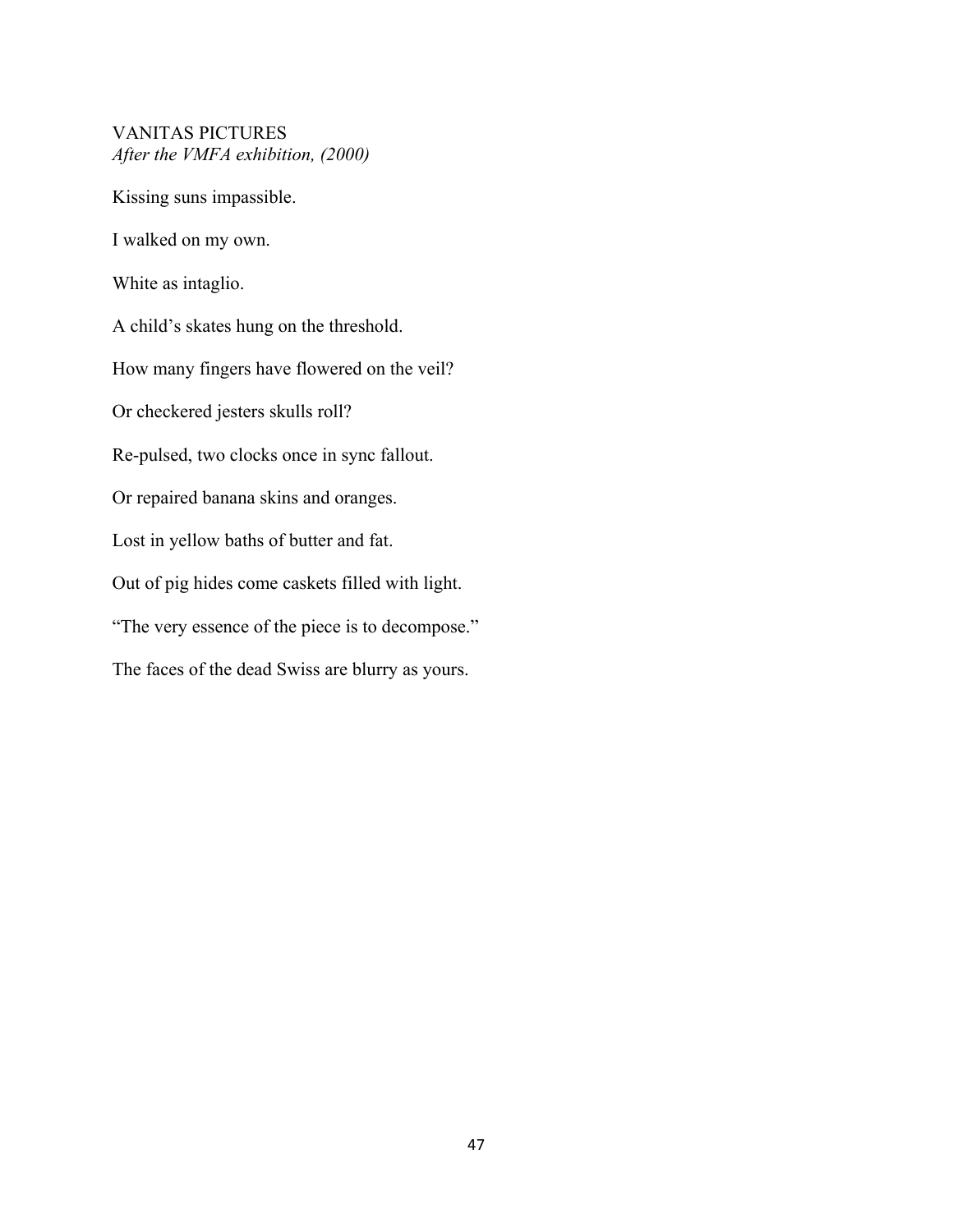VANITAS PICTURES
*After the VMFA exhibition, (2000)*

Kissing suns impassible.

I walked on my own.

White as intaglio.

A child's skates hung on the threshold.

How many fingers have flowered on the veil?

Or checkered jesters skulls roll?

Re-pulsed, two clocks once in sync fallout.

Or repaired banana skins and oranges.

Lost in yellow baths of butter and fat.

Out of pig hides come caskets filled with light.

"The very essence of the piece is to decompose."

The faces of the dead Swiss are blurry as yours.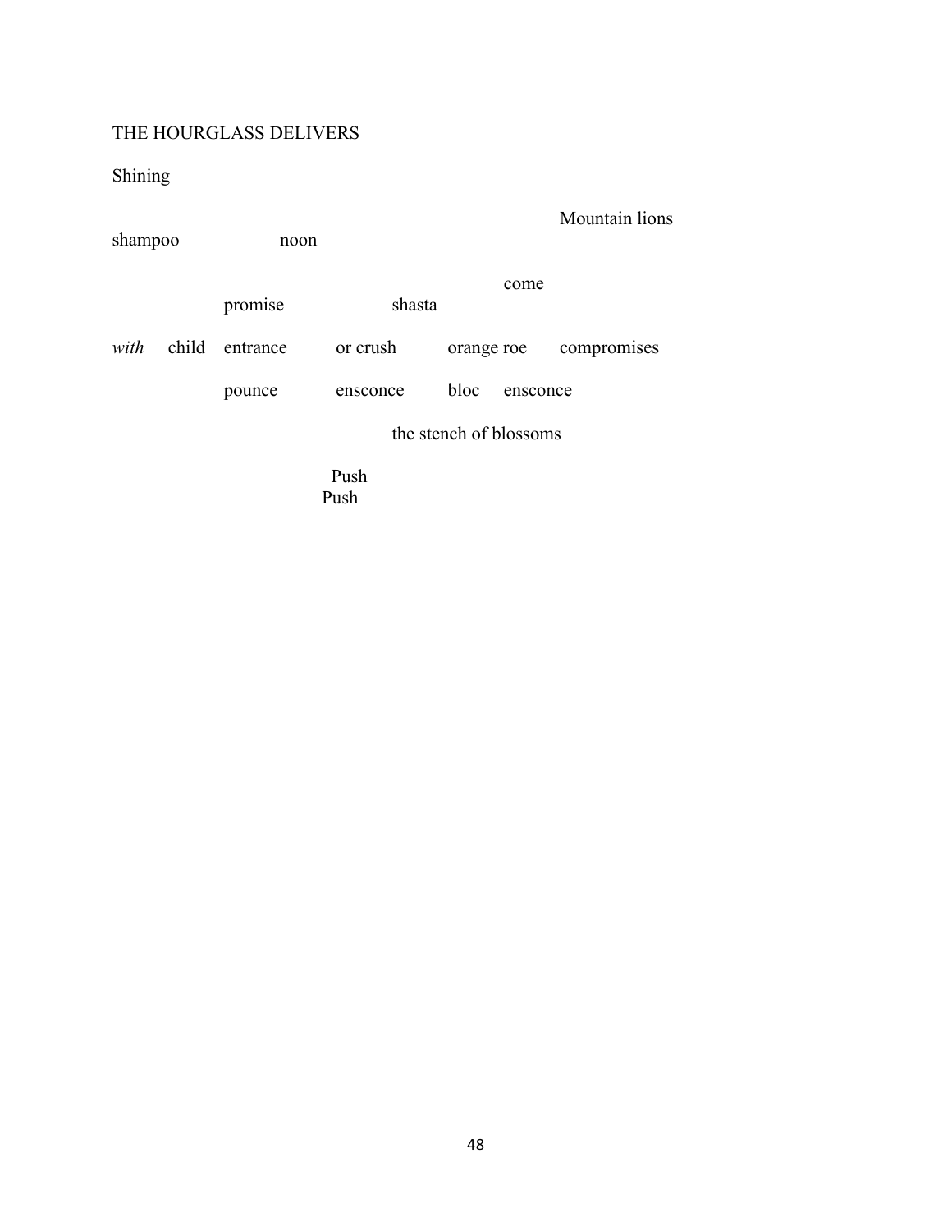THE HOURGLASS DELIVERS

Shining

Mountain lions

shampoo noon

come

promise shasta

*with* child entrance or crush orange roe compromises

pounce ensconce bloc ensconce

the stench of blossoms

Push
Push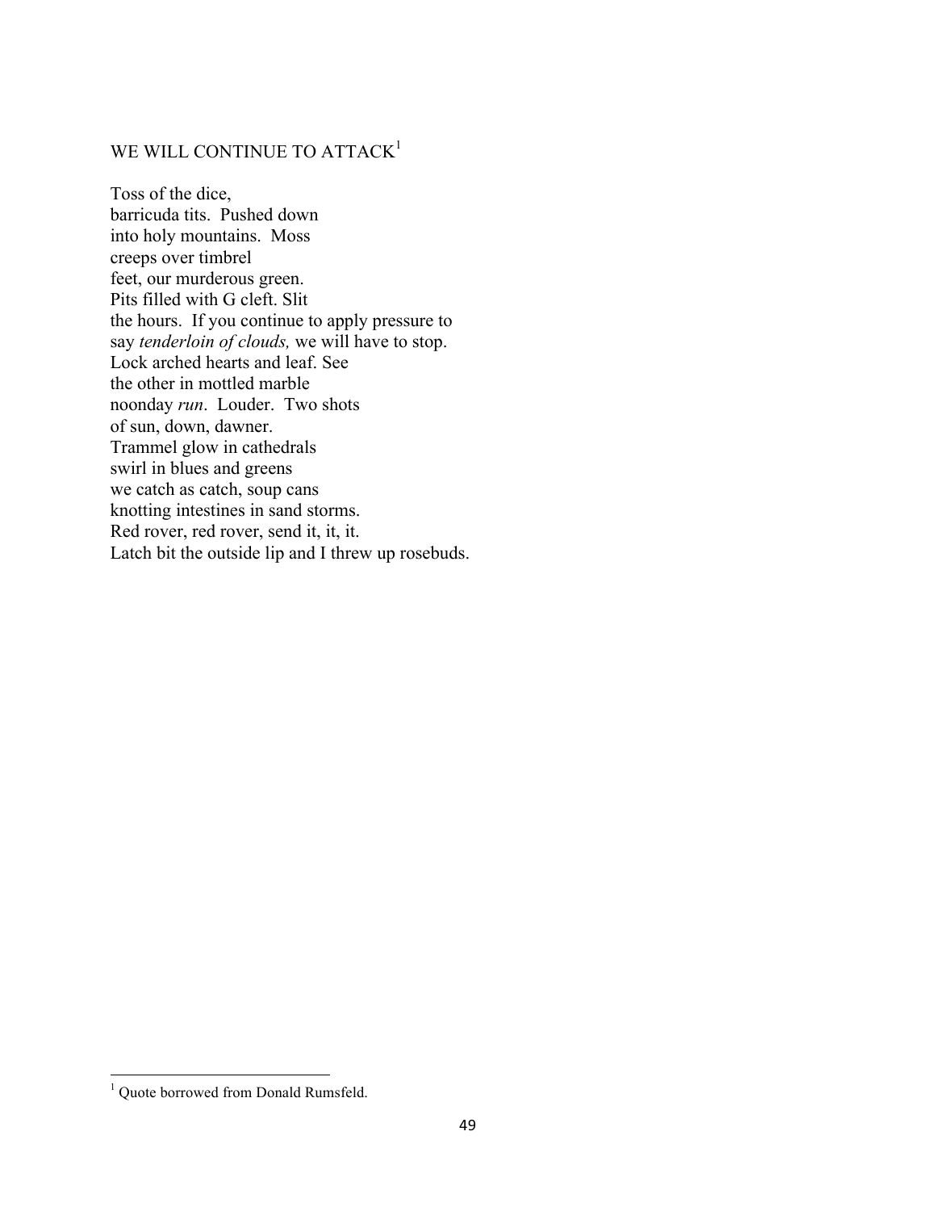## WE WILL CONTINUE TO ATTACK[1]

Toss of the dice,  
barricuda tits.  Pushed down  
into holy mountains.  Moss  
creeps over timbrel  
feet, our murderous green.  
Pits filled with G cleft. Slit  
the hours.  If you continue to apply pressure to  
say *tenderloin of clouds,* we will have to stop.  
Lock arched hearts and leaf. See  
the other in mottled marble  
noonday *run*.  Louder.  Two shots  
of sun, down, dawner.  
Trammel glow in cathedrals  
swirl in blues and greens  
we catch as catch, soup cans  
knotting intestines in sand storms.  
Red rover, red rover, send it, it, it.  
Latch bit the outside lip and I threw up rosebuds.

---

[1] Quote borrowed from Donald Rumsfeld.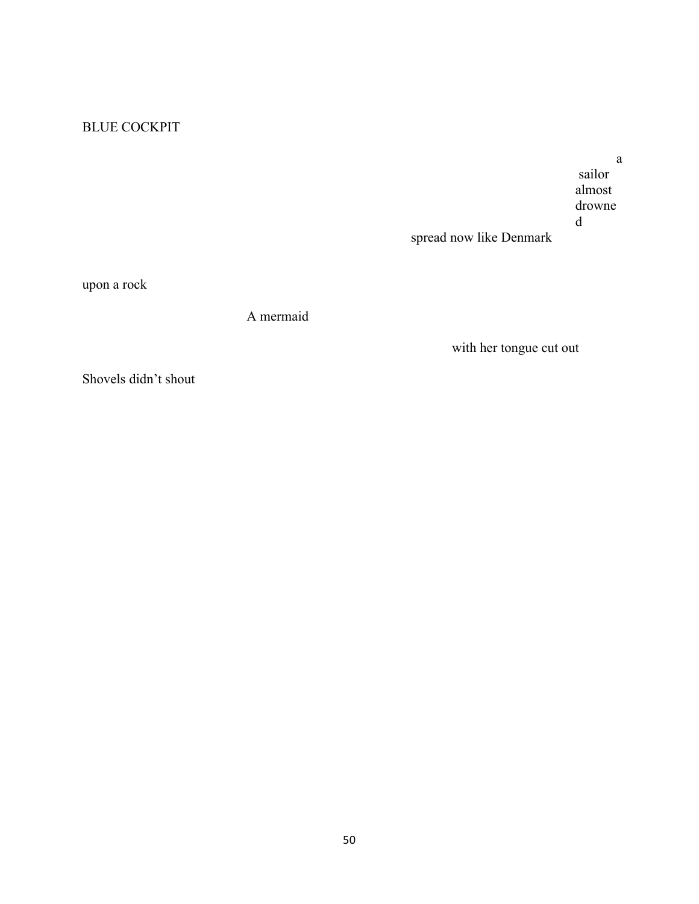BLUE COCKPIT

a
sailor
almost
drowne
d
spread now like Denmark

upon a rock

A mermaid

with her tongue cut out

Shovels didn't shout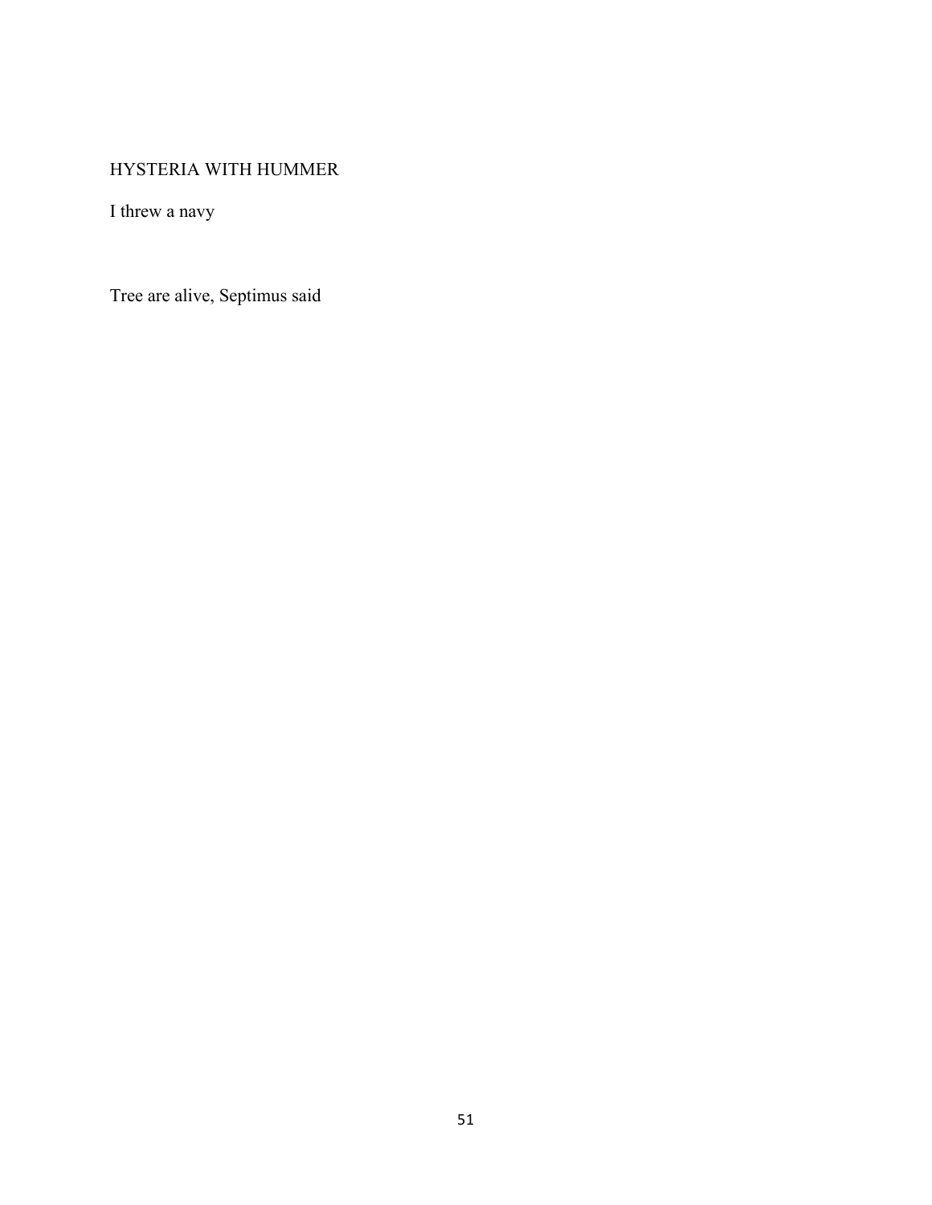HYSTERIA WITH HUMMER

I threw a navy

Tree are alive, Septimus said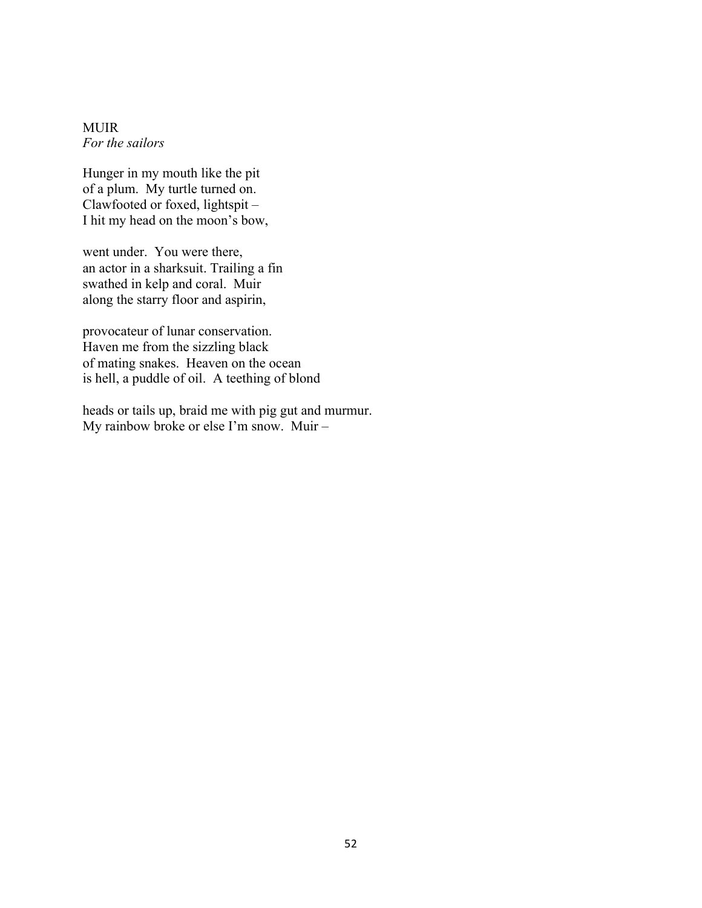# MUIR

*For the sailors*

Hunger in my mouth like the pit  
of a plum.  My turtle turned on.  
Clawfooted or foxed, lightspit –  
I hit my head on the moon's bow,

went under.  You were there,  
an actor in a sharksuit. Trailing a fin  
swathed in kelp and coral.  Muir  
along the starry floor and aspirin,

provocateur of lunar conservation.  
Haven me from the sizzling black  
of mating snakes.  Heaven on the ocean  
is hell, a puddle of oil.  A teething of blond

heads or tails up, braid me with pig gut and murmur.  
My rainbow broke or else I'm snow.  Muir –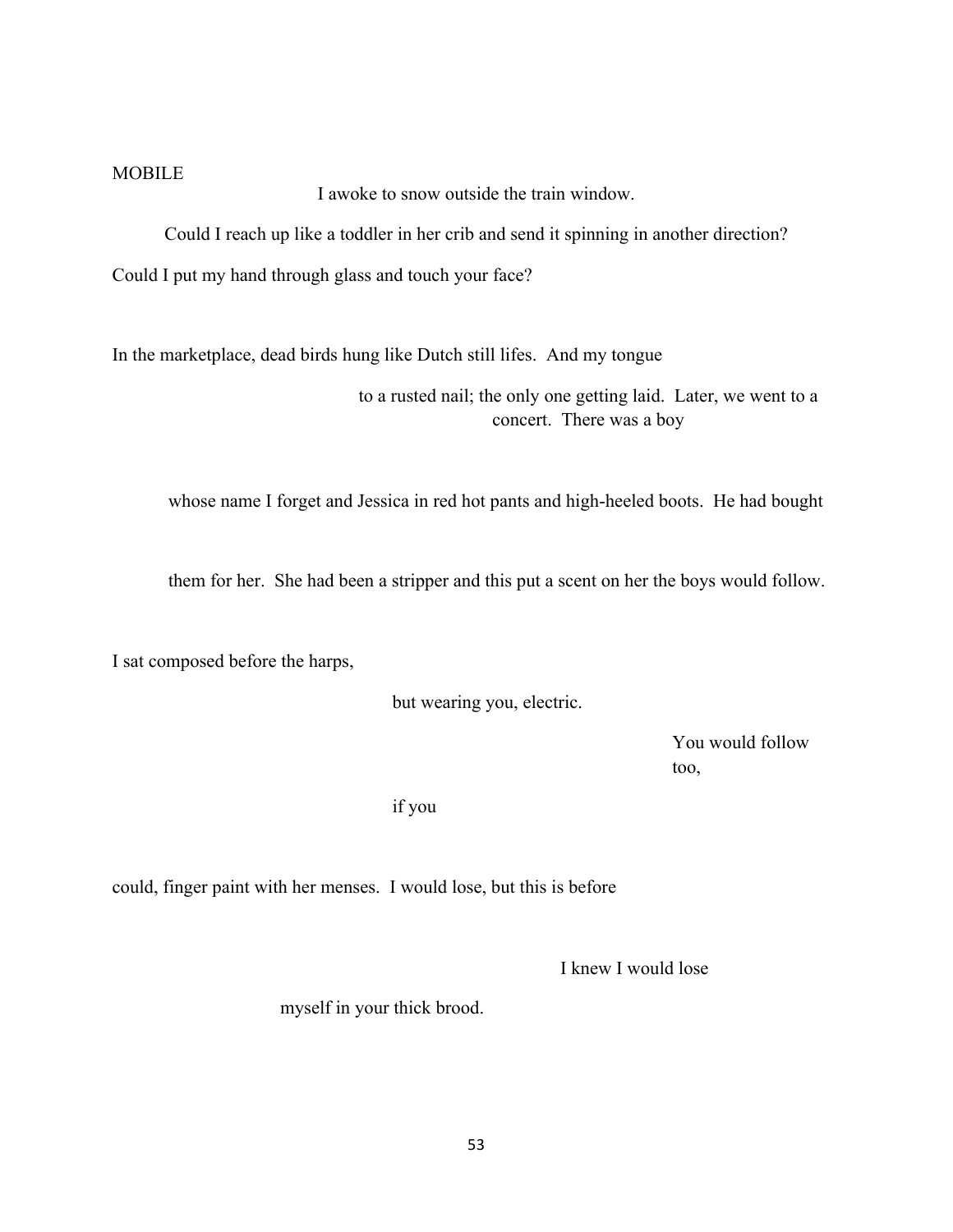MOBILE

I awoke to snow outside the train window.

Could I reach up like a toddler in her crib and send it spinning in another direction?

Could I put my hand through glass and touch your face?

In the marketplace, dead birds hung like Dutch still lifes. And my tongue

to a rusted nail; the only one getting laid. Later, we went to a concert. There was a boy

whose name I forget and Jessica in red hot pants and high-heeled boots. He had bought

them for her. She had been a stripper and this put a scent on her the boys would follow.

I sat composed before the harps,

but wearing you, electric.

You would follow too,

if you

could, finger paint with her menses. I would lose, but this is before

I knew I would lose

myself in your thick brood.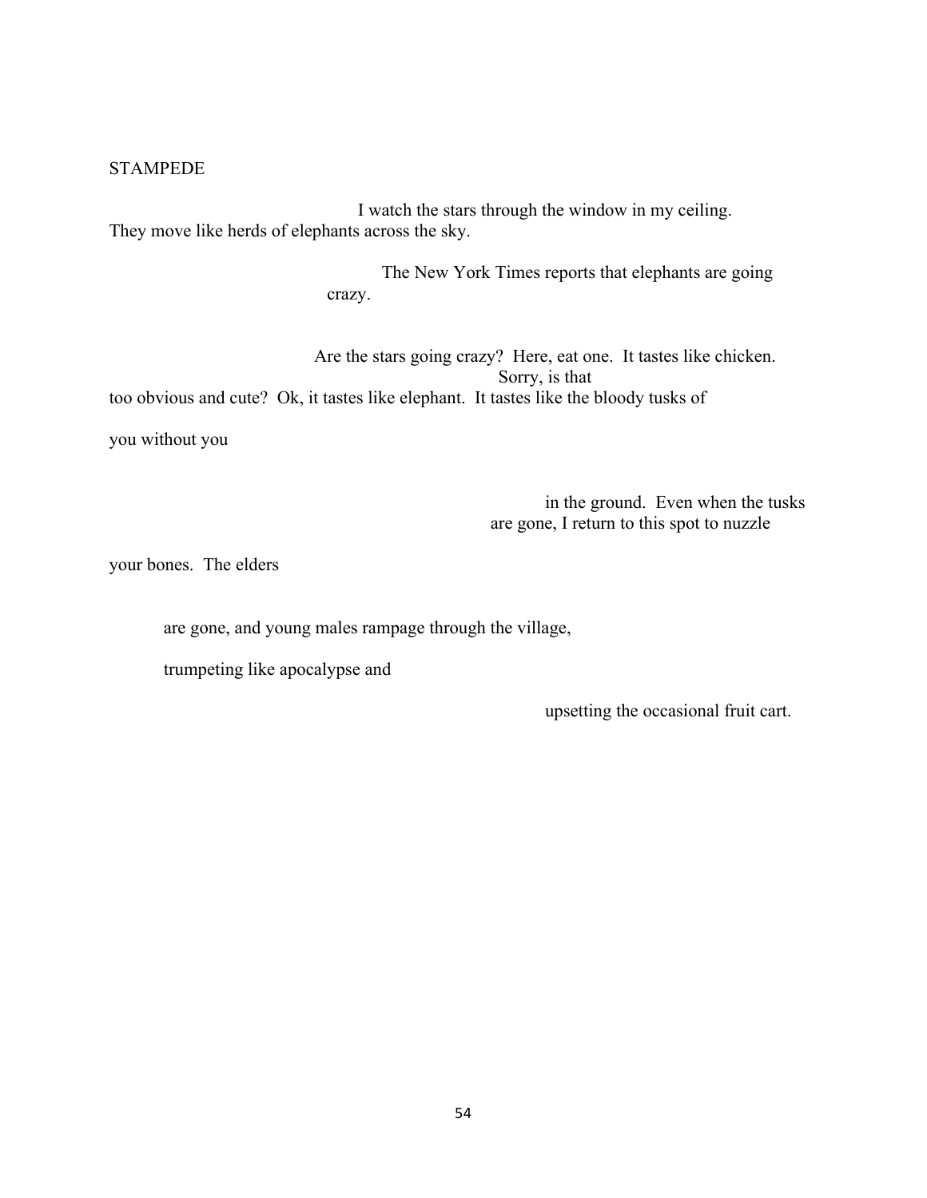STAMPEDE

I watch the stars through the window in my ceiling.  
They move like herds of elephants across the sky.

The New York Times reports that elephants are going  
crazy.

Are the stars going crazy?  Here, eat one.  It tastes like chicken.  
Sorry, is that  
too obvious and cute?  Ok, it tastes like elephant.  It tastes like the bloody tusks of

you without you

in the ground.  Even when the tusks  
are gone, I return to this spot to nuzzle

your bones.  The elders

are gone, and young males rampage through the village,

trumpeting like apocalypse and

upsetting the occasional fruit cart.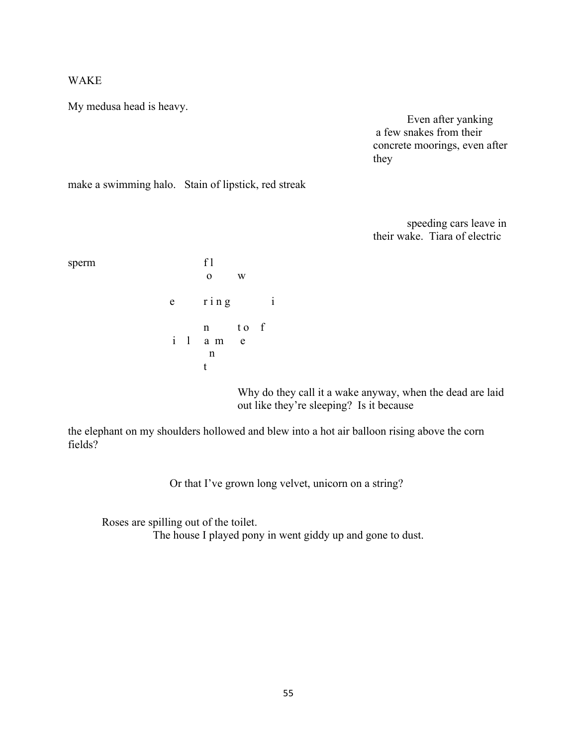WAKE

My medusa head is heavy.

Even after yanking
a few snakes from their
concrete moorings, even after
they

make a swimming halo.   Stain of lipstick, red streak

speeding cars leave in
their wake.  Tiara of electric

```
sperm                    f l
                          o      w

                    e     r i n g        i

                          n      t o   f
                    i   l a m    e
                            n
                          t
```

Why do they call it a wake anyway, when the dead are laid
out like they're sleeping?  Is it because

the elephant on my shoulders hollowed and blew into a hot air balloon rising above the corn fields?

Or that I've grown long velvet, unicorn on a string?

Roses are spilling out of the toilet.
The house I played pony in went giddy up and gone to dust.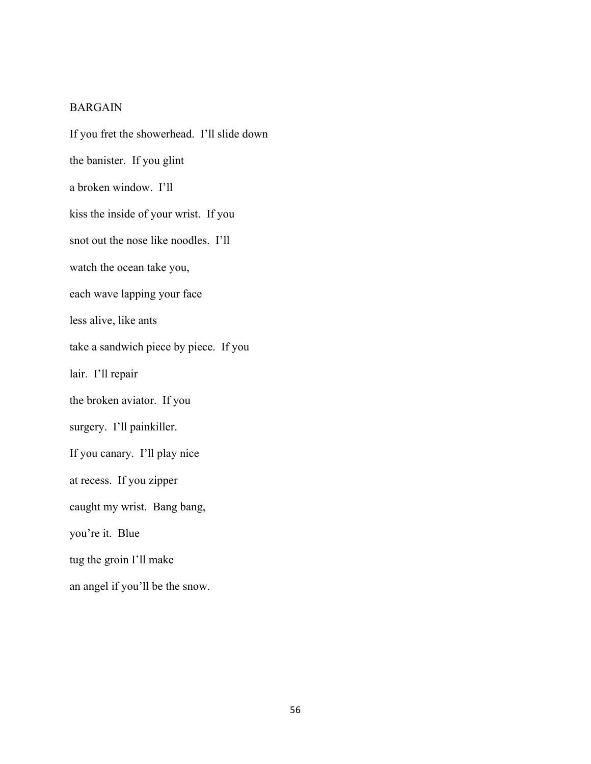# BARGAIN

If you fret the showerhead.  I'll slide down

the banister.  If you glint

a broken window.  I'll

kiss the inside of your wrist.  If you

snot out the nose like noodles.  I'll

watch the ocean take you,

each wave lapping your face

less alive, like ants

take a sandwich piece by piece.  If you

lair.  I'll repair

the broken aviator.  If you

surgery.  I'll painkiller.

If you canary.  I'll play nice

at recess.  If you zipper

caught my wrist.  Bang bang,

you're it.  Blue

tug the groin I'll make

an angel if you'll be the snow.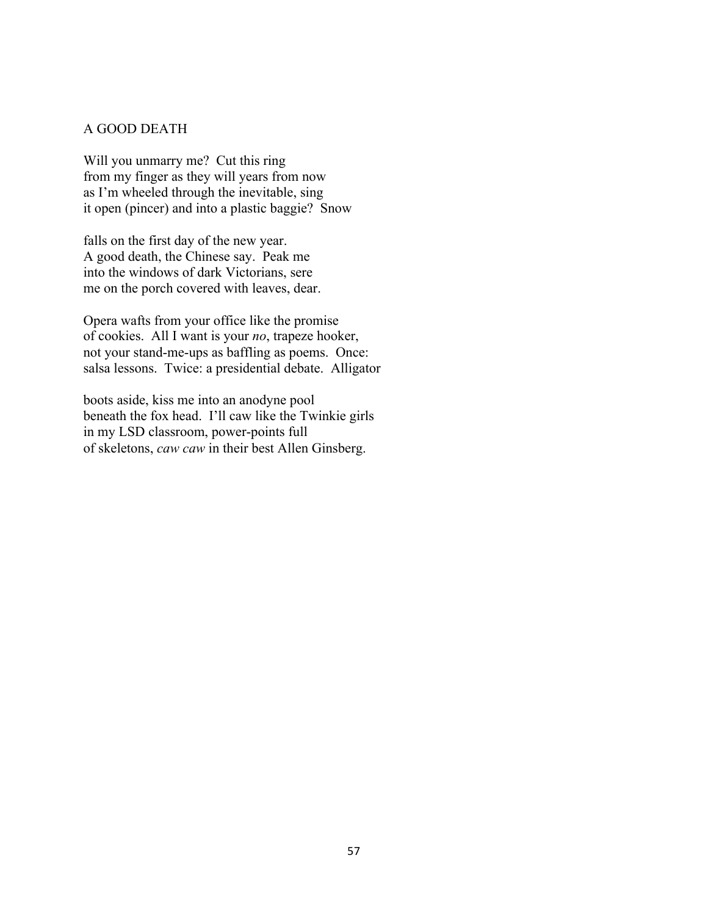# A GOOD DEATH

Will you unmarry me?  Cut this ring  
from my finger as they will years from now  
as I'm wheeled through the inevitable, sing  
it open (pincer) and into a plastic baggie?  Snow

falls on the first day of the new year.  
A good death, the Chinese say.  Peak me  
into the windows of dark Victorians, sere  
me on the porch covered with leaves, dear.

Opera wafts from your office like the promise  
of cookies.  All I want is your *no*, trapeze hooker,  
not your stand-me-ups as baffling as poems.  Once:  
salsa lessons.  Twice: a presidential debate.  Alligator

boots aside, kiss me into an anodyne pool  
beneath the fox head.  I'll caw like the Twinkie girls  
in my LSD classroom, power-points full  
of skeletons, *caw caw* in their best Allen Ginsberg.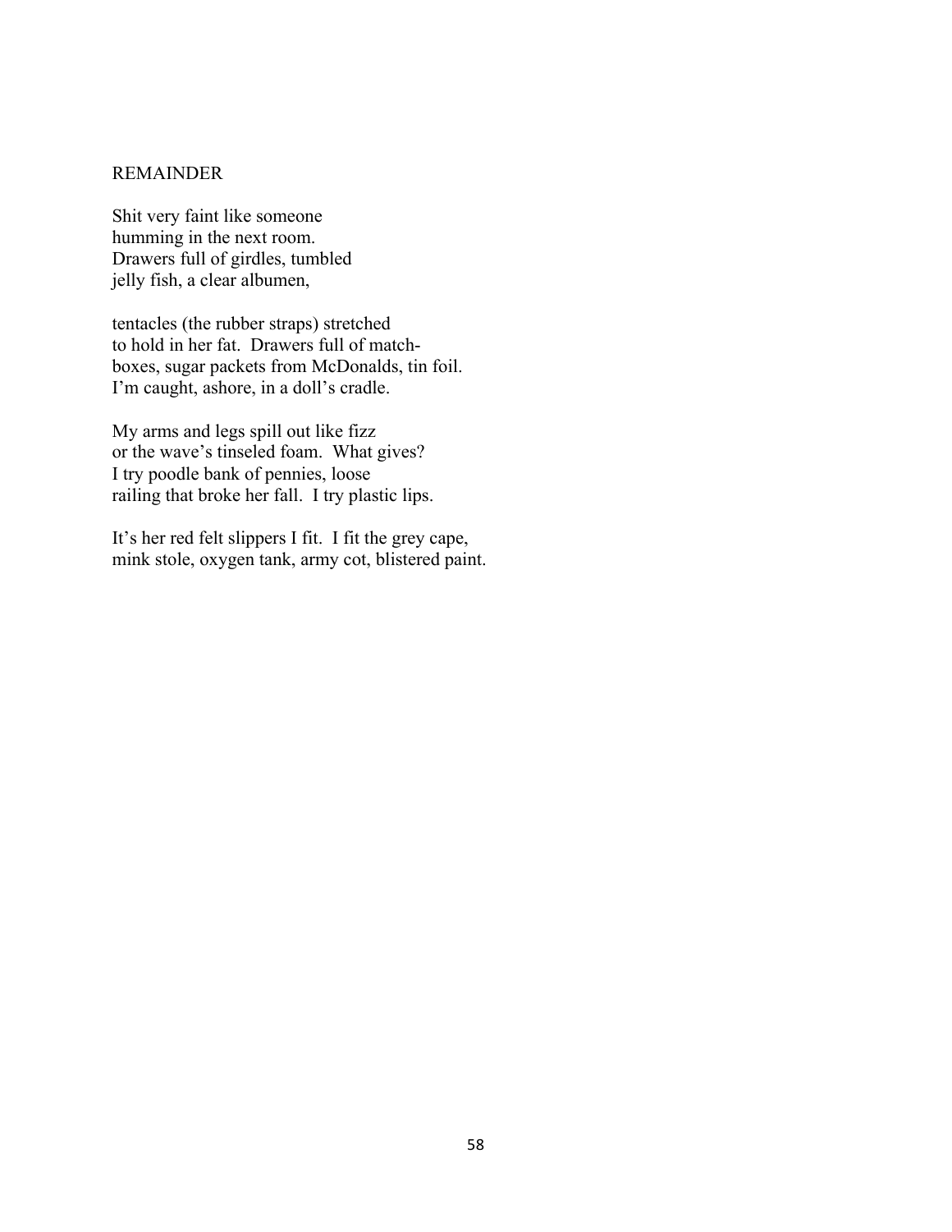REMAINDER

Shit very faint like someone
humming in the next room.
Drawers full of girdles, tumbled
jelly fish, a clear albumen,

tentacles (the rubber straps) stretched
to hold in her fat. Drawers full of match-
boxes, sugar packets from McDonalds, tin foil.
I'm caught, ashore, in a doll's cradle.

My arms and legs spill out like fizz
or the wave's tinseled foam. What gives?
I try poodle bank of pennies, loose
railing that broke her fall. I try plastic lips.

It's her red felt slippers I fit. I fit the grey cape,
mink stole, oxygen tank, army cot, blistered paint.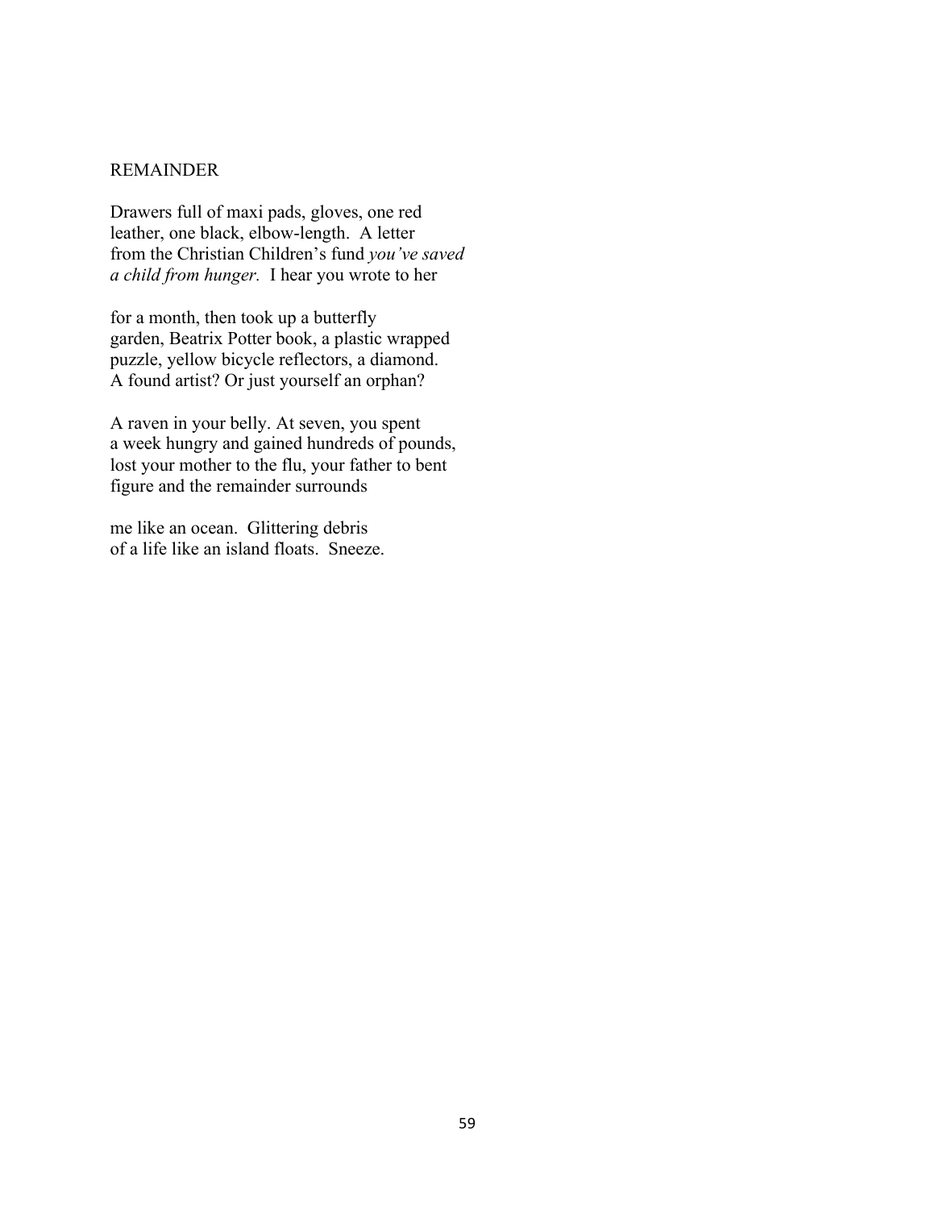## REMAINDER

Drawers full of maxi pads, gloves, one red  
leather, one black, elbow-length.  A letter  
from the Christian Children's fund *you've saved*  
*a child from hunger.*  I hear you wrote to her

for a month, then took up a butterfly  
garden, Beatrix Potter book, a plastic wrapped  
puzzle, yellow bicycle reflectors, a diamond.  
A found artist? Or just yourself an orphan?

A raven in your belly. At seven, you spent  
a week hungry and gained hundreds of pounds,  
lost your mother to the flu, your father to bent  
figure and the remainder surrounds

me like an ocean.  Glittering debris  
of a life like an island floats.  Sneeze.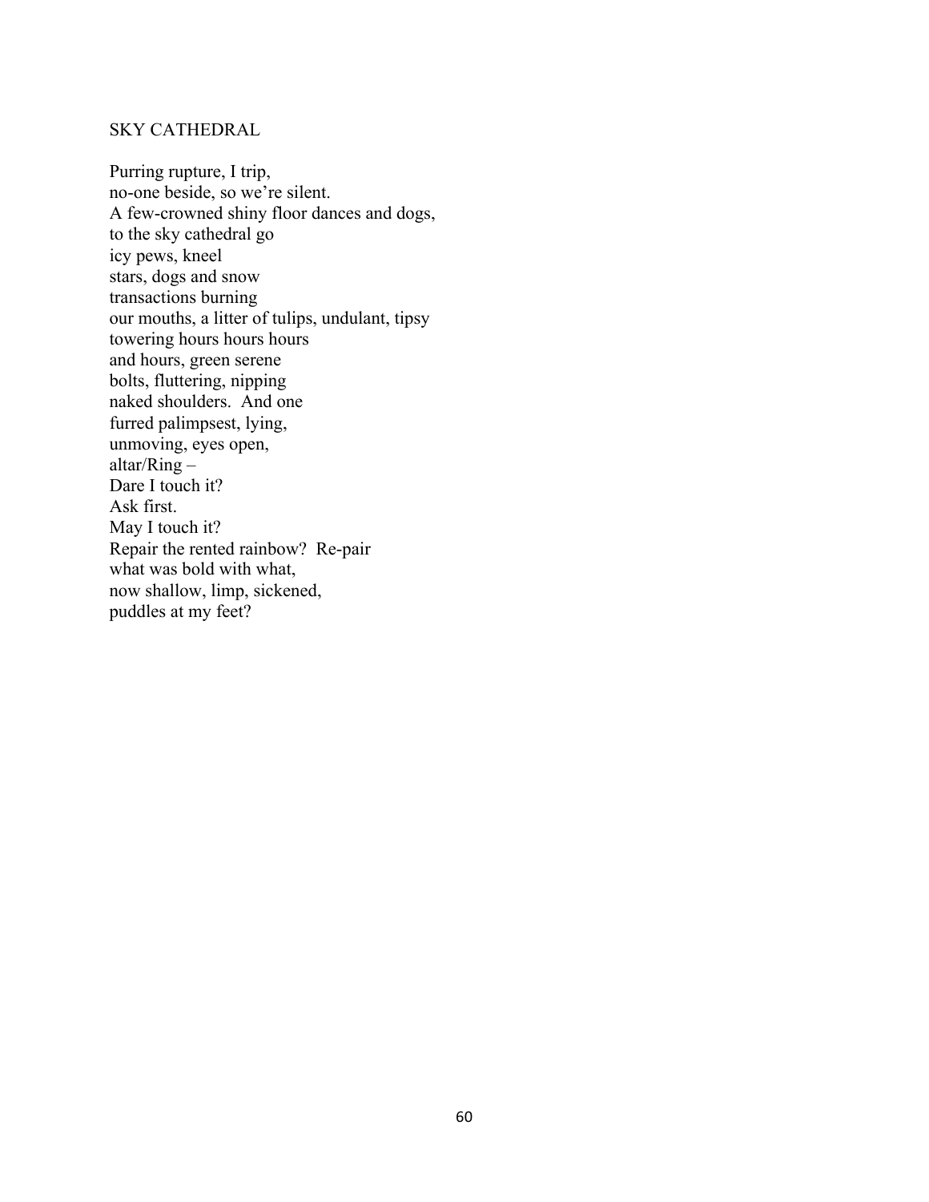## SKY CATHEDRAL

Purring rupture, I trip,  
no-one beside, so we're silent.  
A few-crowned shiny floor dances and dogs,  
to the sky cathedral go  
icy pews, kneel  
stars, dogs and snow  
transactions burning  
our mouths, a litter of tulips, undulant, tipsy  
towering hours hours hours  
and hours, green serene  
bolts, fluttering, nipping  
naked shoulders.  And one  
furred palimpsest, lying,  
unmoving, eyes open,  
altar/Ring –  
Dare I touch it?  
Ask first.  
May I touch it?  
Repair the rented rainbow?  Re-pair  
what was bold with what,  
now shallow, limp, sickened,  
puddles at my feet?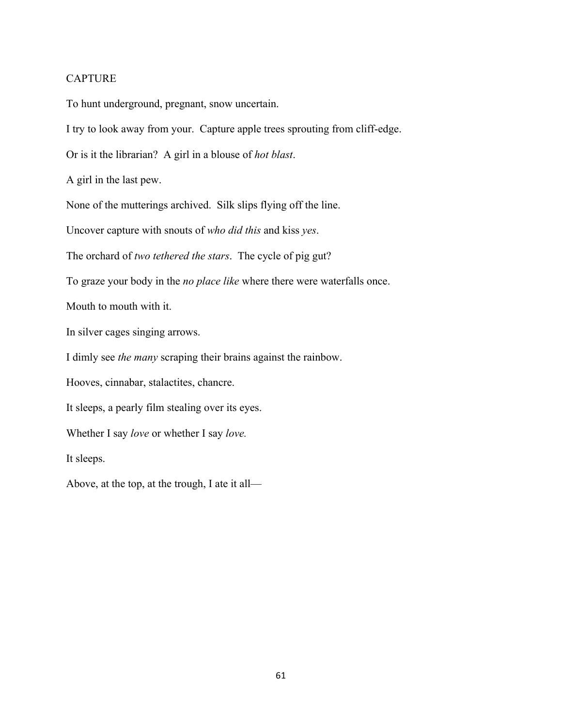# CAPTURE

To hunt underground, pregnant, snow uncertain.

I try to look away from your.  Capture apple trees sprouting from cliff-edge.

Or is it the librarian?  A girl in a blouse of *hot blast*.

A girl in the last pew.

None of the mutterings archived.  Silk slips flying off the line.

Uncover capture with snouts of *who did this* and kiss *yes*.

The orchard of *two tethered the stars*.  The cycle of pig gut?

To graze your body in the *no place like* where there were waterfalls once.

Mouth to mouth with it.

In silver cages singing arrows.

I dimly see *the many* scraping their brains against the rainbow.

Hooves, cinnabar, stalactites, chancre.

It sleeps, a pearly film stealing over its eyes.

Whether I say *love* or whether I say *love.*

It sleeps.

Above, at the top, at the trough, I ate it all—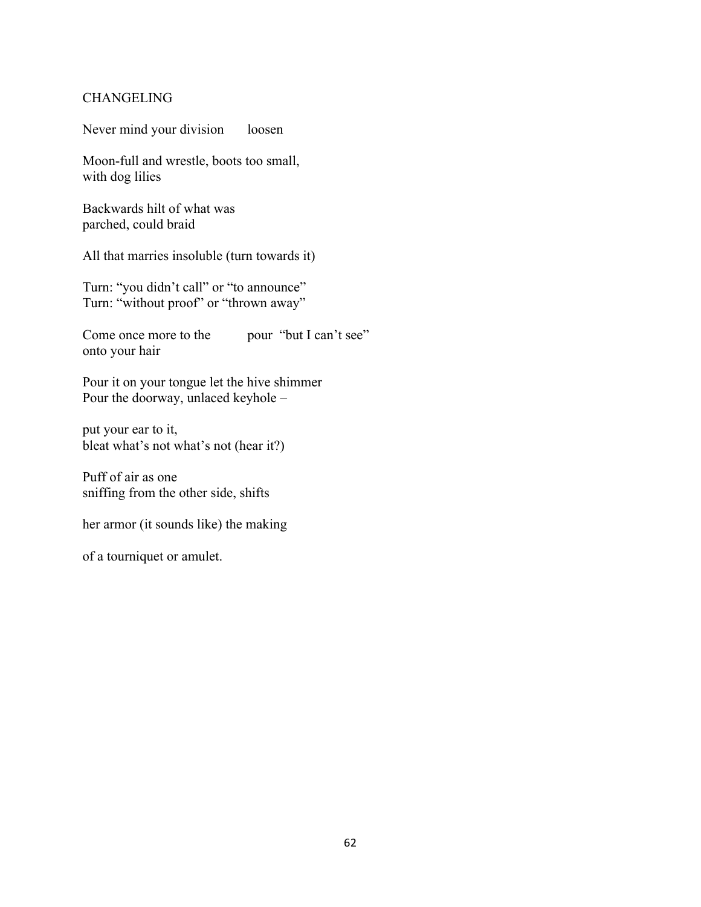CHANGELING

Never mind your division       loosen

Moon-full and wrestle, boots too small,  
with dog lilies

Backwards hilt of what was  
parched, could braid

All that marries insoluble (turn towards it)

Turn: “you didn’t call” or “to announce”  
Turn: “without proof” or “thrown away”

Come once more to the          pour  “but I can’t see”  
onto your hair

Pour it on your tongue let the hive shimmer  
Pour the doorway, unlaced keyhole –

put your ear to it,  
bleat what’s not what’s not (hear it?)

Puff of air as one  
sniffing from the other side, shifts

her armor (it sounds like) the making

of a tourniquet or amulet.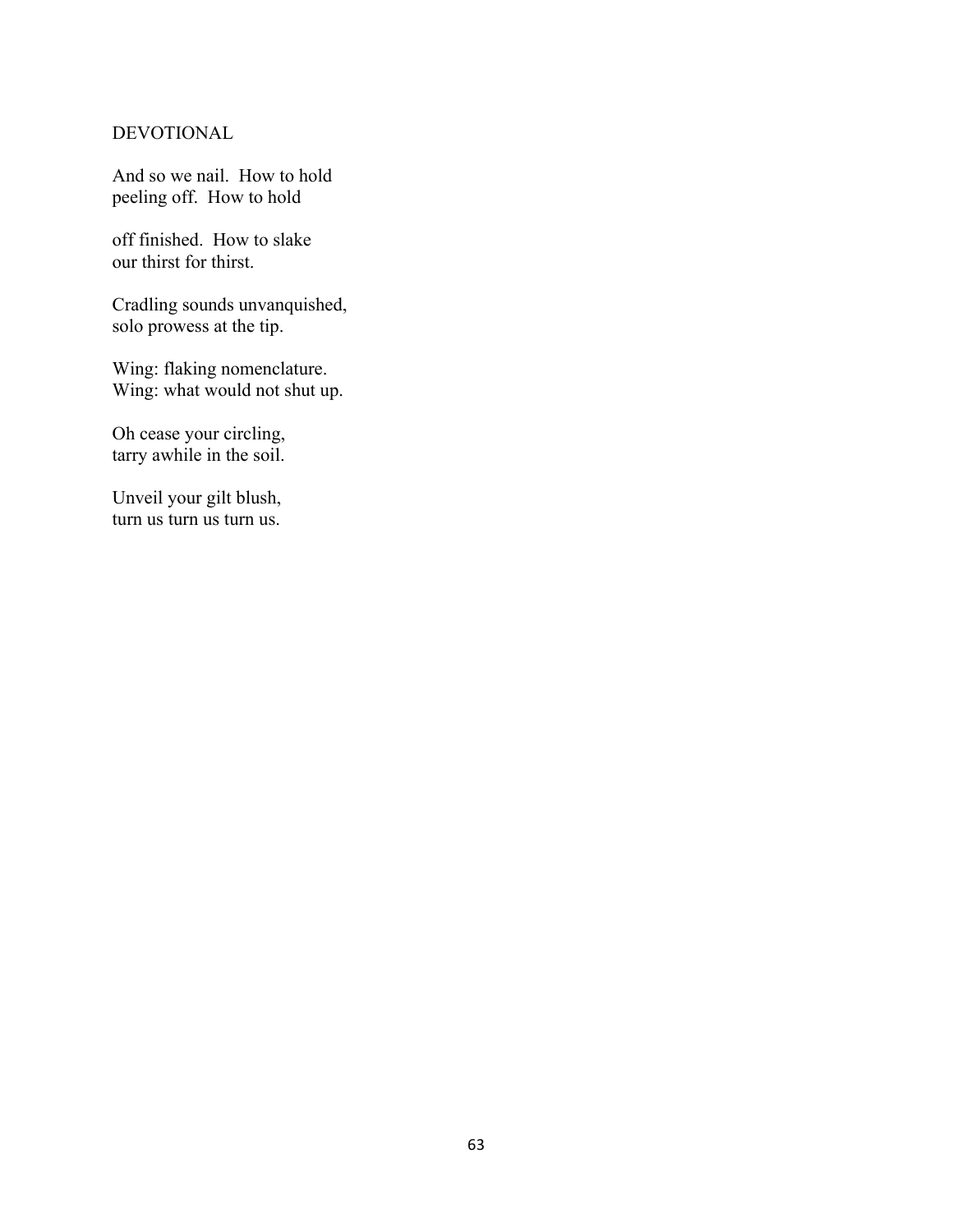## DEVOTIONAL

And so we nail.  How to hold  
peeling off.  How to hold

off finished.  How to slake  
our thirst for thirst.

Cradling sounds unvanquished,  
solo prowess at the tip.

Wing: flaking nomenclature.  
Wing: what would not shut up.

Oh cease your circling,  
tarry awhile in the soil.

Unveil your gilt blush,  
turn us turn us turn us.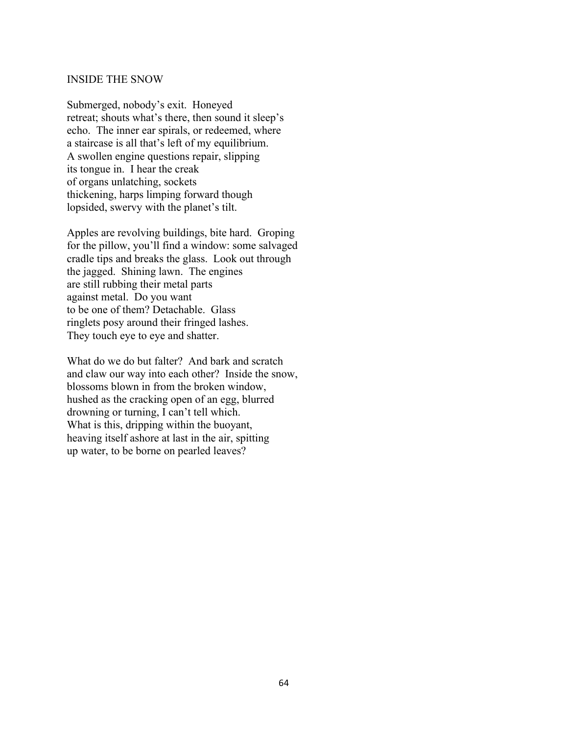## INSIDE THE SNOW

Submerged, nobody's exit. Honeyed  
retreat; shouts what's there, then sound it sleep's  
echo. The inner ear spirals, or redeemed, where  
a staircase is all that's left of my equilibrium.  
A swollen engine questions repair, slipping  
its tongue in. I hear the creak  
of organs unlatching, sockets  
thickening, harps limping forward though  
lopsided, swervy with the planet's tilt.

Apples are revolving buildings, bite hard. Groping  
for the pillow, you'll find a window: some salvaged  
cradle tips and breaks the glass. Look out through  
the jagged. Shining lawn. The engines  
are still rubbing their metal parts  
against metal. Do you want  
to be one of them? Detachable. Glass  
ringlets posy around their fringed lashes.  
They touch eye to eye and shatter.

What do we do but falter? And bark and scratch  
and claw our way into each other? Inside the snow,  
blossoms blown in from the broken window,  
hushed as the cracking open of an egg, blurred  
drowning or turning, I can't tell which.  
What is this, dripping within the buoyant,  
heaving itself ashore at last in the air, spitting  
up water, to be borne on pearled leaves?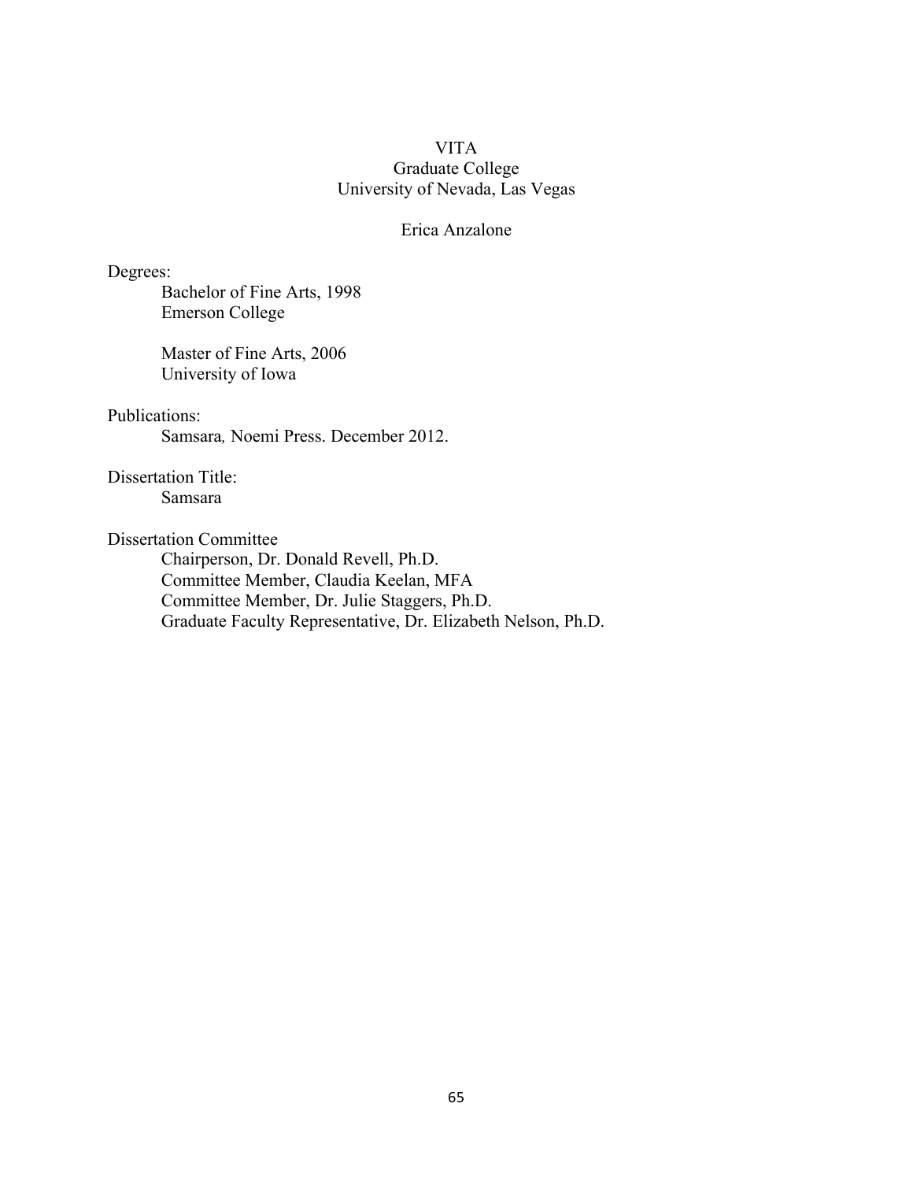# VITA

## Graduate College
## University of Nevada, Las Vegas

### Erica Anzalone

Degrees:

Bachelor of Fine Arts, 1998
Emerson College

Master of Fine Arts, 2006
University of Iowa

Publications:

*Samsara*, Noemi Press. December 2012.

Dissertation Title:

Samsara

Dissertation Committee

Chairperson, Dr. Donald Revell, Ph.D.
Committee Member, Claudia Keelan, MFA
Committee Member, Dr. Julie Staggers, Ph.D.
Graduate Faculty Representative, Dr. Elizabeth Nelson, Ph.D.